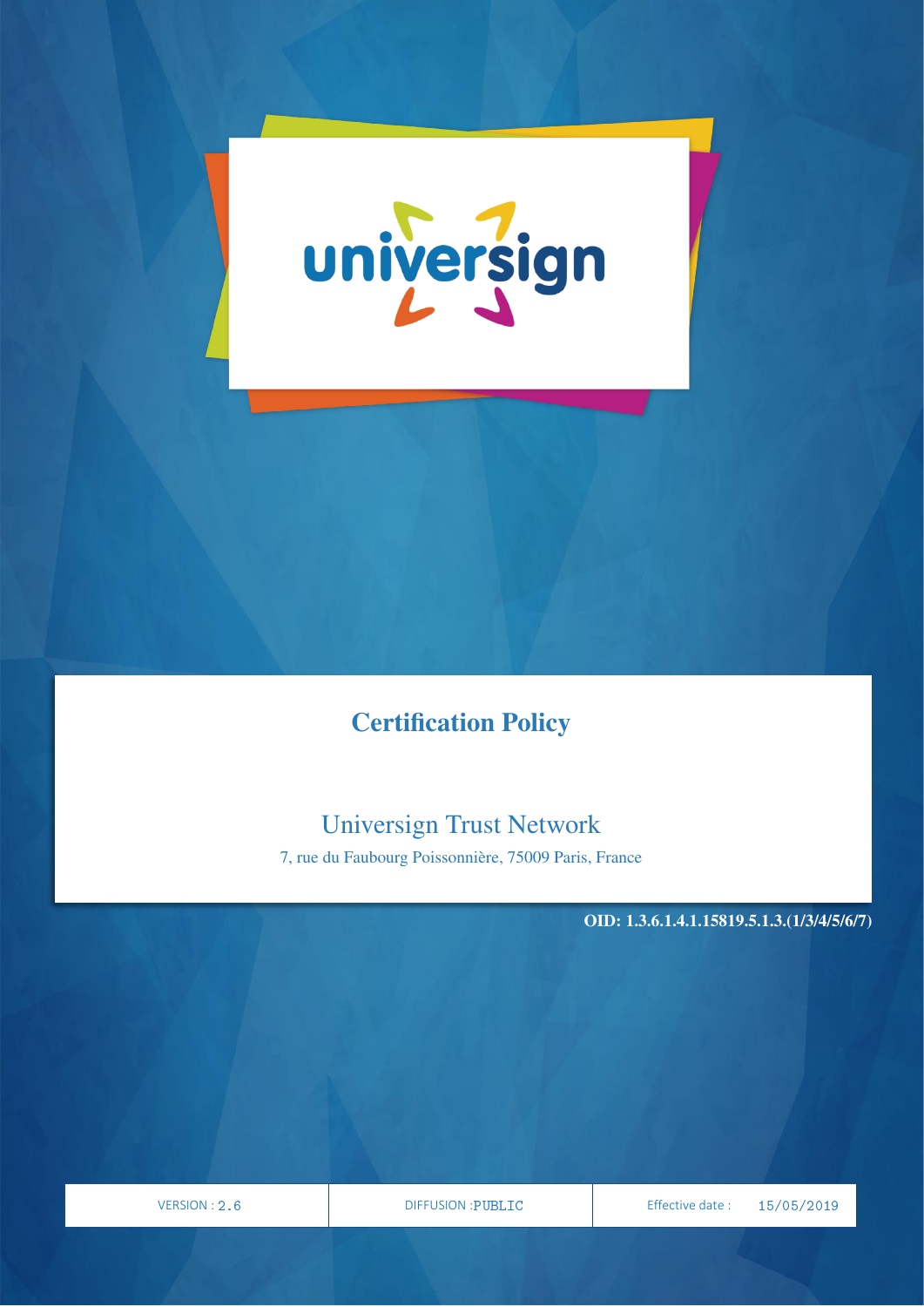universign

# Certification Policy

Universign Trust Network

7, rue du Faubourg Poissonnière, 75009 Paris, France

**OID: 1.3.6.1.4.1.15819.5.1.3.(1/3/4/5/6/7)**

| VERSION : 2.6 | DIFFUSION :PUBLIC | Effective date : 15/05/2019 |
| --- | --- | --- |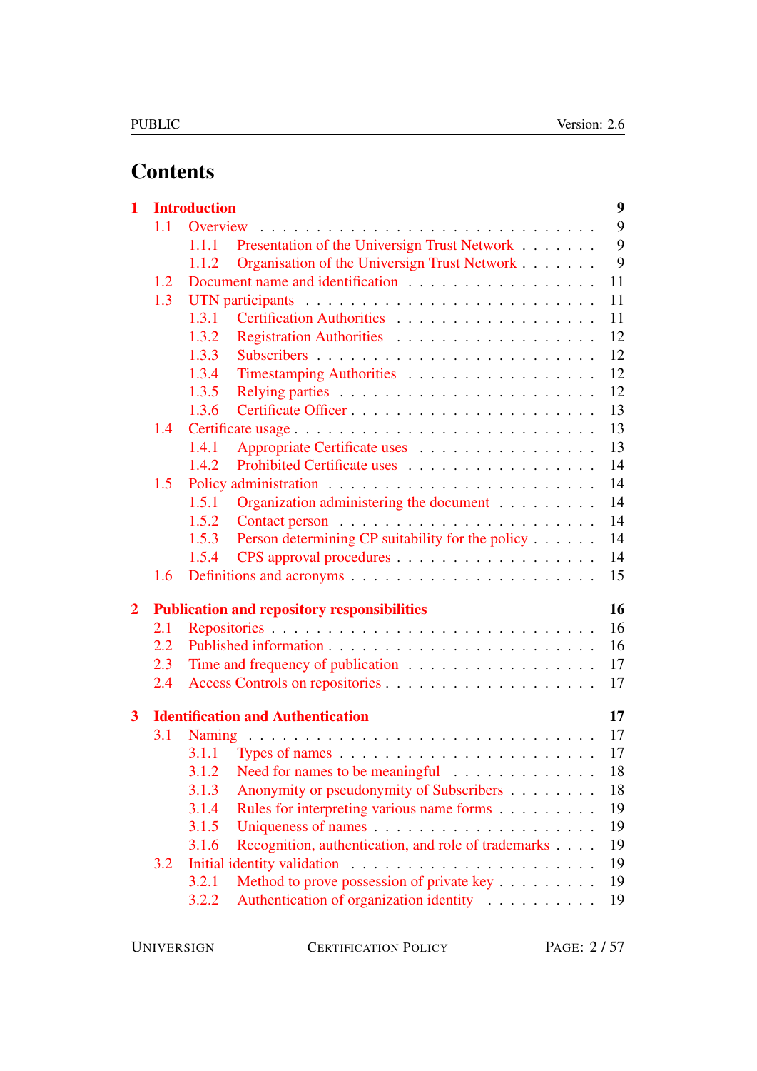# Contents

- **1 Introduction** — 9
  - 1.1 Overview — 9
    - 1.1.1 Presentation of the Universign Trust Network — 9
    - 1.1.2 Organisation of the Universign Trust Network — 9
  - 1.2 Document name and identification — 11
  - 1.3 UTN participants — 11
    - 1.3.1 Certification Authorities — 11
    - 1.3.2 Registration Authorities — 12
    - 1.3.3 Subscribers — 12
    - 1.3.4 Timestamping Authorities — 12
    - 1.3.5 Relying parties — 12
    - 1.3.6 Certificate Officer — 13
  - 1.4 Certificate usage — 13
    - 1.4.1 Appropriate Certificate uses — 13
    - 1.4.2 Prohibited Certificate uses — 14
  - 1.5 Policy administration — 14
    - 1.5.1 Organization administering the document — 14
    - 1.5.2 Contact person — 14
    - 1.5.3 Person determining CP suitability for the policy — 14
    - 1.5.4 CPS approval procedures — 14
  - 1.6 Definitions and acronyms — 15
- **2 Publication and repository responsibilities** — 16
  - 2.1 Repositories — 16
  - 2.2 Published information — 16
  - 2.3 Time and frequency of publication — 17
  - 2.4 Access Controls on repositories — 17
- **3 Identification and Authentication** — 17
  - 3.1 Naming — 17
    - 3.1.1 Types of names — 17
    - 3.1.2 Need for names to be meaningful — 18
    - 3.1.3 Anonymity or pseudonymity of Subscribers — 18
    - 3.1.4 Rules for interpreting various name forms — 19
    - 3.1.5 Uniqueness of names — 19
    - 3.1.6 Recognition, authentication, and role of trademarks — 19
  - 3.2 Initial identity validation — 19
    - 3.2.1 Method to prove possession of private key — 19
    - 3.2.2 Authentication of organization identity — 19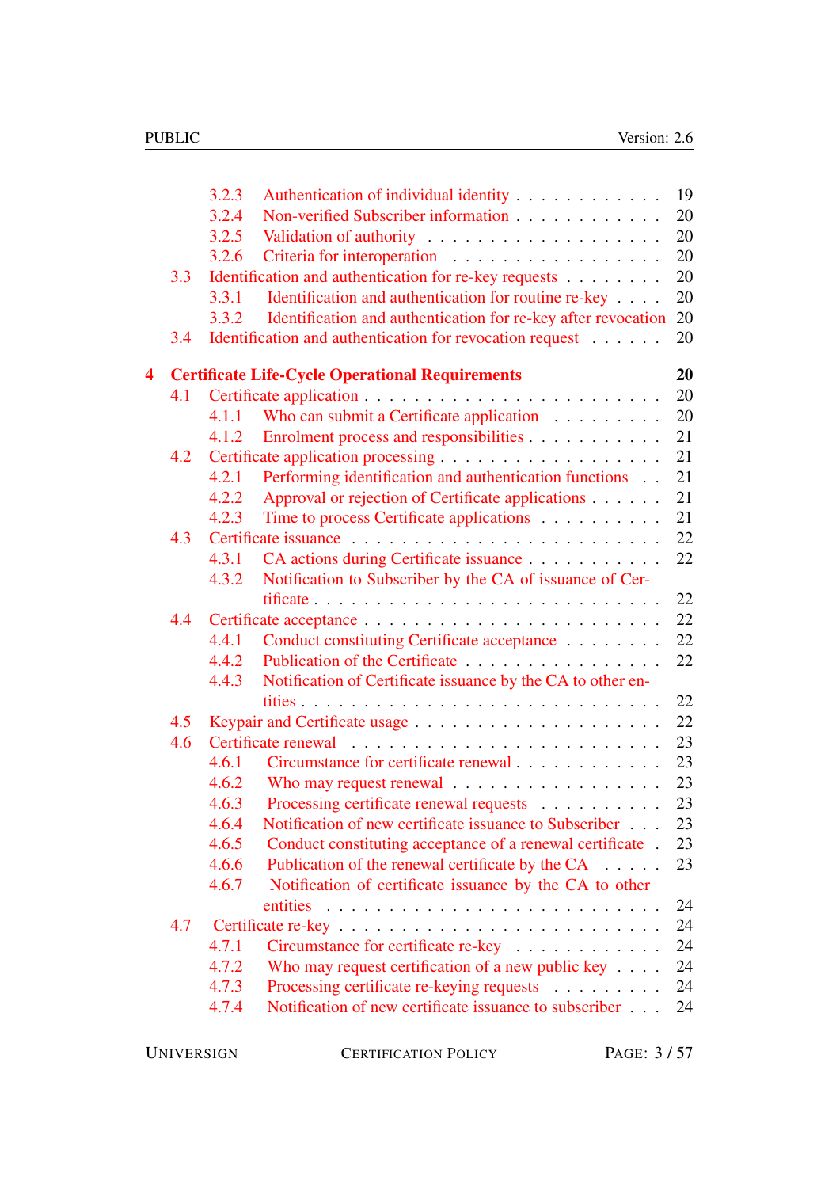- 3.2.3 Authentication of individual identity . . . . . . . . . . . . 19
- 3.2.4 Non-verified Subscriber information . . . . . . . . . . . . 20
- 3.2.5 Validation of authority . . . . . . . . . . . . . . . . . . 20
- 3.2.6 Criteria for interoperation . . . . . . . . . . . . . . . . 20
- 3.3 Identification and authentication for re-key requests . . . . . . . . 20
  - 3.3.1 Identification and authentication for routine re-key . . . . 20
  - 3.3.2 Identification and authentication for re-key after revocation 20
- 3.4 Identification and authentication for revocation request . . . . . . 20

**4 Certificate Life-Cycle Operational Requirements** **20**

- 4.1 Certificate application . . . . . . . . . . . . . . . . . . . . . . 20
  - 4.1.1 Who can submit a Certificate application . . . . . . . . . 20
  - 4.1.2 Enrolment process and responsibilities . . . . . . . . . . . 21
- 4.2 Certificate application processing . . . . . . . . . . . . . . . . . 21
  - 4.2.1 Performing identification and authentication functions . . 21
  - 4.2.2 Approval or rejection of Certificate applications . . . . . . 21
  - 4.2.3 Time to process Certificate applications . . . . . . . . . . 21
- 4.3 Certificate issuance . . . . . . . . . . . . . . . . . . . . . . . . 22
  - 4.3.1 CA actions during Certificate issuance . . . . . . . . . . . 22
  - 4.3.2 Notification to Subscriber by the CA of issuance of Certificate . . . . . . . . . . . . . . . . . . . . . . . . . . . 22
- 4.4 Certificate acceptance . . . . . . . . . . . . . . . . . . . . . . . 22
  - 4.4.1 Conduct constituting Certificate acceptance . . . . . . . . 22
  - 4.4.2 Publication of the Certificate . . . . . . . . . . . . . . . . 22
  - 4.4.3 Notification of Certificate issuance by the CA to other entities . . . . . . . . . . . . . . . . . . . . . . . . . . . . 22
- 4.5 Keypair and Certificate usage . . . . . . . . . . . . . . . . . . . 22
- 4.6 Certificate renewal . . . . . . . . . . . . . . . . . . . . . . . . 23
  - 4.6.1 Circumstance for certificate renewal . . . . . . . . . . . . 23
  - 4.6.2 Who may request renewal . . . . . . . . . . . . . . . . . 23
  - 4.6.3 Processing certificate renewal requests . . . . . . . . . . 23
  - 4.6.4 Notification of new certificate issuance to Subscriber . . . 23
  - 4.6.5 Conduct constituting acceptance of a renewal certificate . 23
  - 4.6.6 Publication of the renewal certificate by the CA . . . . . 23
  - 4.6.7 Notification of certificate issuance by the CA to other entities . . . . . . . . . . . . . . . . . . . . . . . . . . . . 24
- 4.7 Certificate re-key . . . . . . . . . . . . . . . . . . . . . . . . . 24
  - 4.7.1 Circumstance for certificate re-key . . . . . . . . . . . . 24
  - 4.7.2 Who may request certification of a new public key . . . . 24
  - 4.7.3 Processing certificate re-keying requests . . . . . . . . . 24
  - 4.7.4 Notification of new certificate issuance to subscriber . . . 24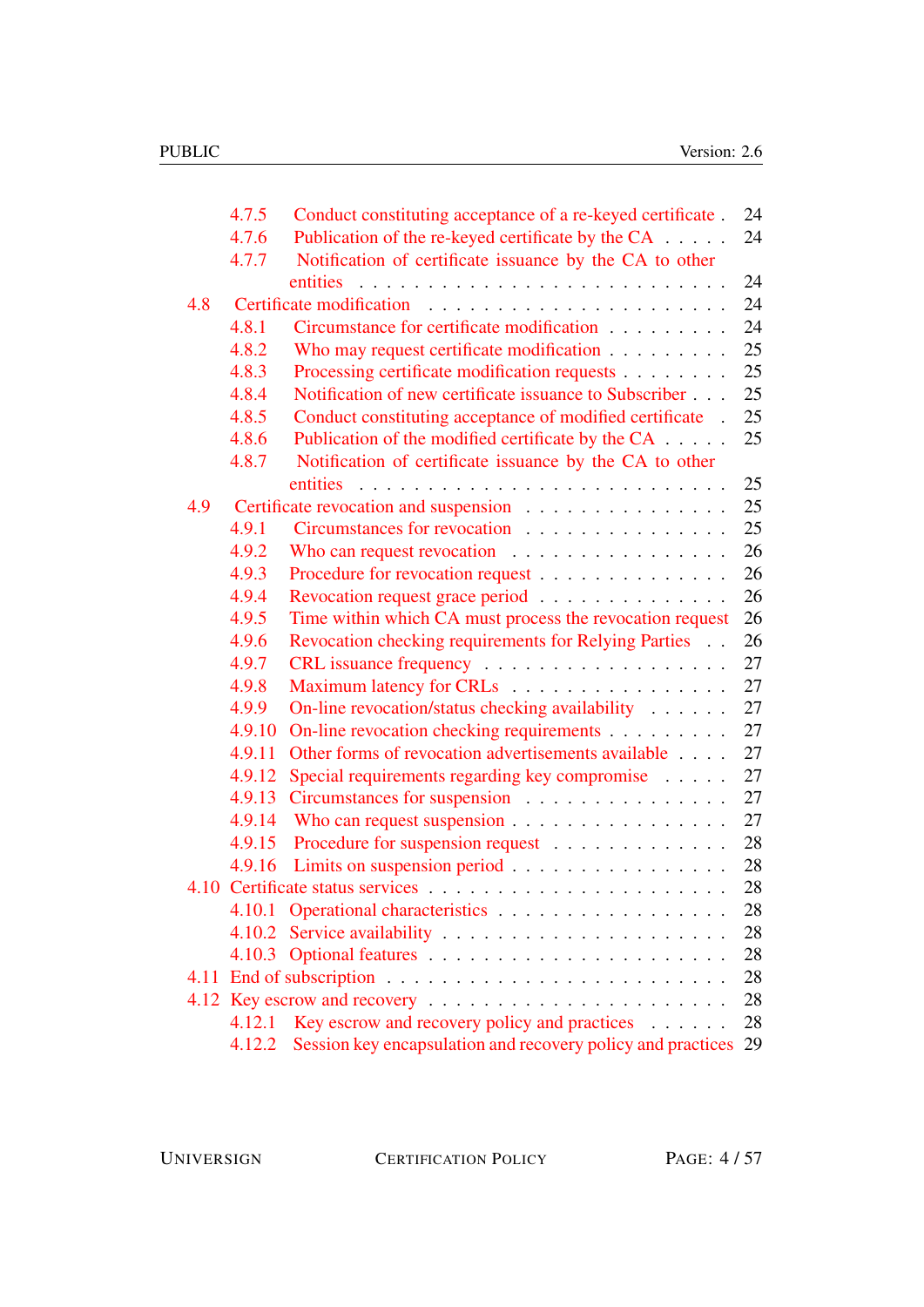- 4.7.5 Conduct constituting acceptance of a re-keyed certificate . . . 24
- 4.7.6 Publication of the re-keyed certificate by the CA . . . . . 24
- 4.7.7 Notification of certificate issuance by the CA to other entities . . . . . 24

4.8 Certificate modification . . . . . 24
- 4.8.1 Circumstance for certificate modification . . . . . 24
- 4.8.2 Who may request certificate modification . . . . . 25
- 4.8.3 Processing certificate modification requests . . . . . 25
- 4.8.4 Notification of new certificate issuance to Subscriber . . . . . 25
- 4.8.5 Conduct constituting acceptance of modified certificate . . . . . 25
- 4.8.6 Publication of the modified certificate by the CA . . . . . 25
- 4.8.7 Notification of certificate issuance by the CA to other entities . . . . . 25

4.9 Certificate revocation and suspension . . . . . 25
- 4.9.1 Circumstances for revocation . . . . . 25
- 4.9.2 Who can request revocation . . . . . 26
- 4.9.3 Procedure for revocation request . . . . . 26
- 4.9.4 Revocation request grace period . . . . . 26
- 4.9.5 Time within which CA must process the revocation request 26
- 4.9.6 Revocation checking requirements for Relying Parties . . 26
- 4.9.7 CRL issuance frequency . . . . . 27
- 4.9.8 Maximum latency for CRLs . . . . . 27
- 4.9.9 On-line revocation/status checking availability . . . . . 27
- 4.9.10 On-line revocation checking requirements . . . . . 27
- 4.9.11 Other forms of revocation advertisements available . . . . 27
- 4.9.12 Special requirements regarding key compromise . . . . . 27
- 4.9.13 Circumstances for suspension . . . . . 27
- 4.9.14 Who can request suspension . . . . . 27
- 4.9.15 Procedure for suspension request . . . . . 28
- 4.9.16 Limits on suspension period . . . . . 28

4.10 Certificate status services . . . . . 28
- 4.10.1 Operational characteristics . . . . . 28
- 4.10.2 Service availability . . . . . 28
- 4.10.3 Optional features . . . . . 28

4.11 End of subscription . . . . . 28

4.12 Key escrow and recovery . . . . . 28
- 4.12.1 Key escrow and recovery policy and practices . . . . . 28
- 4.12.2 Session key encapsulation and recovery policy and practices 29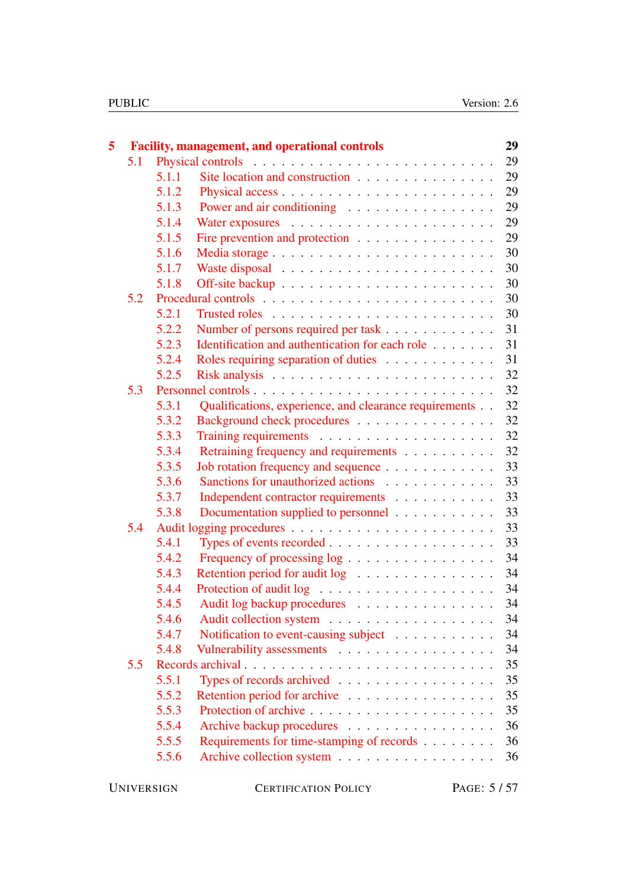**5 Facility, management, and operational controls** **29**

- 5.1 Physical controls . . . 29
  - 5.1.1 Site location and construction . . . 29
  - 5.1.2 Physical access . . . 29
  - 5.1.3 Power and air conditioning . . . 29
  - 5.1.4 Water exposures . . . 29
  - 5.1.5 Fire prevention and protection . . . 29
  - 5.1.6 Media storage . . . 30
  - 5.1.7 Waste disposal . . . 30
  - 5.1.8 Off-site backup . . . 30
- 5.2 Procedural controls . . . 30
  - 5.2.1 Trusted roles . . . 30
  - 5.2.2 Number of persons required per task . . . 31
  - 5.2.3 Identification and authentication for each role . . . 31
  - 5.2.4 Roles requiring separation of duties . . . 31
  - 5.2.5 Risk analysis . . . 32
- 5.3 Personnel controls . . . 32
  - 5.3.1 Qualifications, experience, and clearance requirements . . . 32
  - 5.3.2 Background check procedures . . . 32
  - 5.3.3 Training requirements . . . 32
  - 5.3.4 Retraining frequency and requirements . . . 32
  - 5.3.5 Job rotation frequency and sequence . . . 33
  - 5.3.6 Sanctions for unauthorized actions . . . 33
  - 5.3.7 Independent contractor requirements . . . 33
  - 5.3.8 Documentation supplied to personnel . . . 33
- 5.4 Audit logging procedures . . . 33
  - 5.4.1 Types of events recorded . . . 33
  - 5.4.2 Frequency of processing log . . . 34
  - 5.4.3 Retention period for audit log . . . 34
  - 5.4.4 Protection of audit log . . . 34
  - 5.4.5 Audit log backup procedures . . . 34
  - 5.4.6 Audit collection system . . . 34
  - 5.4.7 Notification to event-causing subject . . . 34
  - 5.4.8 Vulnerability assessments . . . 34
- 5.5 Records archival . . . 35
  - 5.5.1 Types of records archived . . . 35
  - 5.5.2 Retention period for archive . . . 35
  - 5.5.3 Protection of archive . . . 35
  - 5.5.4 Archive backup procedures . . . 36
  - 5.5.5 Requirements for time-stamping of records . . . 36
  - 5.5.6 Archive collection system . . . 36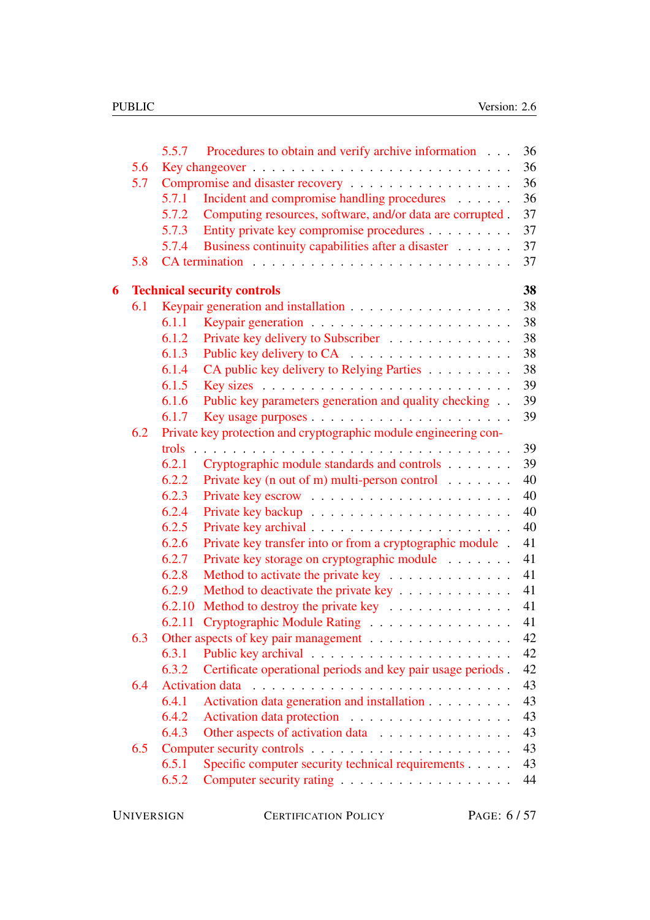- 5.5.7 Procedures to obtain and verify archive information . . . 36
- 5.6 Key changeover . . . 36
- 5.7 Compromise and disaster recovery . . . 36
  - 5.7.1 Incident and compromise handling procedures . . . 36
  - 5.7.2 Computing resources, software, and/or data are corrupted . 37
  - 5.7.3 Entity private key compromise procedures . . . 37
  - 5.7.4 Business continuity capabilities after a disaster . . . 37
- 5.8 CA termination . . . 37

**6 Technical security controls** **38**

- 6.1 Keypair generation and installation . . . 38
  - 6.1.1 Keypair generation . . . 38
  - 6.1.2 Private key delivery to Subscriber . . . 38
  - 6.1.3 Public key delivery to CA . . . 38
  - 6.1.4 CA public key delivery to Relying Parties . . . 38
  - 6.1.5 Key sizes . . . 39
  - 6.1.6 Public key parameters generation and quality checking . . 39
  - 6.1.7 Key usage purposes . . . 39
- 6.2 Private key protection and cryptographic module engineering controls . . . 39
  - 6.2.1 Cryptographic module standards and controls . . . 39
  - 6.2.2 Private key (n out of m) multi-person control . . . 40
  - 6.2.3 Private key escrow . . . 40
  - 6.2.4 Private key backup . . . 40
  - 6.2.5 Private key archival . . . 40
  - 6.2.6 Private key transfer into or from a cryptographic module . 41
  - 6.2.7 Private key storage on cryptographic module . . . 41
  - 6.2.8 Method to activate the private key . . . 41
  - 6.2.9 Method to deactivate the private key . . . 41
  - 6.2.10 Method to destroy the private key . . . 41
  - 6.2.11 Cryptographic Module Rating . . . 41
- 6.3 Other aspects of key pair management . . . 42
  - 6.3.1 Public key archival . . . 42
  - 6.3.2 Certificate operational periods and key pair usage periods . 42
- 6.4 Activation data . . . 43
  - 6.4.1 Activation data generation and installation . . . 43
  - 6.4.2 Activation data protection . . . 43
  - 6.4.3 Other aspects of activation data . . . 43
- 6.5 Computer security controls . . . 43
  - 6.5.1 Specific computer security technical requirements . . . 43
  - 6.5.2 Computer security rating . . . 44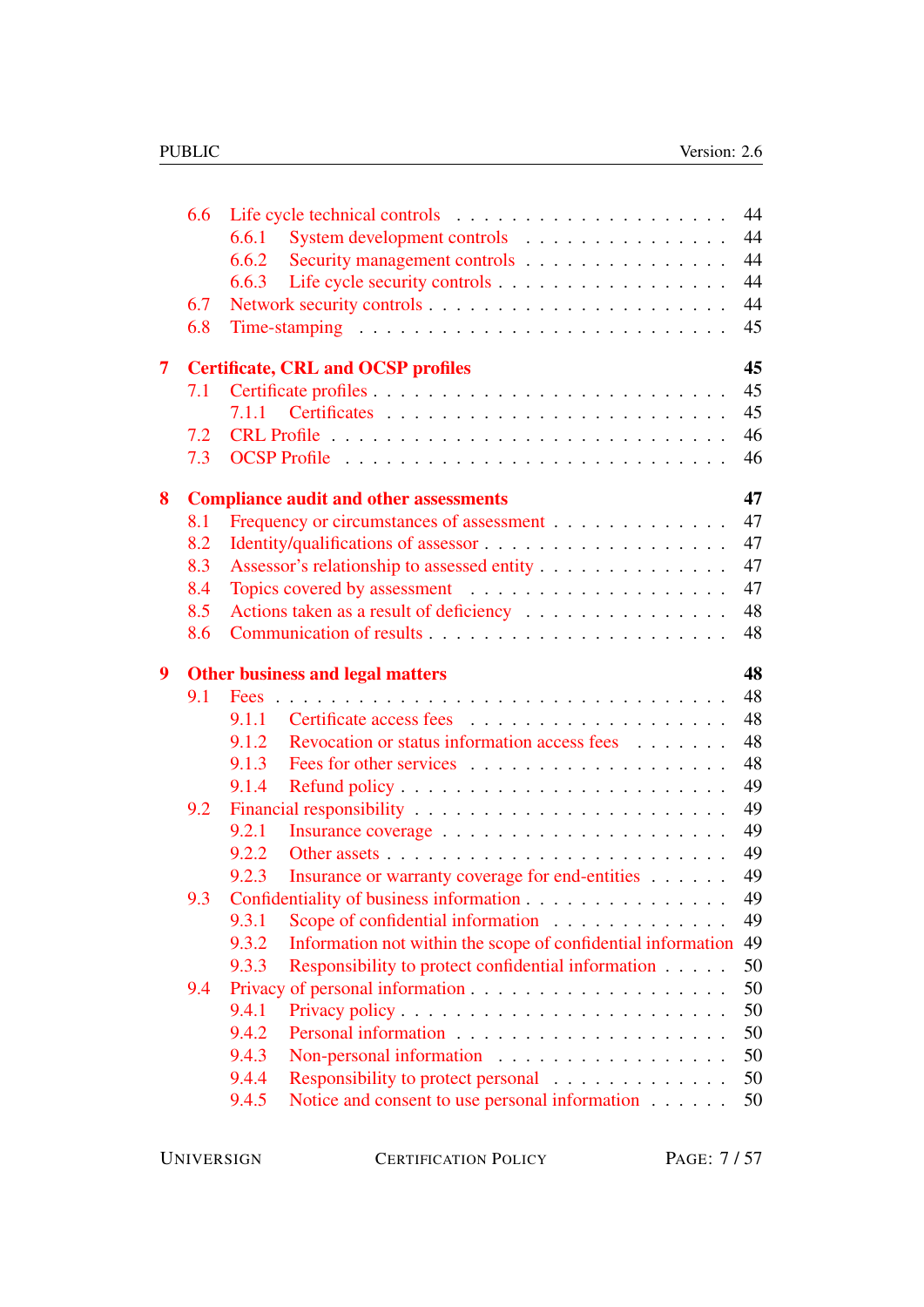- 6.6 Life cycle technical controls . . . . . 44
  - 6.6.1 System development controls . . . . . 44
  - 6.6.2 Security management controls . . . . . 44
  - 6.6.3 Life cycle security controls . . . . . 44
- 6.7 Network security controls . . . . . 44
- 6.8 Time-stamping . . . . . 45

**7 Certificate, CRL and OCSP profiles** **45**

- 7.1 Certificate profiles . . . . . 45
  - 7.1.1 Certificates . . . . . 45
- 7.2 CRL Profile . . . . . 46
- 7.3 OCSP Profile . . . . . 46

**8 Compliance audit and other assessments** **47**

- 8.1 Frequency or circumstances of assessment . . . . . 47
- 8.2 Identity/qualifications of assessor . . . . . 47
- 8.3 Assessor's relationship to assessed entity . . . . . 47
- 8.4 Topics covered by assessment . . . . . 47
- 8.5 Actions taken as a result of deficiency . . . . . 48
- 8.6 Communication of results . . . . . 48

**9 Other business and legal matters** **48**

- 9.1 Fees . . . . . 48
  - 9.1.1 Certificate access fees . . . . . 48
  - 9.1.2 Revocation or status information access fees . . . . . 48
  - 9.1.3 Fees for other services . . . . . 48
  - 9.1.4 Refund policy . . . . . 49
- 9.2 Financial responsibility . . . . . 49
  - 9.2.1 Insurance coverage . . . . . 49
  - 9.2.2 Other assets . . . . . 49
  - 9.2.3 Insurance or warranty coverage for end-entities . . . . . 49
- 9.3 Confidentiality of business information . . . . . 49
  - 9.3.1 Scope of confidential information . . . . . 49
  - 9.3.2 Information not within the scope of confidential information 49
  - 9.3.3 Responsibility to protect confidential information . . . . . 50
- 9.4 Privacy of personal information . . . . . 50
  - 9.4.1 Privacy policy . . . . . 50
  - 9.4.2 Personal information . . . . . 50
  - 9.4.3 Non-personal information . . . . . 50
  - 9.4.4 Responsibility to protect personal . . . . . 50
  - 9.4.5 Notice and consent to use personal information . . . . . 50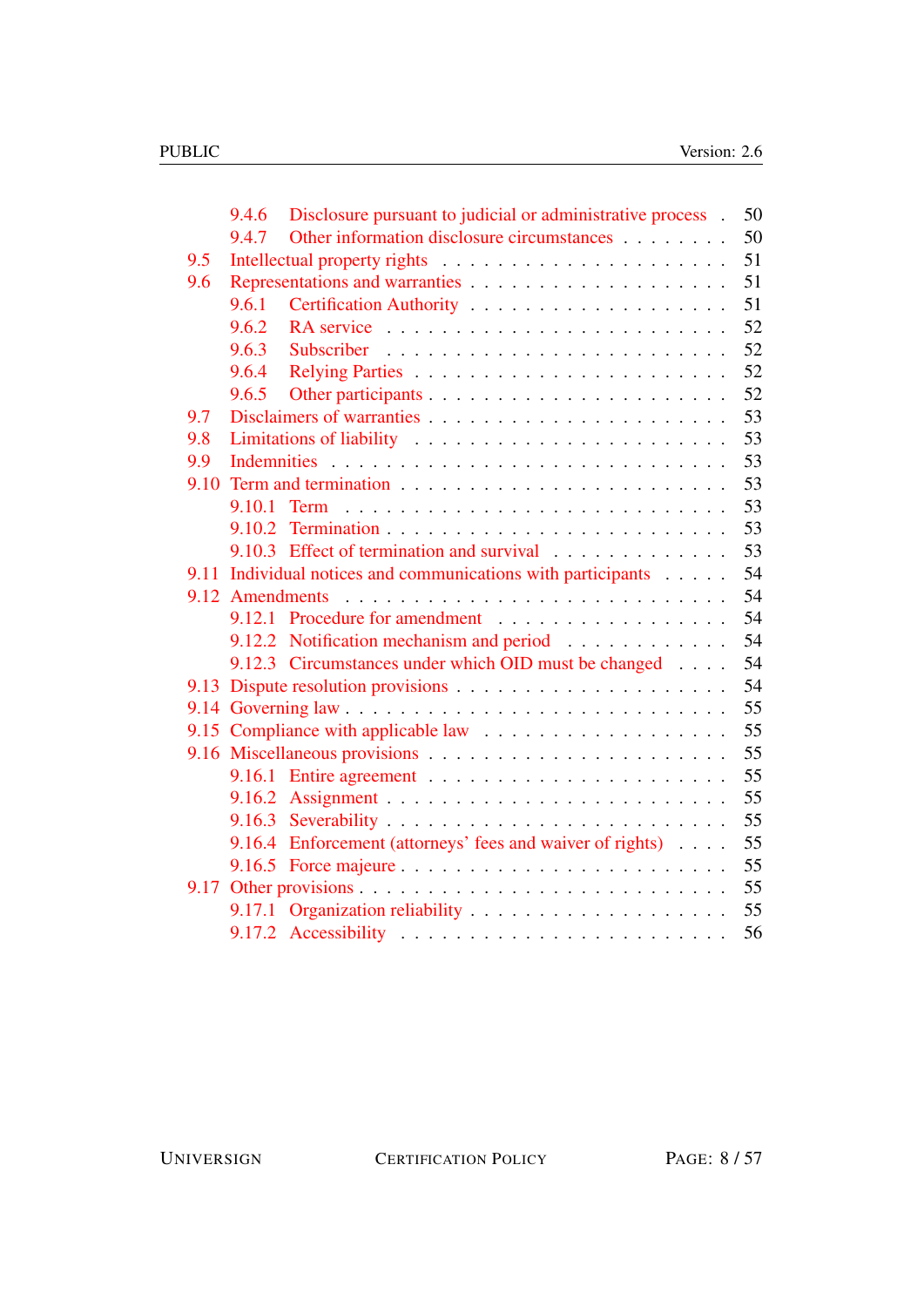- 9.4.6 Disclosure pursuant to judicial or administrative process . 50
- 9.4.7 Other information disclosure circumstances . . . . . . . . 50
- 9.5 Intellectual property rights . . . . . . . . . . . . . . . . . . . . 51
- 9.6 Representations and warranties . . . . . . . . . . . . . . . . . 51
  - 9.6.1 Certification Authority . . . . . . . . . . . . . . . . . 51
  - 9.6.2 RA service . . . . . . . . . . . . . . . . . . . . . . . 52
  - 9.6.3 Subscriber . . . . . . . . . . . . . . . . . . . . . . . 52
  - 9.6.4 Relying Parties . . . . . . . . . . . . . . . . . . . . . 52
  - 9.6.5 Other participants . . . . . . . . . . . . . . . . . . . 52
- 9.7 Disclaimers of warranties . . . . . . . . . . . . . . . . . . . . 53
- 9.8 Limitations of liability . . . . . . . . . . . . . . . . . . . . . 53
- 9.9 Indemnities . . . . . . . . . . . . . . . . . . . . . . . . . . . 53
- 9.10 Term and termination . . . . . . . . . . . . . . . . . . . . . . 53
  - 9.10.1 Term . . . . . . . . . . . . . . . . . . . . . . . . . . 53
  - 9.10.2 Termination . . . . . . . . . . . . . . . . . . . . . . . 53
  - 9.10.3 Effect of termination and survival . . . . . . . . . . . . 53
- 9.11 Individual notices and communications with participants . . . . . 54
- 9.12 Amendments . . . . . . . . . . . . . . . . . . . . . . . . . . 54
  - 9.12.1 Procedure for amendment . . . . . . . . . . . . . . . . 54
  - 9.12.2 Notification mechanism and period . . . . . . . . . . . 54
  - 9.12.3 Circumstances under which OID must be changed . . . . 54
- 9.13 Dispute resolution provisions . . . . . . . . . . . . . . . . . . 54
- 9.14 Governing law . . . . . . . . . . . . . . . . . . . . . . . . . 55
- 9.15 Compliance with applicable law . . . . . . . . . . . . . . . . . 55
- 9.16 Miscellaneous provisions . . . . . . . . . . . . . . . . . . . . 55
  - 9.16.1 Entire agreement . . . . . . . . . . . . . . . . . . . . 55
  - 9.16.2 Assignment . . . . . . . . . . . . . . . . . . . . . . . 55
  - 9.16.3 Severability . . . . . . . . . . . . . . . . . . . . . . . 55
  - 9.16.4 Enforcement (attorneys' fees and waiver of rights) . . . . 55
  - 9.16.5 Force majeure . . . . . . . . . . . . . . . . . . . . . . 55
- 9.17 Other provisions . . . . . . . . . . . . . . . . . . . . . . . . 55
  - 9.17.1 Organization reliability . . . . . . . . . . . . . . . . . 55
  - 9.17.2 Accessibility . . . . . . . . . . . . . . . . . . . . . . 56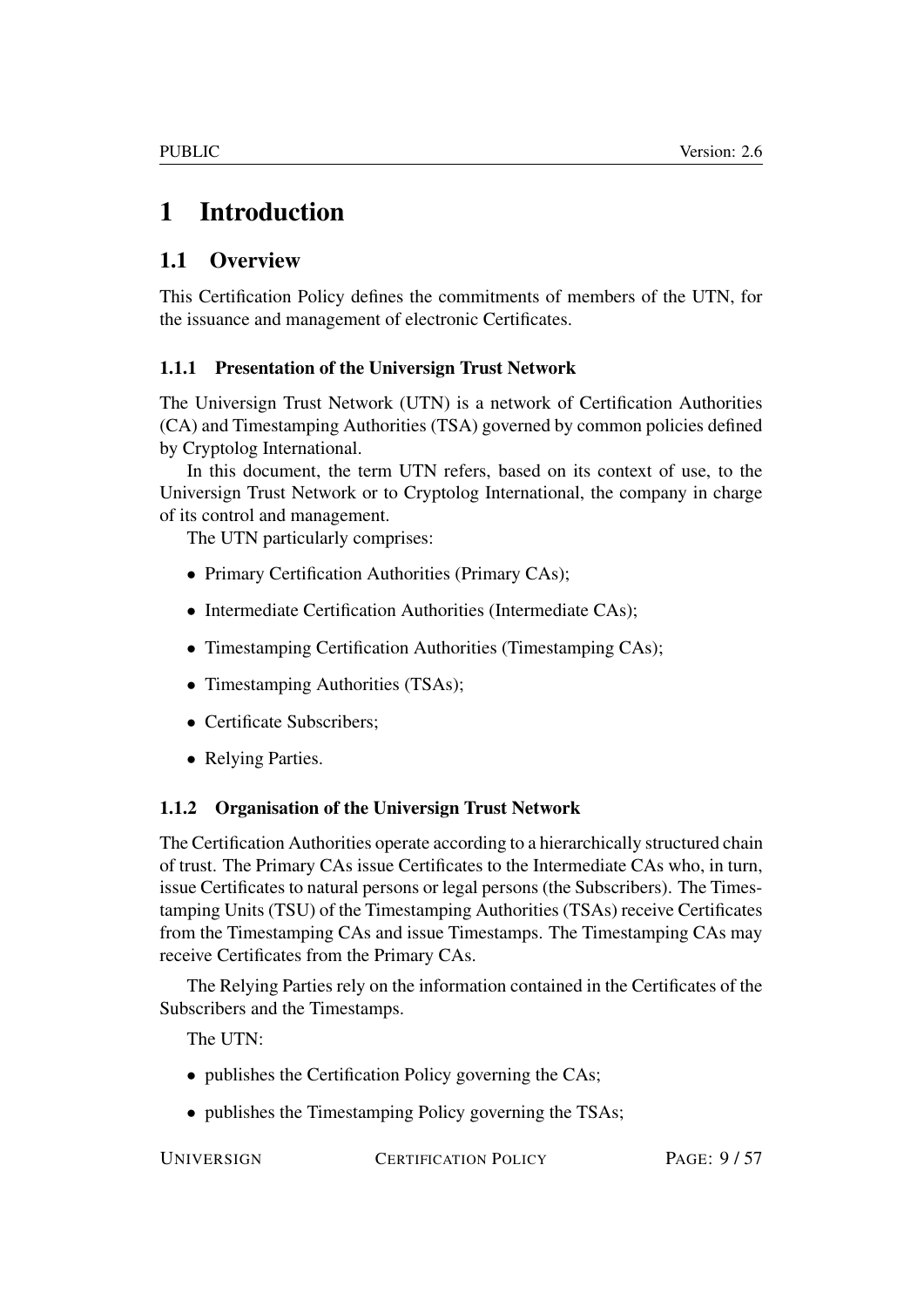# 1 Introduction

## 1.1 Overview

This Certification Policy defines the commitments of members of the UTN, for the issuance and management of electronic Certificates.

### 1.1.1 Presentation of the Universign Trust Network

The Universign Trust Network (UTN) is a network of Certification Authorities (CA) and Timestamping Authorities (TSA) governed by common policies defined by Cryptolog International.

In this document, the term UTN refers, based on its context of use, to the Universign Trust Network or to Cryptolog International, the company in charge of its control and management.

The UTN particularly comprises:

- Primary Certification Authorities (Primary CAs);
- Intermediate Certification Authorities (Intermediate CAs);
- Timestamping Certification Authorities (Timestamping CAs);
- Timestamping Authorities (TSAs);
- Certificate Subscribers;
- Relying Parties.

### 1.1.2 Organisation of the Universign Trust Network

The Certification Authorities operate according to a hierarchically structured chain of trust. The Primary CAs issue Certificates to the Intermediate CAs who, in turn, issue Certificates to natural persons or legal persons (the Subscribers). The Timestamping Units (TSU) of the Timestamping Authorities (TSAs) receive Certificates from the Timestamping CAs and issue Timestamps. The Timestamping CAs may receive Certificates from the Primary CAs.

The Relying Parties rely on the information contained in the Certificates of the Subscribers and the Timestamps.

The UTN:

- publishes the Certification Policy governing the CAs;
- publishes the Timestamping Policy governing the TSAs;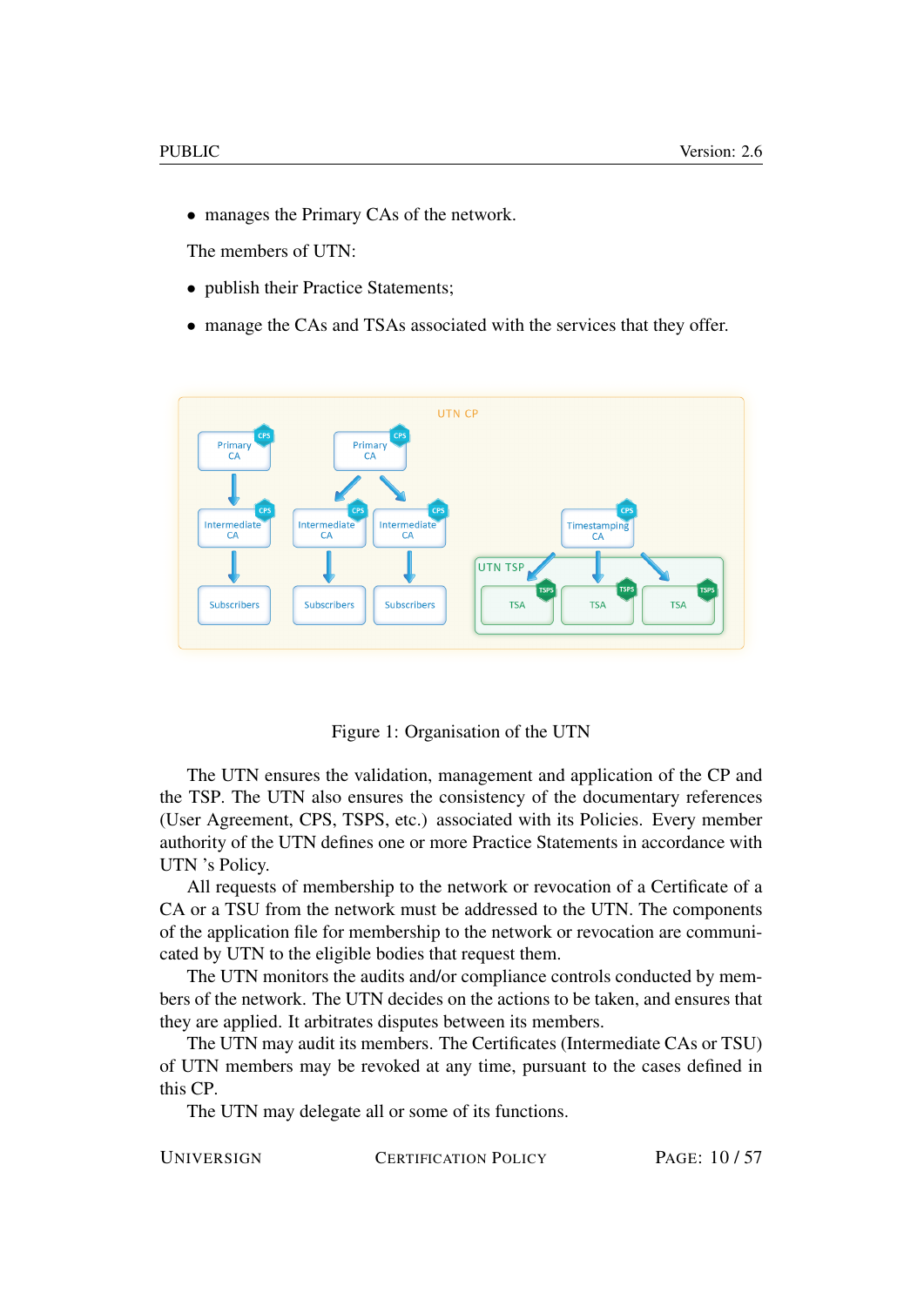- manages the Primary CAs of the network.

The members of UTN:

- publish their Practice Statements;
- manage the CAs and TSAs associated with the services that they offer.

Figure 1: Organisation of the UTN

The UTN ensures the validation, management and application of the CP and the TSP. The UTN also ensures the consistency of the documentary references (User Agreement, CPS, TSPS, etc.) associated with its Policies. Every member authority of the UTN defines one or more Practice Statements in accordance with UTN 's Policy.

All requests of membership to the network or revocation of a Certificate of a CA or a TSU from the network must be addressed to the UTN. The components of the application file for membership to the network or revocation are communicated by UTN to the eligible bodies that request them.

The UTN monitors the audits and/or compliance controls conducted by members of the network. The UTN decides on the actions to be taken, and ensures that they are applied. It arbitrates disputes between its members.

The UTN may audit its members. The Certificates (Intermediate CAs or TSU) of UTN members may be revoked at any time, pursuant to the cases defined in this CP.

The UTN may delegate all or some of its functions.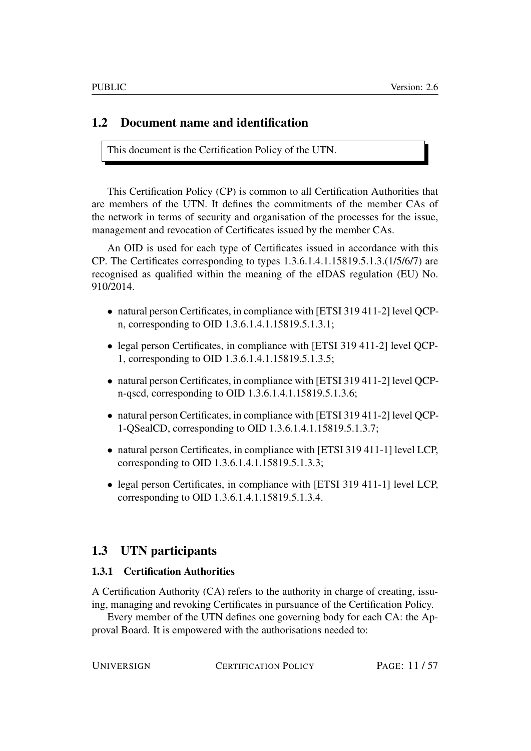## 1.2 Document name and identification

This document is the Certification Policy of the UTN.

This Certification Policy (CP) is common to all Certification Authorities that are members of the UTN. It defines the commitments of the member CAs of the network in terms of security and organisation of the processes for the issue, management and revocation of Certificates issued by the member CAs.

An OID is used for each type of Certificates issued in accordance with this CP. The Certificates corresponding to types 1.3.6.1.4.1.15819.5.1.3.(1/5/6/7) are recognised as qualified within the meaning of the eIDAS regulation (EU) No. 910/2014.

- natural person Certificates, in compliance with [ETSI 319 411-2] level QCP-n, corresponding to OID 1.3.6.1.4.1.15819.5.1.3.1;
- legal person Certificates, in compliance with [ETSI 319 411-2] level QCP-1, corresponding to OID 1.3.6.1.4.1.15819.5.1.3.5;
- natural person Certificates, in compliance with [ETSI 319 411-2] level QCP-n-qscd, corresponding to OID 1.3.6.1.4.1.15819.5.1.3.6;
- natural person Certificates, in compliance with [ETSI 319 411-2] level QCP-1-QSealCD, corresponding to OID 1.3.6.1.4.1.15819.5.1.3.7;
- natural person Certificates, in compliance with [ETSI 319 411-1] level LCP, corresponding to OID 1.3.6.1.4.1.15819.5.1.3.3;
- legal person Certificates, in compliance with [ETSI 319 411-1] level LCP, corresponding to OID 1.3.6.1.4.1.15819.5.1.3.4.

## 1.3 UTN participants

### 1.3.1 Certification Authorities

A Certification Authority (CA) refers to the authority in charge of creating, issuing, managing and revoking Certificates in pursuance of the Certification Policy.

Every member of the UTN defines one governing body for each CA: the Approval Board. It is empowered with the authorisations needed to: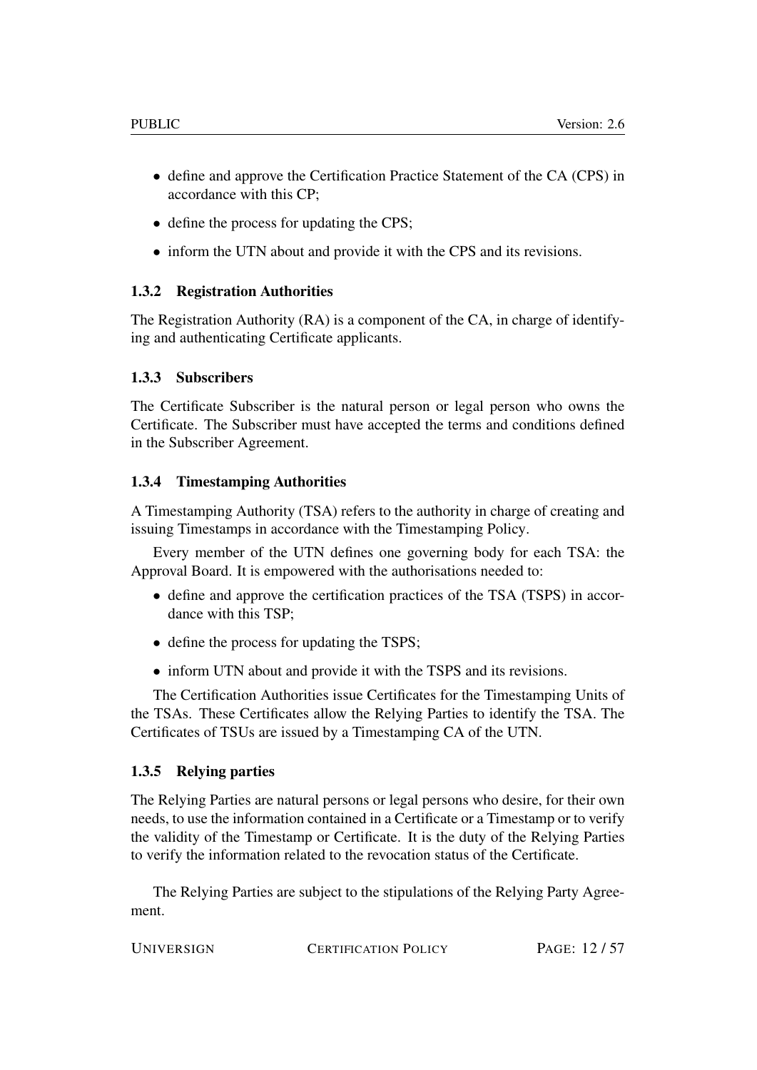- define and approve the Certification Practice Statement of the CA (CPS) in accordance with this CP;
- define the process for updating the CPS;
- inform the UTN about and provide it with the CPS and its revisions.

### 1.3.2 Registration Authorities

The Registration Authority (RA) is a component of the CA, in charge of identifying and authenticating Certificate applicants.

### 1.3.3 Subscribers

The Certificate Subscriber is the natural person or legal person who owns the Certificate. The Subscriber must have accepted the terms and conditions defined in the Subscriber Agreement.

### 1.3.4 Timestamping Authorities

A Timestamping Authority (TSA) refers to the authority in charge of creating and issuing Timestamps in accordance with the Timestamping Policy.

Every member of the UTN defines one governing body for each TSA: the Approval Board. It is empowered with the authorisations needed to:

- define and approve the certification practices of the TSA (TSPS) in accordance with this TSP;
- define the process for updating the TSPS;
- inform UTN about and provide it with the TSPS and its revisions.

The Certification Authorities issue Certificates for the Timestamping Units of the TSAs. These Certificates allow the Relying Parties to identify the TSA. The Certificates of TSUs are issued by a Timestamping CA of the UTN.

### 1.3.5 Relying parties

The Relying Parties are natural persons or legal persons who desire, for their own needs, to use the information contained in a Certificate or a Timestamp or to verify the validity of the Timestamp or Certificate. It is the duty of the Relying Parties to verify the information related to the revocation status of the Certificate.

The Relying Parties are subject to the stipulations of the Relying Party Agreement.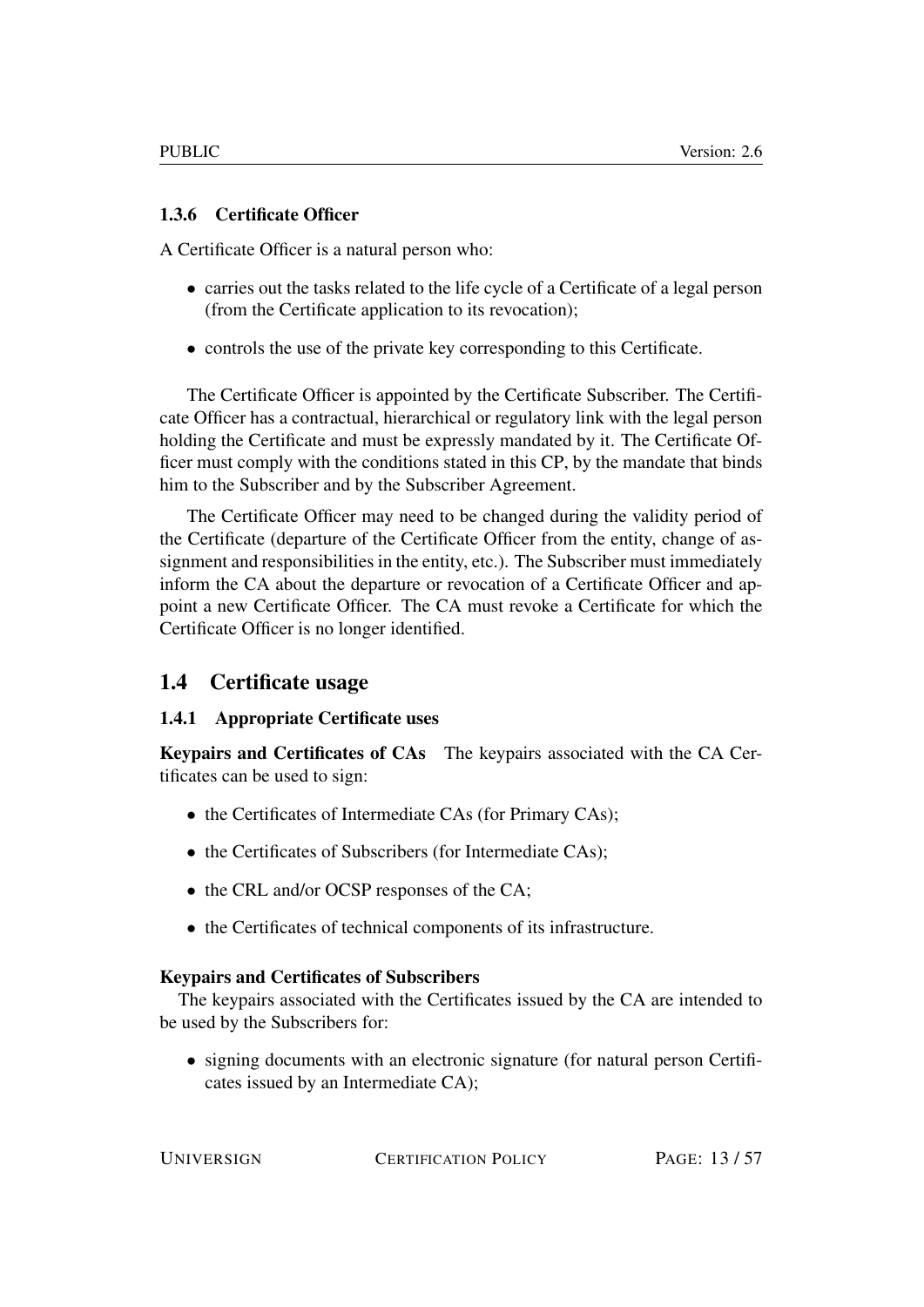### 1.3.6 Certificate Officer

A Certificate Officer is a natural person who:

- carries out the tasks related to the life cycle of a Certificate of a legal person (from the Certificate application to its revocation);
- controls the use of the private key corresponding to this Certificate.

The Certificate Officer is appointed by the Certificate Subscriber. The Certificate Officer has a contractual, hierarchical or regulatory link with the legal person holding the Certificate and must be expressly mandated by it. The Certificate Officer must comply with the conditions stated in this CP, by the mandate that binds him to the Subscriber and by the Subscriber Agreement.

The Certificate Officer may need to be changed during the validity period of the Certificate (departure of the Certificate Officer from the entity, change of assignment and responsibilities in the entity, etc.). The Subscriber must immediately inform the CA about the departure or revocation of a Certificate Officer and appoint a new Certificate Officer. The CA must revoke a Certificate for which the Certificate Officer is no longer identified.

## 1.4 Certificate usage

### 1.4.1 Appropriate Certificate uses

**Keypairs and Certificates of CAs** The keypairs associated with the CA Certificates can be used to sign:

- the Certificates of Intermediate CAs (for Primary CAs);
- the Certificates of Subscribers (for Intermediate CAs);
- the CRL and/or OCSP responses of the CA;
- the Certificates of technical components of its infrastructure.

**Keypairs and Certificates of Subscribers**

The keypairs associated with the Certificates issued by the CA are intended to be used by the Subscribers for:

- signing documents with an electronic signature (for natural person Certificates issued by an Intermediate CA);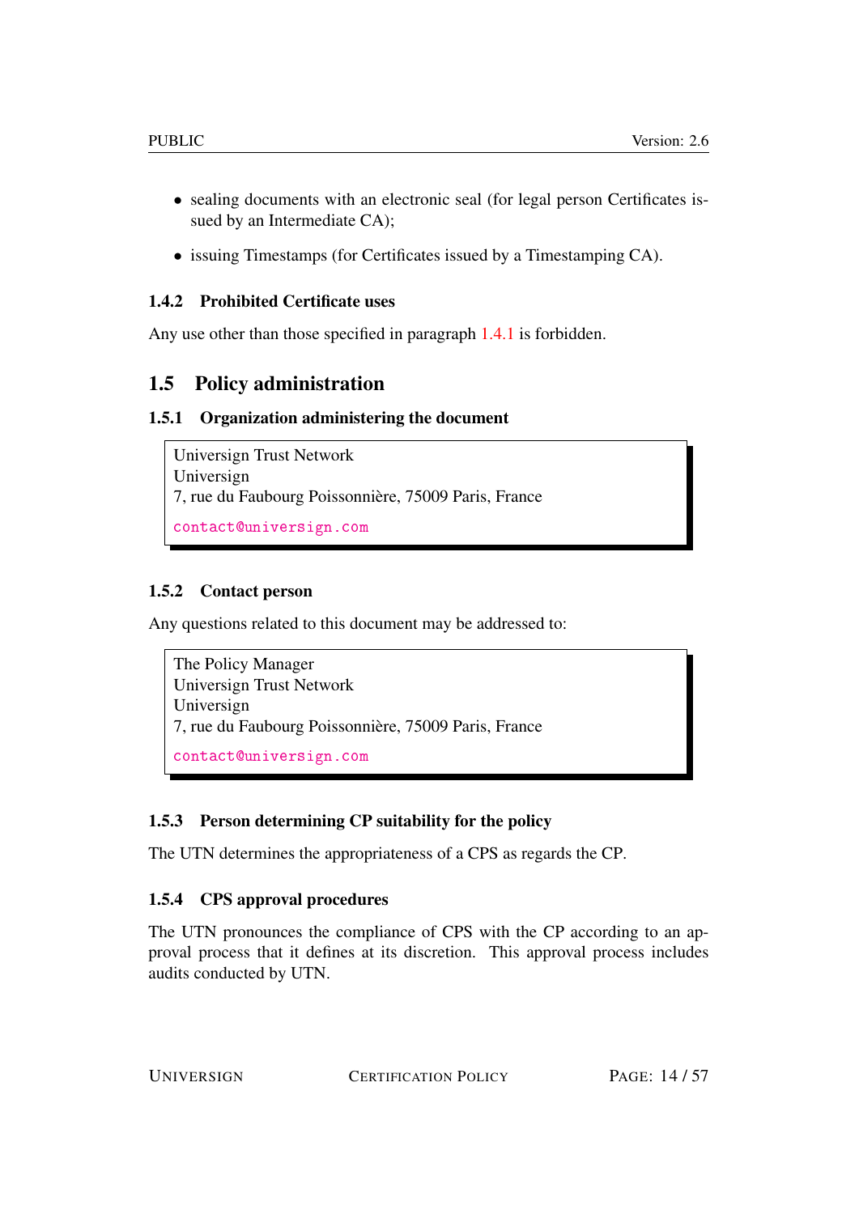- sealing documents with an electronic seal (for legal person Certificates issued by an Intermediate CA);
- issuing Timestamps (for Certificates issued by a Timestamping CA).

### 1.4.2 Prohibited Certificate uses

Any use other than those specified in paragraph 1.4.1 is forbidden.

## 1.5 Policy administration

### 1.5.1 Organization administering the document

> Universign Trust Network
> Universign
> 7, rue du Faubourg Poissonnière, 75009 Paris, France
>
> `contact@universign.com`

### 1.5.2 Contact person

Any questions related to this document may be addressed to:

> The Policy Manager
> Universign Trust Network
> Universign
> 7, rue du Faubourg Poissonnière, 75009 Paris, France
>
> `contact@universign.com`

### 1.5.3 Person determining CP suitability for the policy

The UTN determines the appropriateness of a CPS as regards the CP.

### 1.5.4 CPS approval procedures

The UTN pronounces the compliance of CPS with the CP according to an approval process that it defines at its discretion. This approval process includes audits conducted by UTN.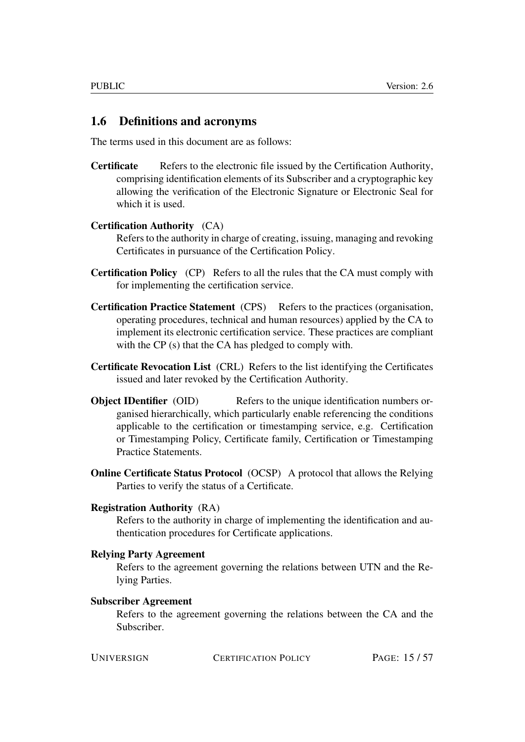## 1.6 Definitions and acronyms

The terms used in this document are as follows:

**Certificate** Refers to the electronic file issued by the Certification Authority, comprising identification elements of its Subscriber and a cryptographic key allowing the verification of the Electronic Signature or Electronic Seal for which it is used.

**Certification Authority** (CA)
Refers to the authority in charge of creating, issuing, managing and revoking Certificates in pursuance of the Certification Policy.

**Certification Policy** (CP) Refers to all the rules that the CA must comply with for implementing the certification service.

**Certification Practice Statement** (CPS) Refers to the practices (organisation, operating procedures, technical and human resources) applied by the CA to implement its electronic certification service. These practices are compliant with the CP (s) that the CA has pledged to comply with.

**Certificate Revocation List** (CRL) Refers to the list identifying the Certificates issued and later revoked by the Certification Authority.

**Object IDentifier** (OID) Refers to the unique identification numbers organised hierarchically, which particularly enable referencing the conditions applicable to the certification or timestamping service, e.g. Certification or Timestamping Policy, Certificate family, Certification or Timestamping Practice Statements.

**Online Certificate Status Protocol** (OCSP) A protocol that allows the Relying Parties to verify the status of a Certificate.

**Registration Authority** (RA)
Refers to the authority in charge of implementing the identification and authentication procedures for Certificate applications.

**Relying Party Agreement**
Refers to the agreement governing the relations between UTN and the Relying Parties.

**Subscriber Agreement**
Refers to the agreement governing the relations between the CA and the Subscriber.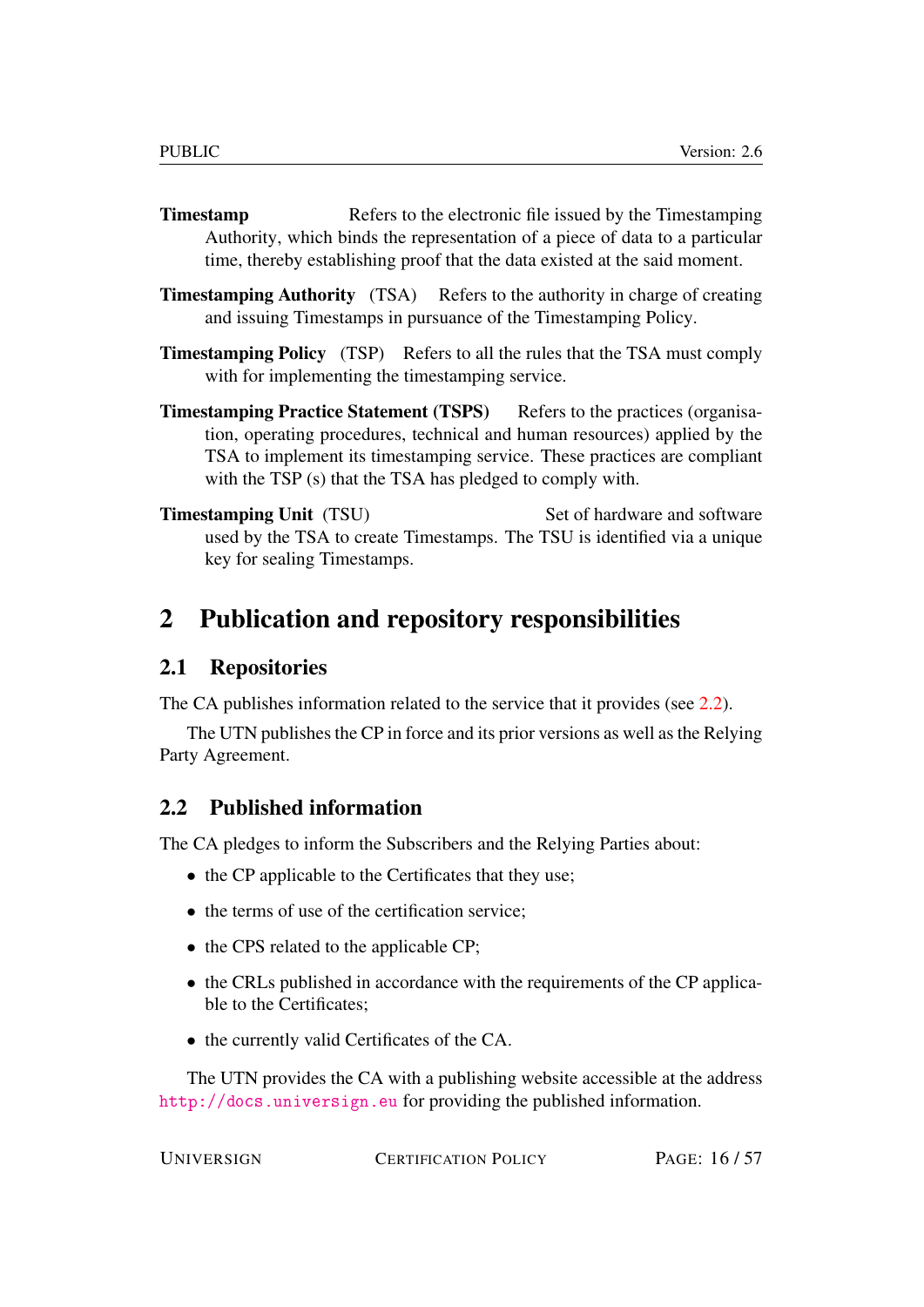**Timestamp** Refers to the electronic file issued by the Timestamping Authority, which binds the representation of a piece of data to a particular time, thereby establishing proof that the data existed at the said moment.

**Timestamping Authority** (TSA) Refers to the authority in charge of creating and issuing Timestamps in pursuance of the Timestamping Policy.

**Timestamping Policy** (TSP) Refers to all the rules that the TSA must comply with for implementing the timestamping service.

**Timestamping Practice Statement (TSPS)** Refers to the practices (organisation, operating procedures, technical and human resources) applied by the TSA to implement its timestamping service. These practices are compliant with the TSP (s) that the TSA has pledged to comply with.

**Timestamping Unit** (TSU) Set of hardware and software used by the TSA to create Timestamps. The TSU is identified via a unique key for sealing Timestamps.

# 2 Publication and repository responsibilities

## 2.1 Repositories

The CA publishes information related to the service that it provides (see 2.2).

The UTN publishes the CP in force and its prior versions as well as the Relying Party Agreement.

## 2.2 Published information

The CA pledges to inform the Subscribers and the Relying Parties about:

- the CP applicable to the Certificates that they use;
- the terms of use of the certification service;
- the CPS related to the applicable CP;
- the CRLs published in accordance with the requirements of the CP applicable to the Certificates;
- the currently valid Certificates of the CA.

The UTN provides the CA with a publishing website accessible at the address http://docs.universign.eu for providing the published information.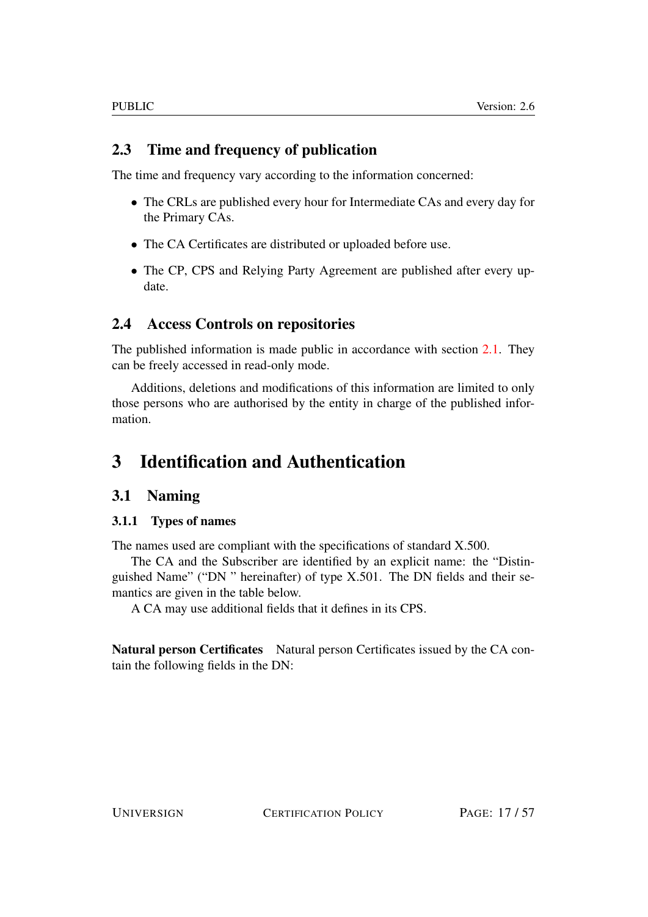## 2.3 Time and frequency of publication

The time and frequency vary according to the information concerned:

- The CRLs are published every hour for Intermediate CAs and every day for the Primary CAs.
- The CA Certificates are distributed or uploaded before use.
- The CP, CPS and Relying Party Agreement are published after every update.

## 2.4 Access Controls on repositories

The published information is made public in accordance with section 2.1. They can be freely accessed in read-only mode.

Additions, deletions and modifications of this information are limited to only those persons who are authorised by the entity in charge of the published information.

# 3 Identification and Authentication

## 3.1 Naming

### 3.1.1 Types of names

The names used are compliant with the specifications of standard X.500.

The CA and the Subscriber are identified by an explicit name: the "Distinguished Name" ("DN " hereinafter) of type X.501. The DN fields and their semantics are given in the table below.

A CA may use additional fields that it defines in its CPS.

**Natural person Certificates** Natural person Certificates issued by the CA contain the following fields in the DN: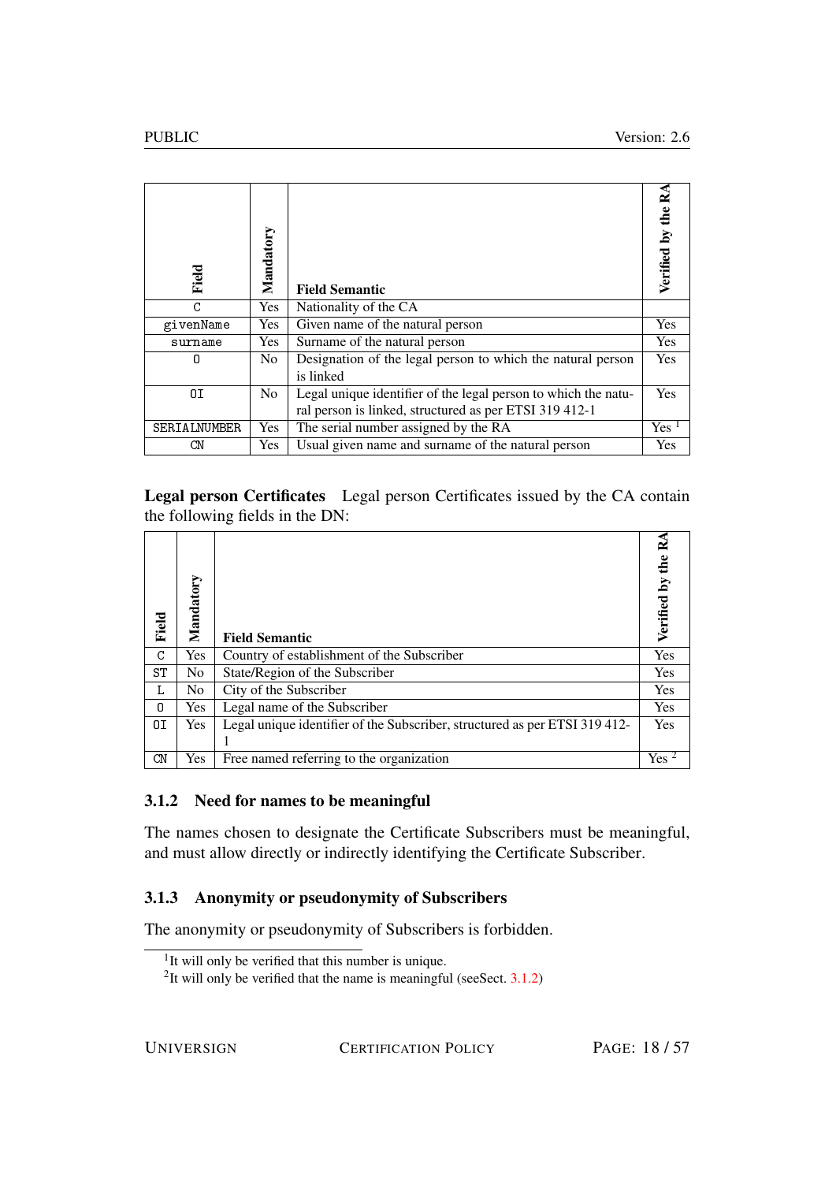| Field | Mandatory | Field Semantic | Verified by the RA |
|---|---|---|---|
| C | Yes | Nationality of the CA | |
| givenName | Yes | Given name of the natural person | Yes |
| surname | Yes | Surname of the natural person | Yes |
| O | No | Designation of the legal person to which the natural person is linked | Yes |
| OI | No | Legal unique identifier of the legal person to which the natural person is linked, structured as per ETSI 319 412-1 | Yes |
| SERIALNUMBER | Yes | The serial number assigned by the RA | Yes [1] |
| CN | Yes | Usual given name and surname of the natural person | Yes |

**Legal person Certificates** Legal person Certificates issued by the CA contain the following fields in the DN:

| Field | Mandatory | Field Semantic | Verified by the RA |
|---|---|---|---|
| C | Yes | Country of establishment of the Subscriber | Yes |
| ST | No | State/Region of the Subscriber | Yes |
| L | No | City of the Subscriber | Yes |
| O | Yes | Legal name of the Subscriber | Yes |
| OI | Yes | Legal unique identifier of the Subscriber, structured as per ETSI 319 412-1 | Yes |
| CN | Yes | Free named referring to the organization | Yes [2] |

### 3.1.2 Need for names to meaningful

The names chosen to designate the Certificate Subscribers must be meaningful, and must allow directly or indirectly identifying the Certificate Subscriber.

### 3.1.3 Anonymity or pseudonymity of Subscribers

The anonymity or pseudonymity of Subscribers is forbidden.

[1] It will only be verified that this number is unique.

[2] It will only be verified that the name is meaningful (seeSect. 3.1.2)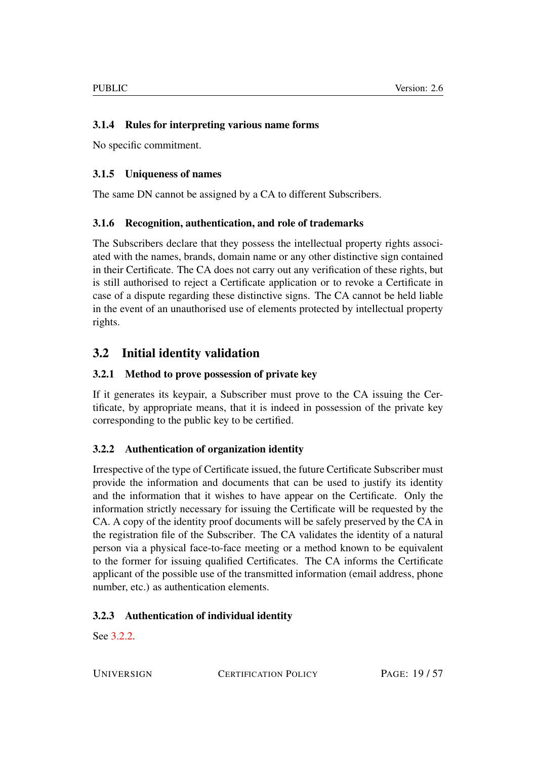### 3.1.4 Rules for interpreting various name forms

No specific commitment.

### 3.1.5 Uniqueness of names

The same DN cannot be assigned by a CA to different Subscribers.

### 3.1.6 Recognition, authentication, and role of trademarks

The Subscribers declare that they possess the intellectual property rights associated with the names, brands, domain name or any other distinctive sign contained in their Certificate. The CA does not carry out any verification of these rights, but is still authorised to reject a Certificate application or to revoke a Certificate in case of a dispute regarding these distinctive signs. The CA cannot be held liable in the event of an unauthorised use of elements protected by intellectual property rights.

## 3.2 Initial identity validation

### 3.2.1 Method to prove possession of private key

If it generates its keypair, a Subscriber must prove to the CA issuing the Certificate, by appropriate means, that it is indeed in possession of the private key corresponding to the public key to be certified.

### 3.2.2 Authentication of organization identity

Irrespective of the type of Certificate issued, the future Certificate Subscriber must provide the information and documents that can be used to justify its identity and the information that it wishes to have appear on the Certificate. Only the information strictly necessary for issuing the Certificate will be requested by the CA. A copy of the identity proof documents will be safely preserved by the CA in the registration file of the Subscriber. The CA validates the identity of a natural person via a physical face-to-face meeting or a method known to be equivalent to the former for issuing qualified Certificates. The CA informs the Certificate applicant of the possible use of the transmitted information (email address, phone number, etc.) as authentication elements.

### 3.2.3 Authentication of individual identity

See 3.2.2.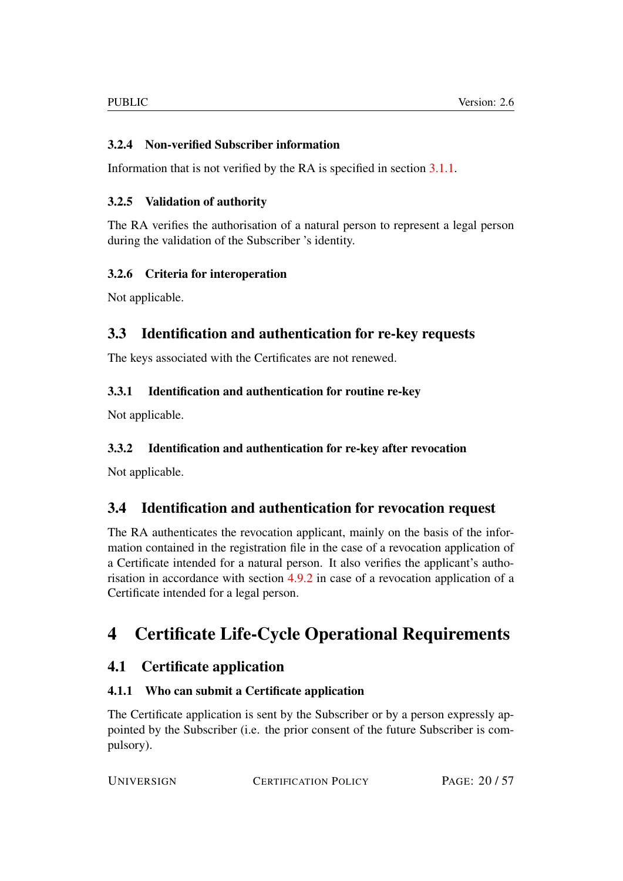### 3.2.4 Non-verified Subscriber information

Information that is not verified by the RA is specified in section 3.1.1.

### 3.2.5 Validation of authority

The RA verifies the authorisation of a natural person to represent a legal person during the validation of the Subscriber 's identity.

### 3.2.6 Criteria for interoperation

Not applicable.

## 3.3 Identification and authentication for re-key requests

The keys associated with the Certificates are not renewed.

### 3.3.1 Identification and authentication for routine re-key

Not applicable.

### 3.3.2 Identification and authentication for re-key after revocation

Not applicable.

## 3.4 Identification and authentication for revocation request

The RA authenticates the revocation applicant, mainly on the basis of the information contained in the registration file in the case of a revocation application of a Certificate intended for a natural person. It also verifies the applicant's authorisation in accordance with section 4.9.2 in case of a revocation application of a Certificate intended for a legal person.

# 4 Certificate Life-Cycle Operational Requirements

## 4.1 Certificate application

### 4.1.1 Who can submit a Certificate application

The Certificate application is sent by the Subscriber or by a person expressly appointed by the Subscriber (i.e. the prior consent of the future Subscriber is compulsory).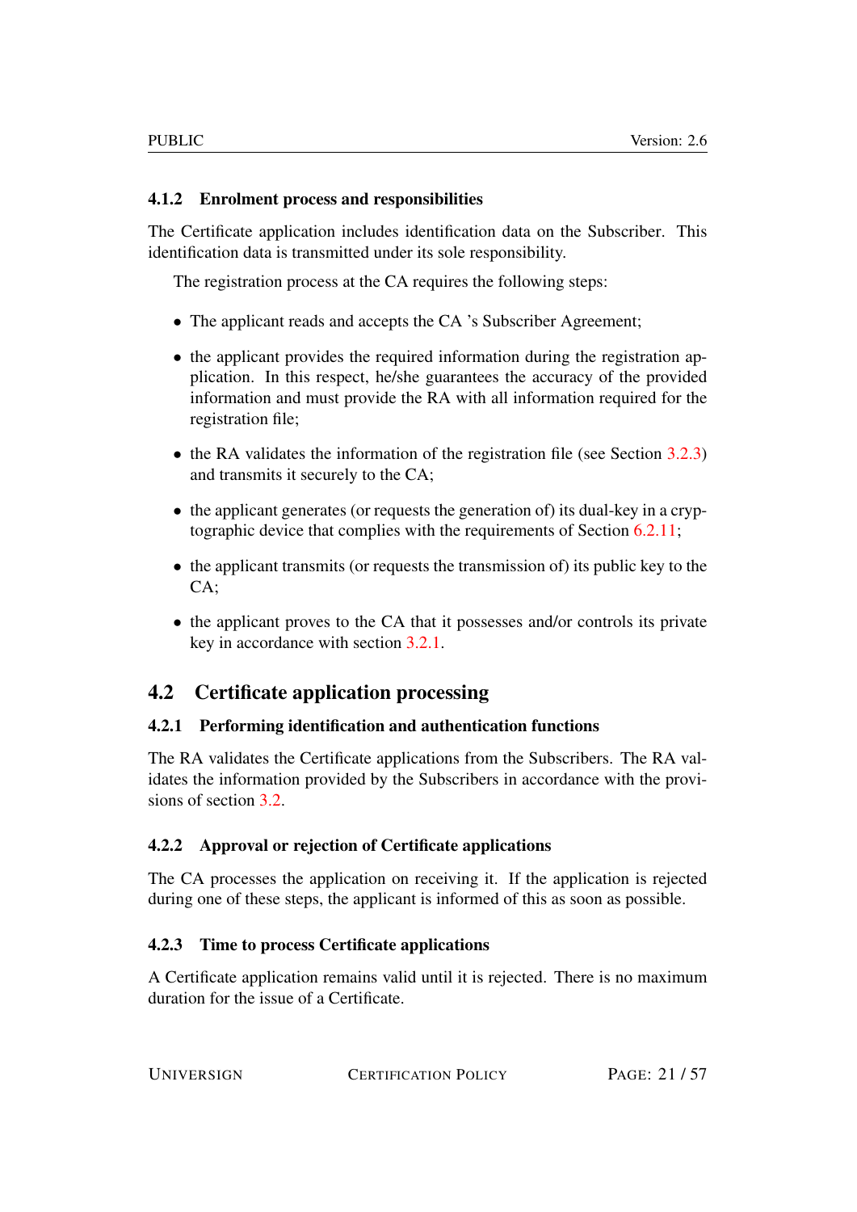### 4.1.2 Enrolment process and responsibilities

The Certificate application includes identification data on the Subscriber. This identification data is transmitted under its sole responsibility.

The registration process at the CA requires the following steps:

- The applicant reads and accepts the CA 's Subscriber Agreement;
- the applicant provides the required information during the registration application. In this respect, he/she guarantees the accuracy of the provided information and must provide the RA with all information required for the registration file;
- the RA validates the information of the registration file (see Section 3.2.3) and transmits it securely to the CA;
- the applicant generates (or requests the generation of) its dual-key in a cryptographic device that complies with the requirements of Section 6.2.11;
- the applicant transmits (or requests the transmission of) its public key to the CA;
- the applicant proves to the CA that it possesses and/or controls its private key in accordance with section 3.2.1.

## 4.2 Certificate application processing

### 4.2.1 Performing identification and authentication functions

The RA validates the Certificate applications from the Subscribers. The RA validates the information provided by the Subscribers in accordance with the provisions of section 3.2.

### 4.2.2 Approval or rejection of Certificate applications

The CA processes the application on receiving it. If the application is rejected during one of these steps, the applicant is informed of this as soon as possible.

### 4.2.3 Time to process Certificate applications

A Certificate application remains valid until it is rejected. There is no maximum duration for the issue of a Certificate.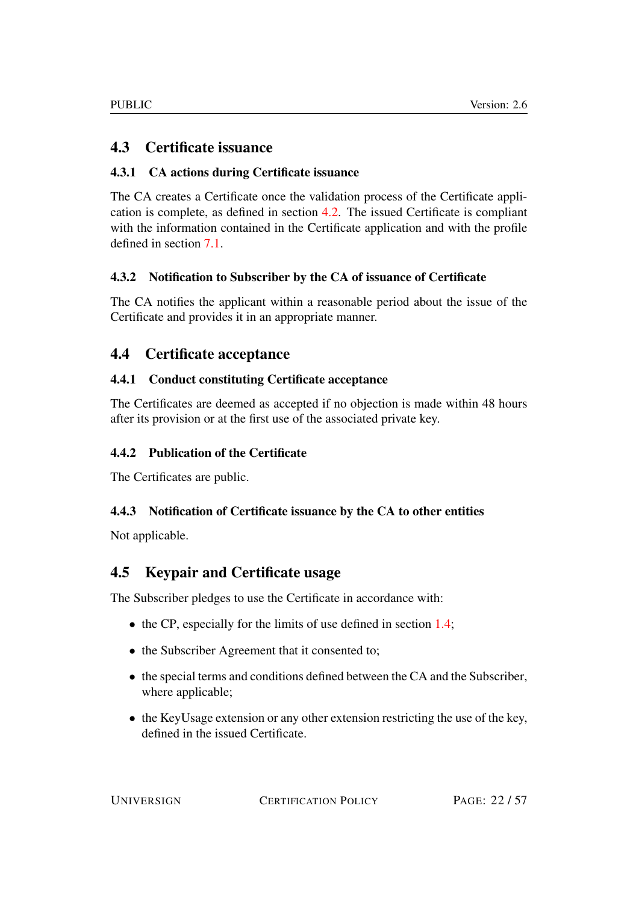## 4.3 Certificate issuance

### 4.3.1 CA actions during Certificate issuance

The CA creates a Certificate once the validation process of the Certificate application is complete, as defined in section 4.2. The issued Certificate is compliant with the information contained in the Certificate application and with the profile defined in section 7.1.

### 4.3.2 Notification to Subscriber by the CA of issuance of Certificate

The CA notifies the applicant within a reasonable period about the issue of the Certificate and provides it in an appropriate manner.

## 4.4 Certificate acceptance

### 4.4.1 Conduct constituting Certificate acceptance

The Certificates are deemed as accepted if no objection is made within 48 hours after its provision or at the first use of the associated private key.

### 4.4.2 Publication of the Certificate

The Certificates are public.

### 4.4.3 Notification of Certificate issuance by the CA to other entities

Not applicable.

## 4.5 Keypair and Certificate usage

The Subscriber pledges to use the Certificate in accordance with:

- the CP, especially for the limits of use defined in section 1.4;
- the Subscriber Agreement that it consented to;
- the special terms and conditions defined between the CA and the Subscriber, where applicable;
- the KeyUsage extension or any other extension restricting the use of the key, defined in the issued Certificate.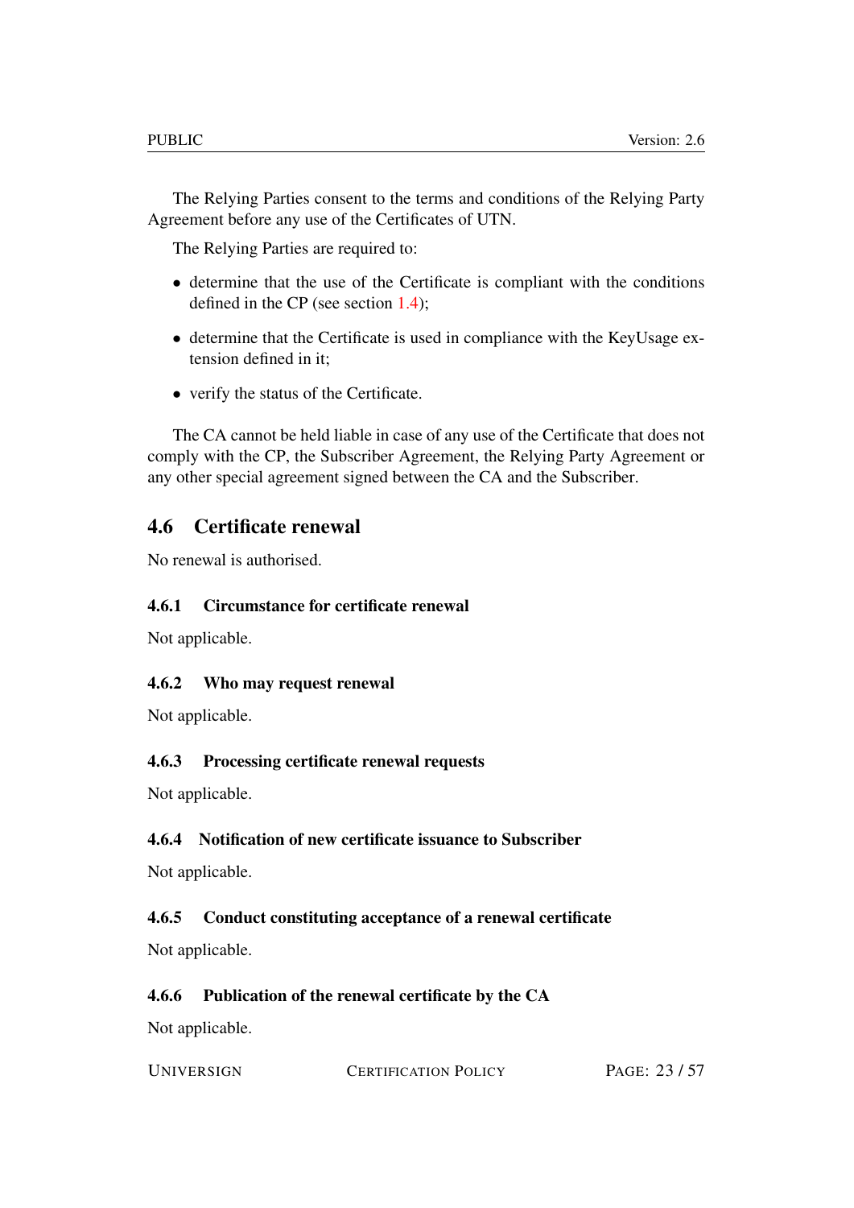The Relying Parties consent to the terms and conditions of the Relying Party Agreement before any use of the Certificates of UTN.

The Relying Parties are required to:

- determine that the use of the Certificate is compliant with the conditions defined in the CP (see section 1.4);
- determine that the Certificate is used in compliance with the KeyUsage extension defined in it;
- verify the status of the Certificate.

The CA cannot be held liable in case of any use of the Certificate that does not comply with the CP, the Subscriber Agreement, the Relying Party Agreement or any other special agreement signed between the CA and the Subscriber.

## 4.6 Certificate renewal

No renewal is authorised.

### 4.6.1 Circumstance for certificate renewal

Not applicable.

### 4.6.2 Who may request renewal

Not applicable.

### 4.6.3 Processing certificate renewal requests

Not applicable.

### 4.6.4 Notification of new certificate issuance to Subscriber

Not applicable.

### 4.6.5 Conduct constituting acceptance of a renewal certificate

Not applicable.

### 4.6.6 Publication of the renewal certificate by the CA

Not applicable.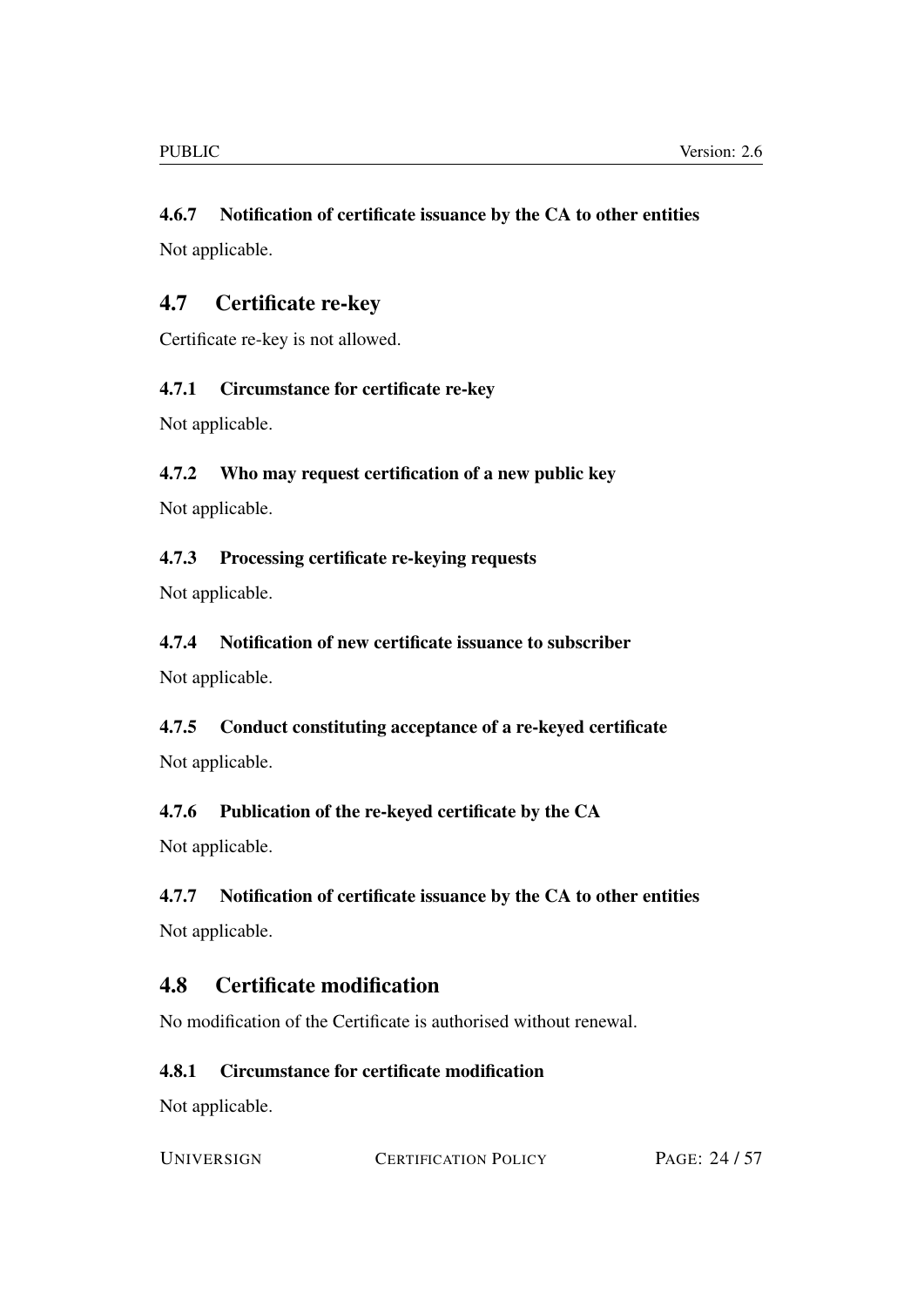#### 4.6.7 Notification of certificate issuance by the CA to other entities

Not applicable.

### 4.7 Certificate re-key

Certificate re-key is not allowed.

#### 4.7.1 Circumstance for certificate re-key

Not applicable.

#### 4.7.2 Who may request certification of a new public key

Not applicable.

#### 4.7.3 Processing certificate re-keying requests

Not applicable.

#### 4.7.4 Notification of new certificate issuance to subscriber

Not applicable.

#### 4.7.5 Conduct constituting acceptance of a re-keyed certificate

Not applicable.

#### 4.7.6 Publication of the re-keyed certificate by the CA

Not applicable.

#### 4.7.7 Notification of certificate issuance by the CA to other entities

Not applicable.

### 4.8 Certificate modification

No modification of the Certificate is authorised without renewal.

#### 4.8.1 Circumstance for certificate modification

Not applicable.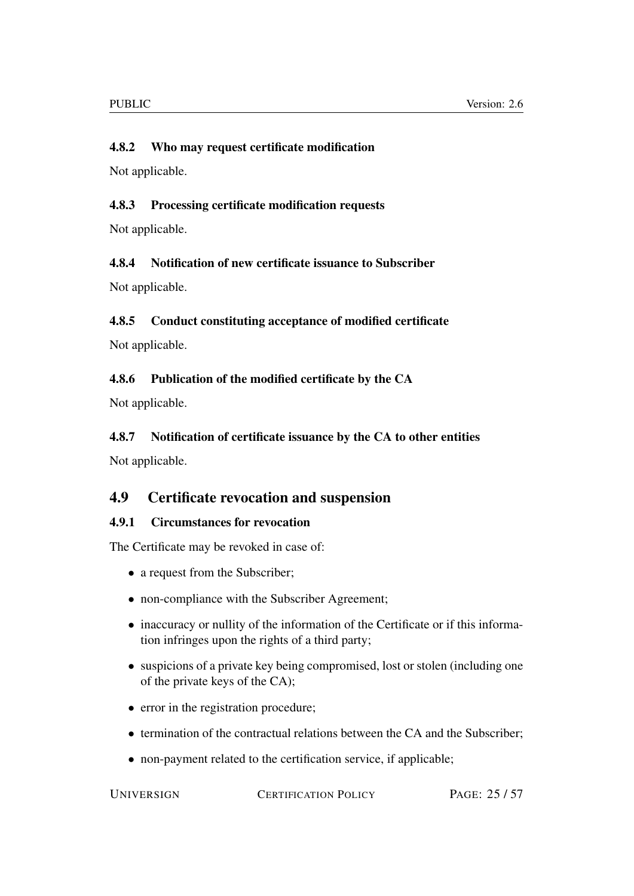#### 4.8.2 Who may request certificate modification

Not applicable.

#### 4.8.3 Processing certificate modification requests

Not applicable.

#### 4.8.4 Notification of new certificate issuance to Subscriber

Not applicable.

#### 4.8.5 Conduct constituting acceptance of modified certificate

Not applicable.

#### 4.8.6 Publication of the modified certificate by the CA

Not applicable.

#### 4.8.7 Notification of certificate issuance by the CA to other entities

Not applicable.

### 4.9 Certificate revocation and suspension

#### 4.9.1 Circumstances for revocation

The Certificate may be revoked in case of:

- a request from the Subscriber;
- non-compliance with the Subscriber Agreement;
- inaccuracy or nullity of the information of the Certificate or if this information infringes upon the rights of a third party;
- suspicions of a private key being compromised, lost or stolen (including one of the private keys of the CA);
- error in the registration procedure;
- termination of the contractual relations between the CA and the Subscriber;
- non-payment related to the certification service, if applicable;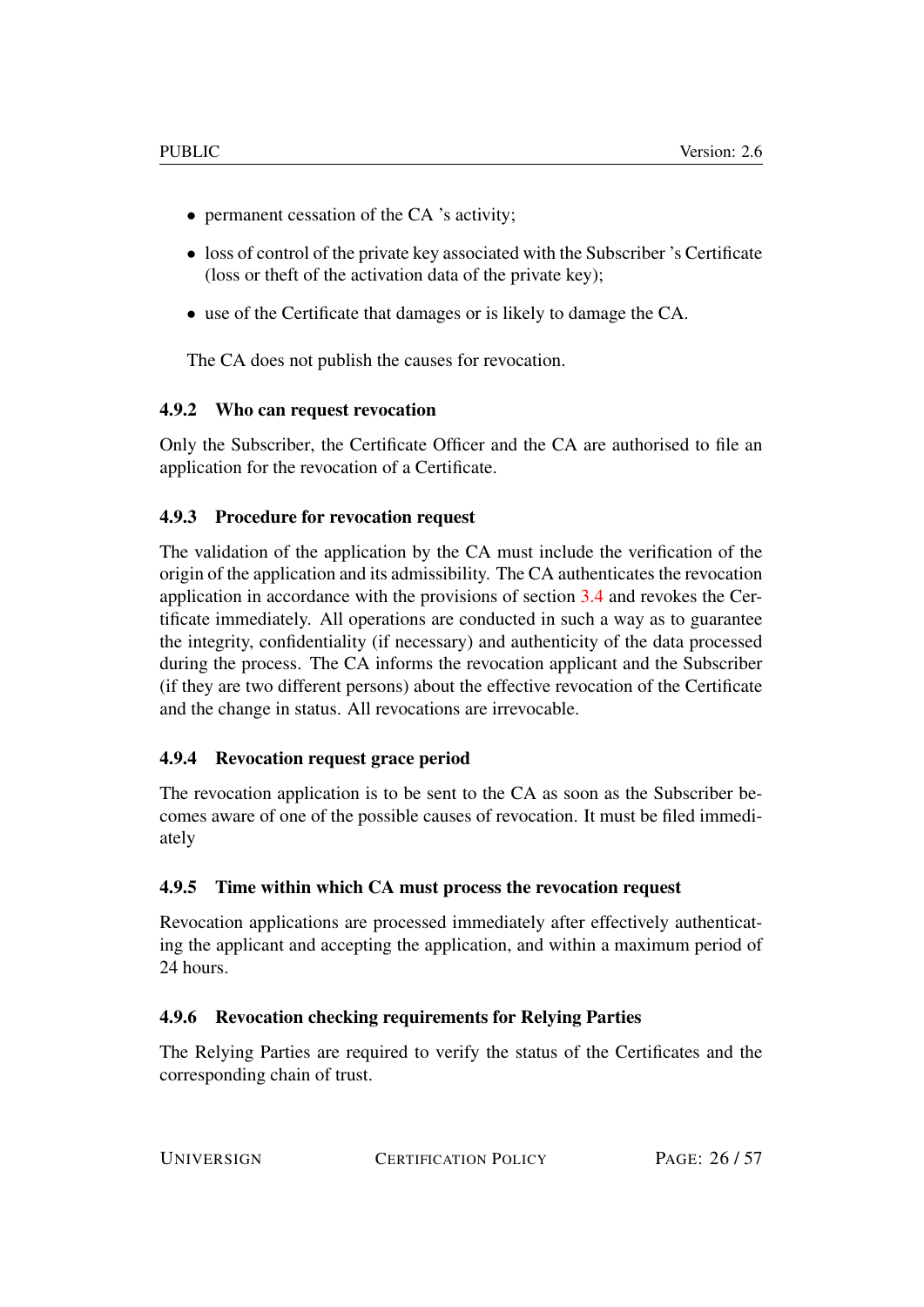- permanent cessation of the CA 's activity;
- loss of control of the private key associated with the Subscriber 's Certificate (loss or theft of the activation data of the private key);
- use of the Certificate that damages or is likely to damage the CA.

The CA does not publish the causes for revocation.

### 4.9.2 Who can request revocation

Only the Subscriber, the Certificate Officer and the CA are authorised to file an application for the revocation of a Certificate.

### 4.9.3 Procedure for revocation request

The validation of the application by the CA must include the verification of the origin of the application and its admissibility. The CA authenticates the revocation application in accordance with the provisions of section 3.4 and revokes the Certificate immediately. All operations are conducted in such a way as to guarantee the integrity, confidentiality (if necessary) and authenticity of the data processed during the process. The CA informs the revocation applicant and the Subscriber (if they are two different persons) about the effective revocation of the Certificate and the change in status. All revocations are irrevocable.

### 4.9.4 Revocation request grace period

The revocation application is to be sent to the CA as soon as the Subscriber becomes aware of one of the possible causes of revocation. It must be filed immediately

### 4.9.5 Time within which CA must process the revocation request

Revocation applications are processed immediately after effectively authenticating the applicant and accepting the application, and within a maximum period of 24 hours.

### 4.9.6 Revocation checking requirements for Relying Parties

The Relying Parties are required to verify the status of the Certificates and the corresponding chain of trust.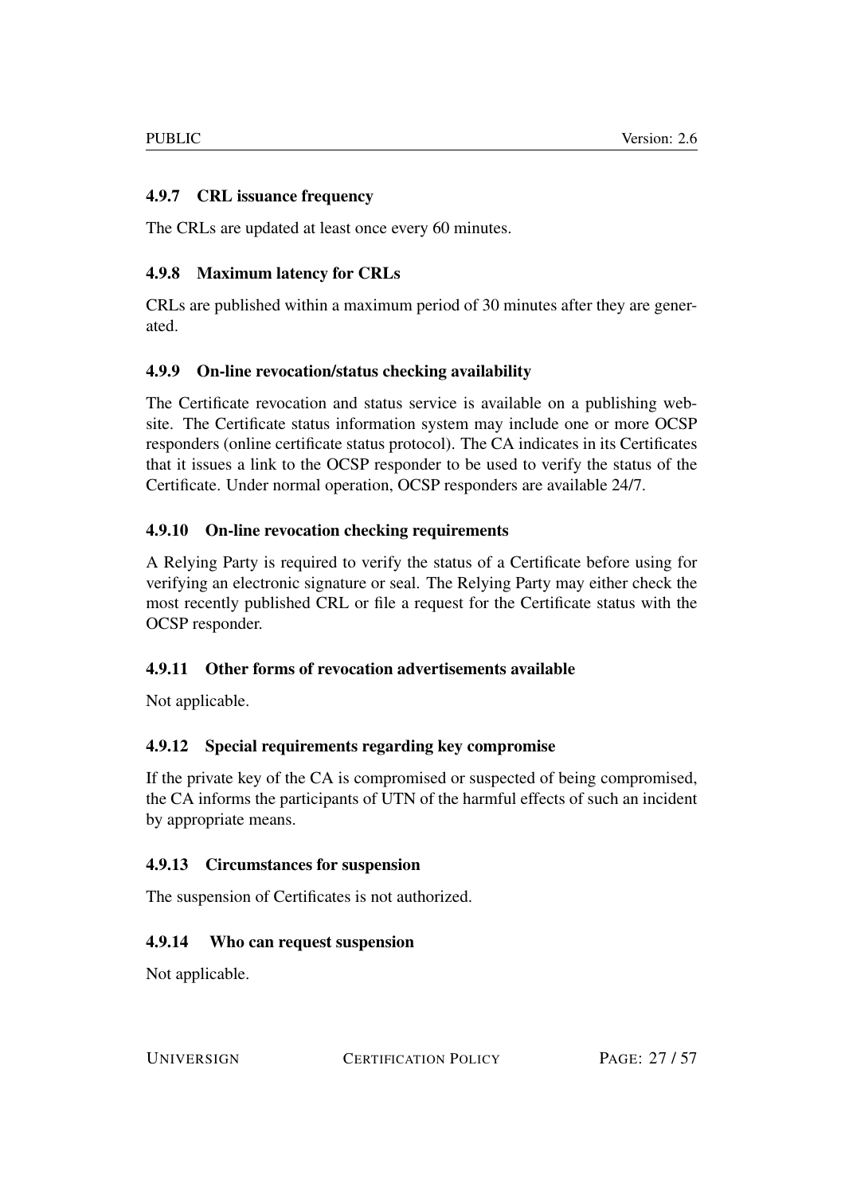#### 4.9.7 CRL issuance frequency

The CRLs are updated at least once every 60 minutes.

#### 4.9.8 Maximum latency for CRLs

CRLs are published within a maximum period of 30 minutes after they are generated.

#### 4.9.9 On-line revocation/status checking availability

The Certificate revocation and status service is available on a publishing website. The Certificate status information system may include one or more OCSP responders (online certificate status protocol). The CA indicates in its Certificates that it issues a link to the OCSP responder to be used to verify the status of the Certificate. Under normal operation, OCSP responders are available 24/7.

#### 4.9.10 On-line revocation checking requirements

A Relying Party is required to verify the status of a Certificate before using for verifying an electronic signature or seal. The Relying Party may either check the most recently published CRL or file a request for the Certificate status with the OCSP responder.

#### 4.9.11 Other forms of revocation advertisements available

Not applicable.

#### 4.9.12 Special requirements regarding key compromise

If the private key of the CA is compromised or suspected of being compromised, the CA informs the participants of UTN of the harmful effects of such an incident by appropriate means.

#### 4.9.13 Circumstances for suspension

The suspension of Certificates is not authorized.

#### 4.9.14 Who can request suspension

Not applicable.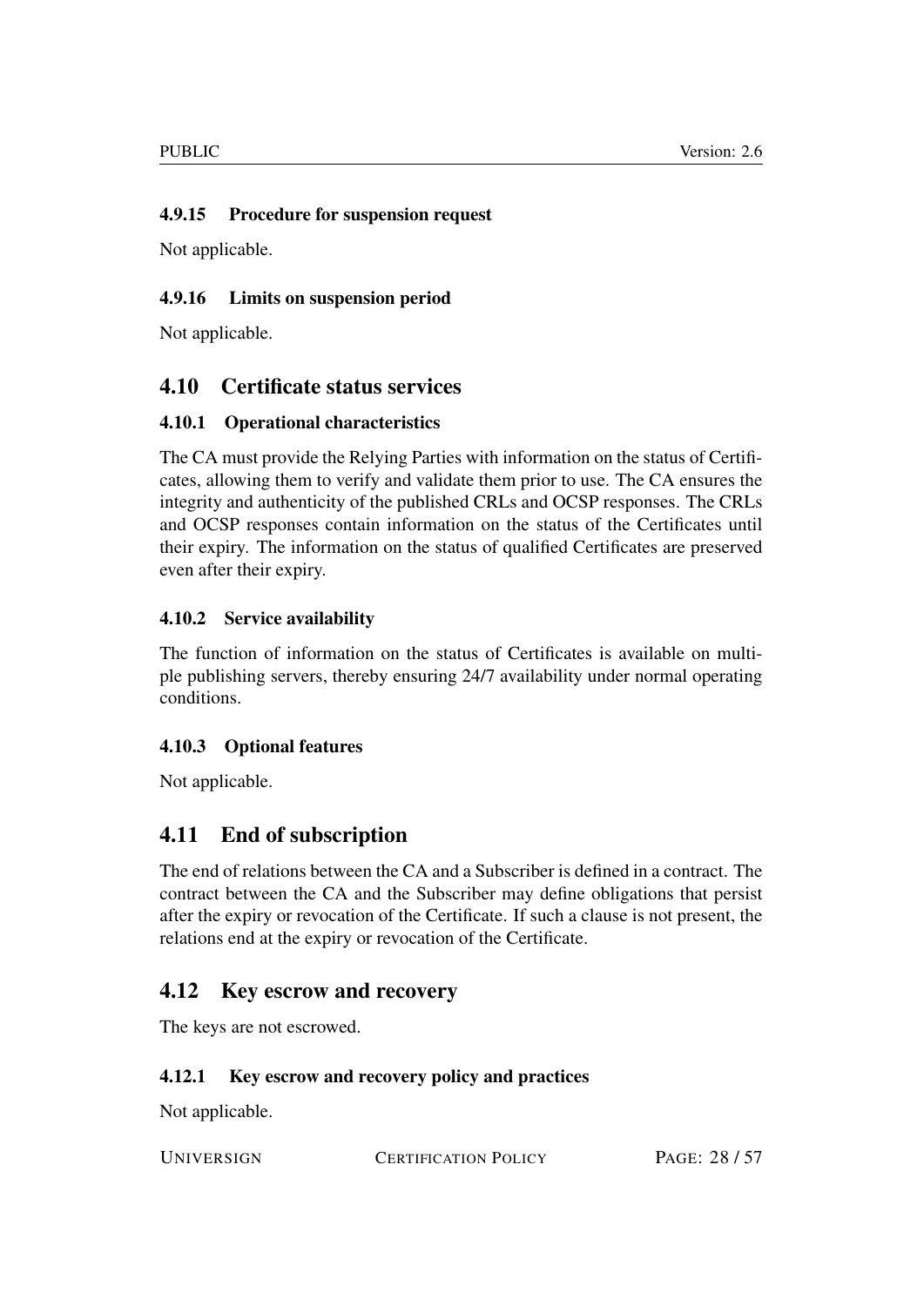#### 4.9.15 Procedure for suspension request

Not applicable.

#### 4.9.16 Limits on suspension period

Not applicable.

### 4.10 Certificate status services

#### 4.10.1 Operational characteristics

The CA must provide the Relying Parties with information on the status of Certificates, allowing them to verify and validate them prior to use. The CA ensures the integrity and authenticity of the published CRLs and OCSP responses. The CRLs and OCSP responses contain information on the status of the Certificates until their expiry. The information on the status of qualified Certificates are preserved even after their expiry.

#### 4.10.2 Service availability

The function of information on the status of Certificates is available on multiple publishing servers, thereby ensuring 24/7 availability under normal operating conditions.

#### 4.10.3 Optional features

Not applicable.

### 4.11 End of subscription

The end of relations between the CA and a Subscriber is defined in a contract. The contract between the CA and the Subscriber may define obligations that persist after the expiry or revocation of the Certificate. If such a clause is not present, the relations end at the expiry or revocation of the Certificate.

### 4.12 Key escrow and recovery

The keys are not escrowed.

#### 4.12.1 Key escrow and recovery policy and practices

Not applicable.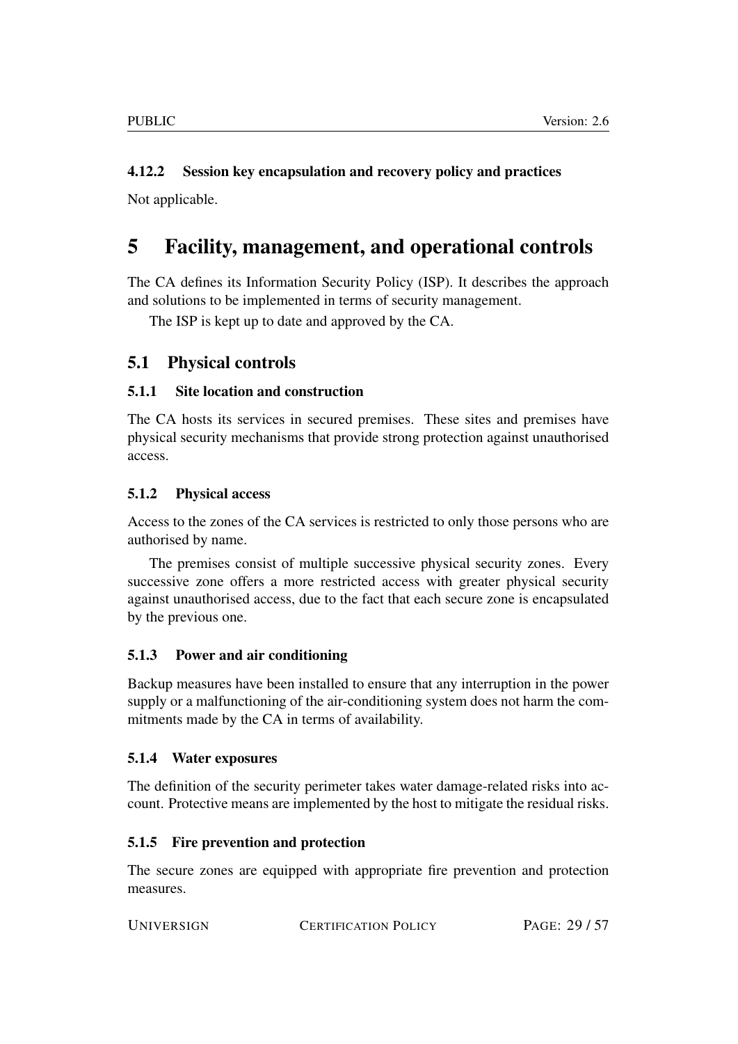#### 4.12.2 Session key encapsulation and recovery policy and practices

Not applicable.

# 5 Facility, management, and operational controls

The CA defines its Information Security Policy (ISP). It describes the approach and solutions to be implemented in terms of security management.

The ISP is kept up to date and approved by the CA.

## 5.1 Physical controls

### 5.1.1 Site location and construction

The CA hosts its services in secured premises. These sites and premises have physical security mechanisms that provide strong protection against unauthorised access.

### 5.1.2 Physical access

Access to the zones of the CA services is restricted to only those persons who are authorised by name.

The premises consist of multiple successive physical security zones. Every successive zone offers a more restricted access with greater physical security against unauthorised access, due to the fact that each secure zone is encapsulated by the previous one.

### 5.1.3 Power and air conditioning

Backup measures have been installed to ensure that any interruption in the power supply or a malfunctioning of the air-conditioning system does not harm the commitments made by the CA in terms of availability.

### 5.1.4 Water exposures

The definition of the security perimeter takes water damage-related risks into account. Protective means are implemented by the host to mitigate the residual risks.

### 5.1.5 Fire prevention and protection

The secure zones are equipped with appropriate fire prevention and protection measures.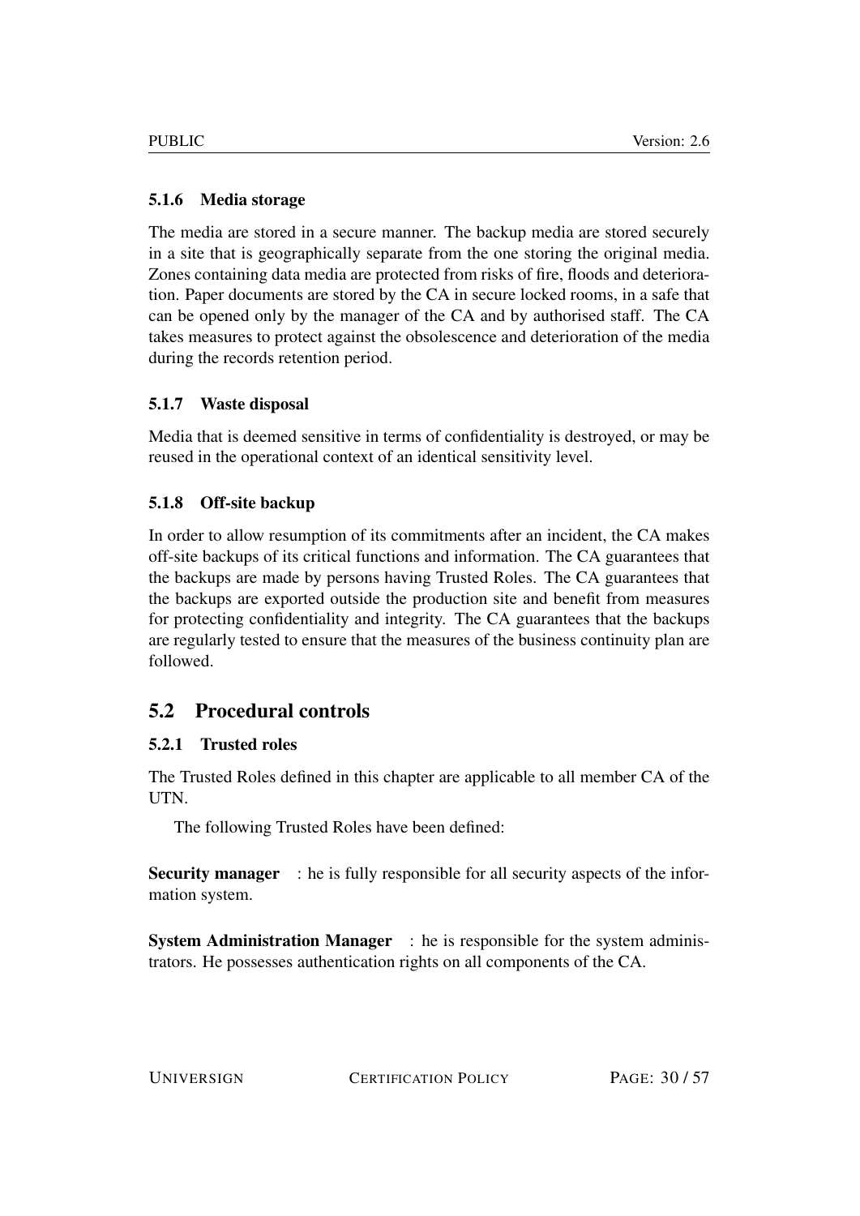#### 5.1.6 Media storage

The media are stored in a secure manner. The backup media are stored securely in a site that is geographically separate from the one storing the original media. Zones containing data media are protected from risks of fire, floods and deterioration. Paper documents are stored by the CA in secure locked rooms, in a safe that can be opened only by the manager of the CA and by authorised staff. The CA takes measures to protect against the obsolescence and deterioration of the media during the records retention period.

#### 5.1.7 Waste disposal

Media that is deemed sensitive in terms of confidentiality is destroyed, or may be reused in the operational context of an identical sensitivity level.

#### 5.1.8 Off-site backup

In order to allow resumption of its commitments after an incident, the CA makes off-site backups of its critical functions and information. The CA guarantees that the backups are made by persons having Trusted Roles. The CA guarantees that the backups are exported outside the production site and benefit from measures for protecting confidentiality and integrity. The CA guarantees that the backups are regularly tested to ensure that the measures of the business continuity plan are followed.

### 5.2 Procedural controls

#### 5.2.1 Trusted roles

The Trusted Roles defined in this chapter are applicable to all member CA of the UTN.

The following Trusted Roles have been defined:

**Security manager** : he is fully responsible for all security aspects of the information system.

**System Administration Manager** : he is responsible for the system administrators. He possesses authentication rights on all components of the CA.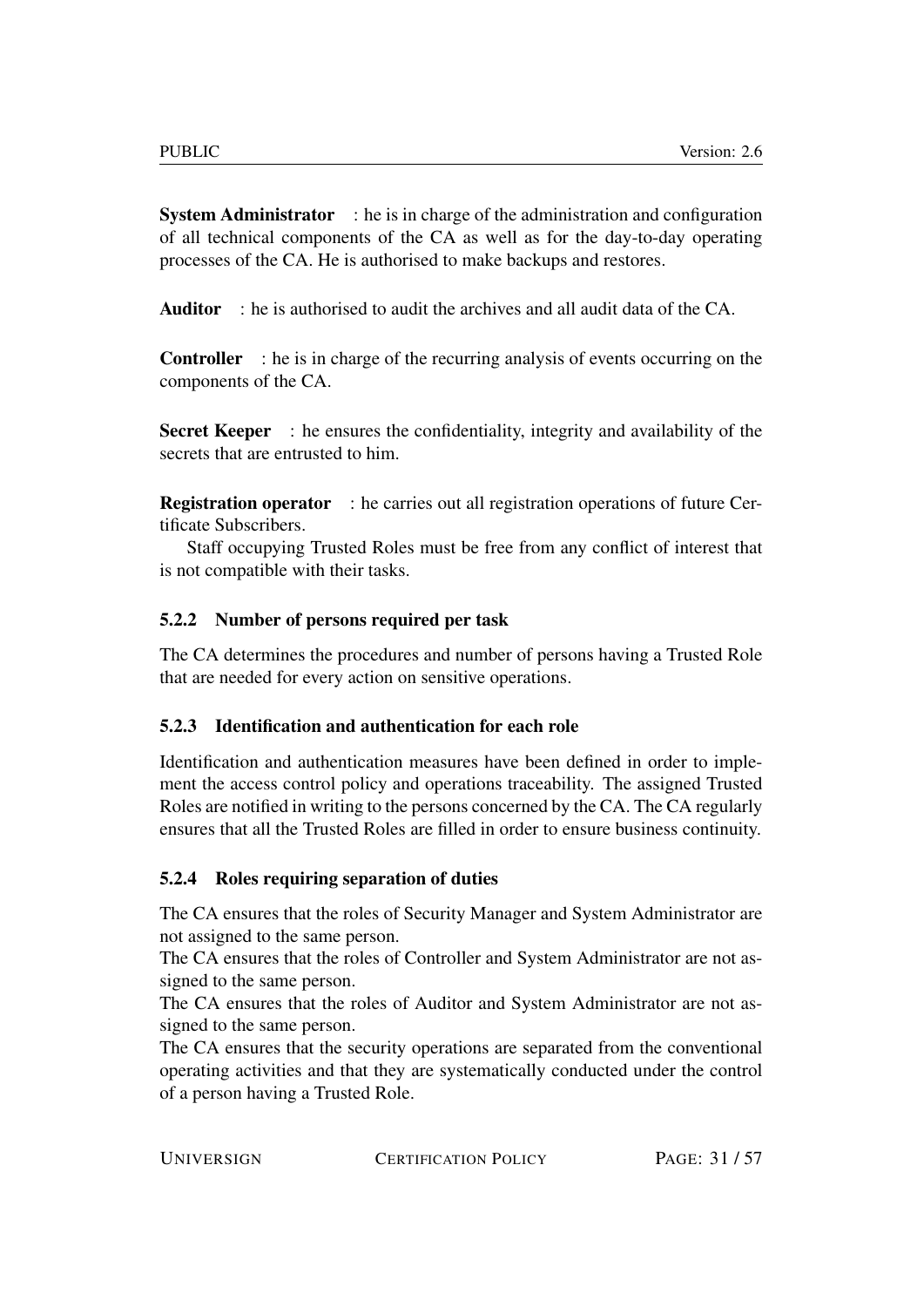**System Administrator** : he is in charge of the administration and configuration of all technical components of the CA as well as for the day-to-day operating processes of the CA. He is authorised to make backups and restores.

**Auditor** : he is authorised to audit the archives and all audit data of the CA.

**Controller** : he is in charge of the recurring analysis of events occurring on the components of the CA.

**Secret Keeper** : he ensures the confidentiality, integrity and availability of the secrets that are entrusted to him.

**Registration operator** : he carries out all registration operations of future Certificate Subscribers.

Staff occupying Trusted Roles must be free from any conflict of interest that is not compatible with their tasks.

### 5.2.2 Number of persons required per task

The CA determines the procedures and number of persons having a Trusted Role that are needed for every action on sensitive operations.

### 5.2.3 Identification and authentication for each role

Identification and authentication measures have been defined in order to implement the access control policy and operations traceability. The assigned Trusted Roles are notified in writing to the persons concerned by the CA. The CA regularly ensures that all the Trusted Roles are filled in order to ensure business continuity.

### 5.2.4 Roles requiring separation of duties

The CA ensures that the roles of Security Manager and System Administrator are not assigned to the same person.
The CA ensures that the roles of Controller and System Administrator are not assigned to the same person.
The CA ensures that the roles of Auditor and System Administrator are not assigned to the same person.
The CA ensures that the security operations are separated from the conventional operating activities and that they are systematically conducted under the control of a person having a Trusted Role.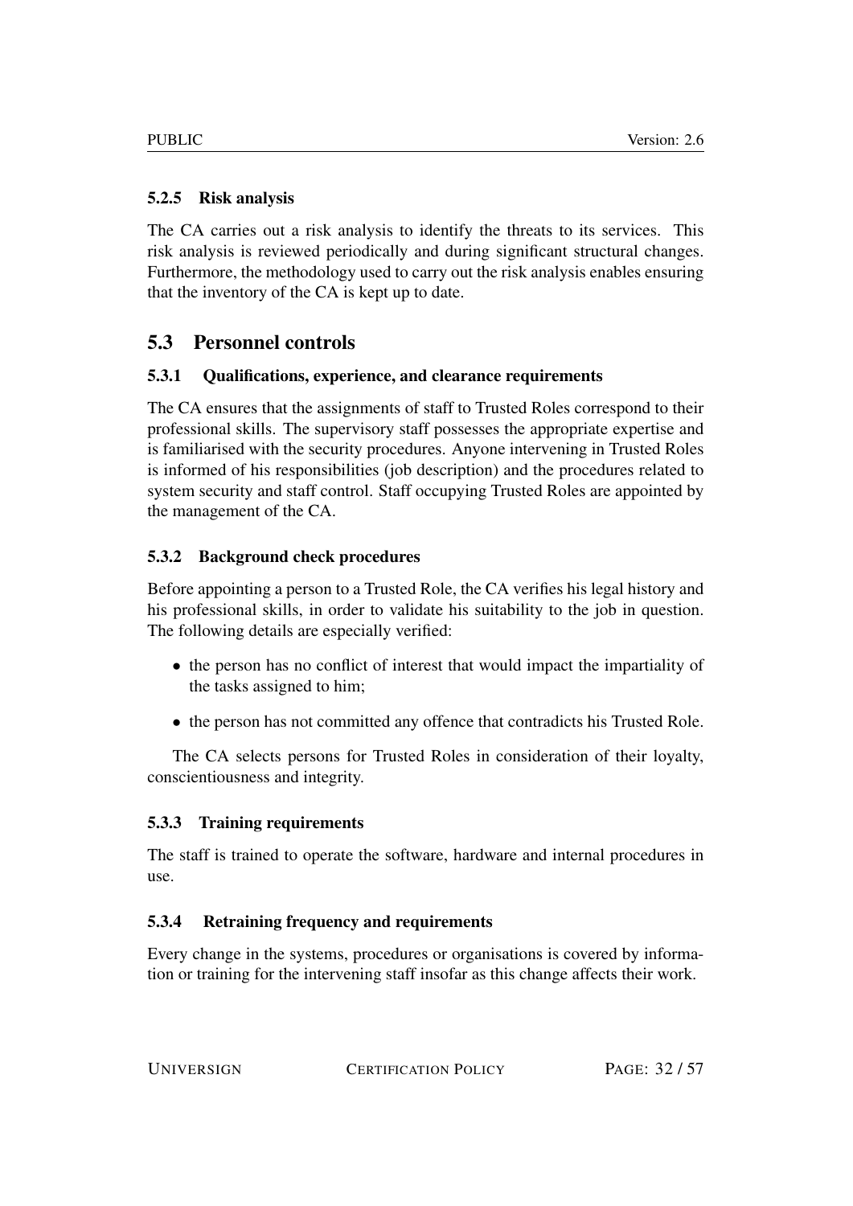#### 5.2.5 Risk analysis

The CA carries out a risk analysis to identify the threats to its services. This risk analysis is reviewed periodically and during significant structural changes. Furthermore, the methodology used to carry out the risk analysis enables ensuring that the inventory of the CA is kept up to date.

### 5.3 Personnel controls

#### 5.3.1 Qualifications, experience, and clearance requirements

The CA ensures that the assignments of staff to Trusted Roles correspond to their professional skills. The supervisory staff possesses the appropriate expertise and is familiarised with the security procedures. Anyone intervening in Trusted Roles is informed of his responsibilities (job description) and the procedures related to system security and staff control. Staff occupying Trusted Roles are appointed by the management of the CA.

#### 5.3.2 Background check procedures

Before appointing a person to a Trusted Role, the CA verifies his legal history and his professional skills, in order to validate his suitability to the job in question. The following details are especially verified:

- the person has no conflict of interest that would impact the impartiality of the tasks assigned to him;
- the person has not committed any offence that contradicts his Trusted Role.

The CA selects persons for Trusted Roles in consideration of their loyalty, conscientiousness and integrity.

#### 5.3.3 Training requirements

The staff is trained to operate the software, hardware and internal procedures in use.

#### 5.3.4 Retraining frequency and requirements

Every change in the systems, procedures or organisations is covered by information or training for the intervening staff insofar as this change affects their work.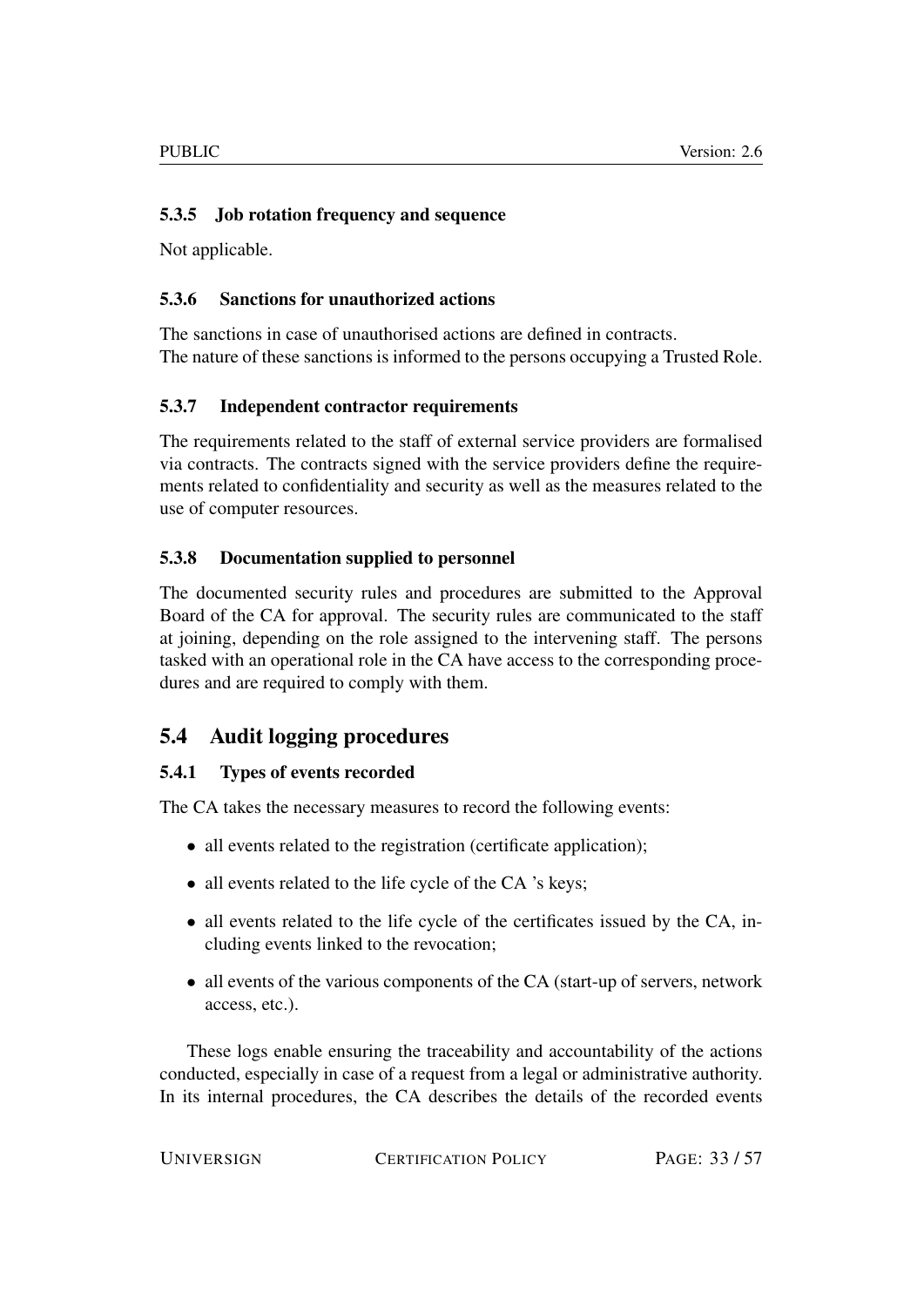### 5.3.5 Job rotation frequency and sequence

Not applicable.

### 5.3.6 Sanctions for unauthorized actions

The sanctions in case of unauthorised actions are defined in contracts.
The nature of these sanctions is informed to the persons occupying a Trusted Role.

### 5.3.7 Independent contractor requirements

The requirements related to the staff of external service providers are formalised via contracts. The contracts signed with the service providers define the requirements related to confidentiality and security as well as the measures related to the use of computer resources.

### 5.3.8 Documentation supplied to personnel

The documented security rules and procedures are submitted to the Approval Board of the CA for approval. The security rules are communicated to the staff at joining, depending on the role assigned to the intervening staff. The persons tasked with an operational role in the CA have access to the corresponding procedures and are required to comply with them.

## 5.4 Audit logging procedures

### 5.4.1 Types of events recorded

The CA takes the necessary measures to record the following events:

- all events related to the registration (certificate application);
- all events related to the life cycle of the CA 's keys;
- all events related to the life cycle of the certificates issued by the CA, including events linked to the revocation;
- all events of the various components of the CA (start-up of servers, network access, etc.).

These logs enable ensuring the traceability and accountability of the actions conducted, especially in case of a request from a legal or administrative authority. In its internal procedures, the CA describes the details of the recorded events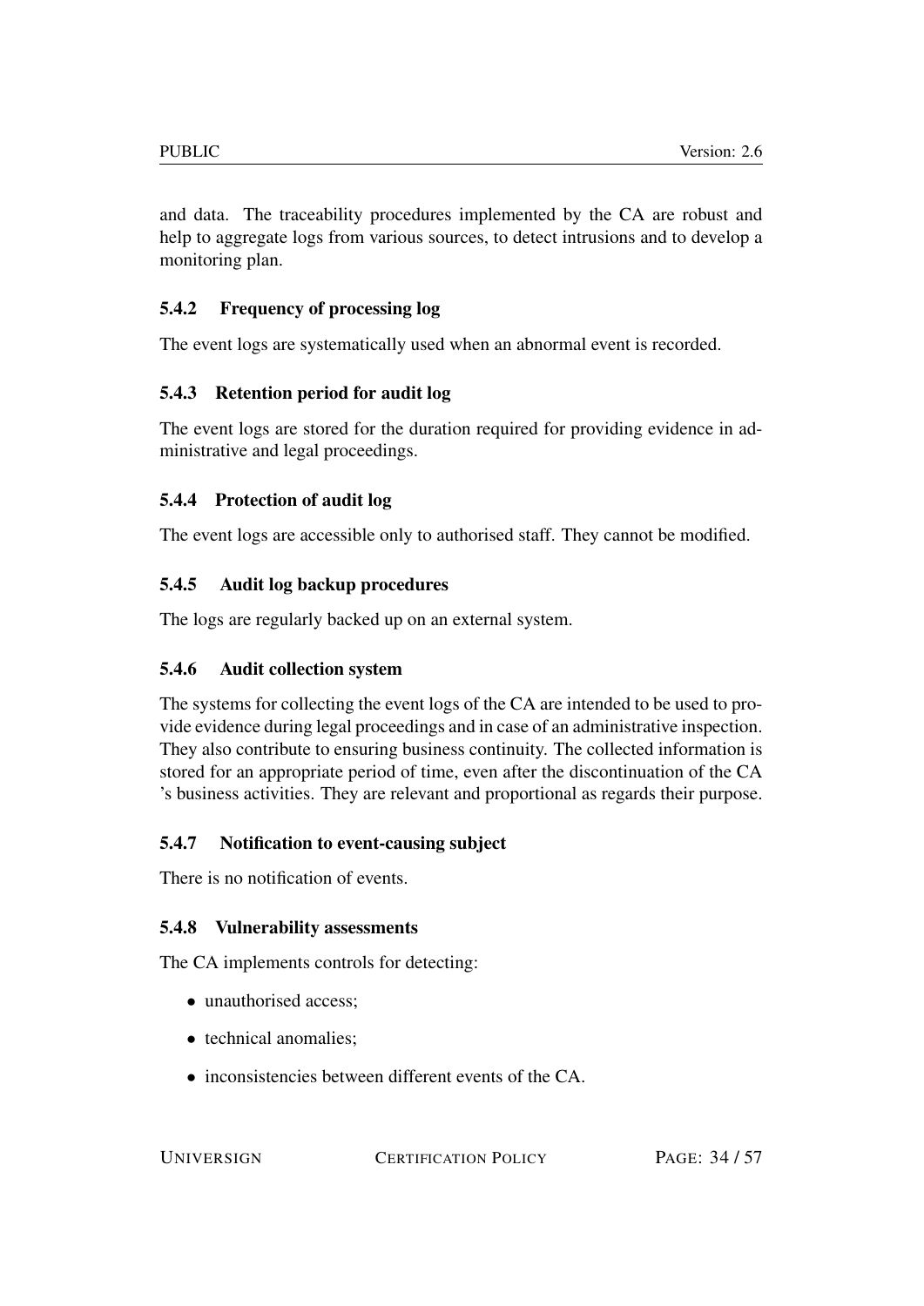and data. The traceability procedures implemented by the CA are robust and help to aggregate logs from various sources, to detect intrusions and to develop a monitoring plan.

### 5.4.2 Frequency of processing log

The event logs are systematically used when an abnormal event is recorded.

### 5.4.3 Retention period for audit log

The event logs are stored for the duration required for providing evidence in administrative and legal proceedings.

### 5.4.4 Protection of audit log

The event logs are accessible only to authorised staff. They cannot be modified.

### 5.4.5 Audit log backup procedures

The logs are regularly backed up on an external system.

### 5.4.6 Audit collection system

The systems for collecting the event logs of the CA are intended to be used to provide evidence during legal proceedings and in case of an administrative inspection. They also contribute to ensuring business continuity. The collected information is stored for an appropriate period of time, even after the discontinuation of the CA 's business activities. They are relevant and proportional as regards their purpose.

### 5.4.7 Notification to event-causing subject

There is no notification of events.

### 5.4.8 Vulnerability assessments

The CA implements controls for detecting:

- unauthorised access;
- technical anomalies;
- inconsistencies between different events of the CA.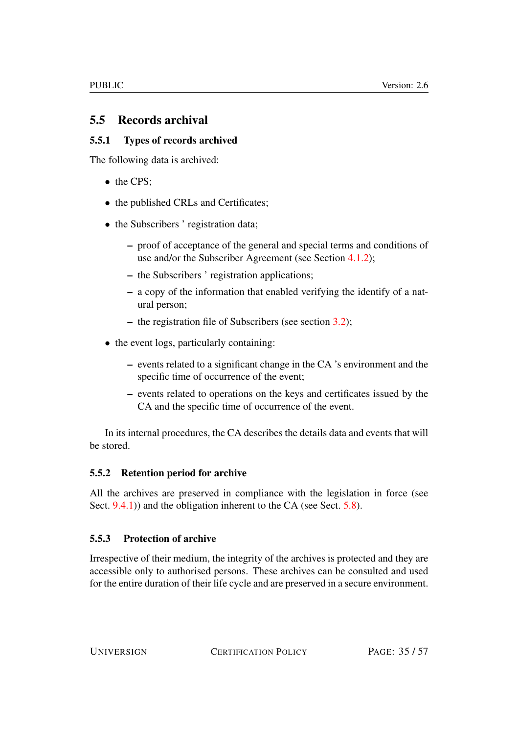## 5.5 Records archival

### 5.5.1 Types of records archived

The following data is archived:

- the CPS;
- the published CRLs and Certificates;
- the Subscribers ' registration data;
  - proof of acceptance of the general and special terms and conditions of use and/or the Subscriber Agreement (see Section 4.1.2);
  - the Subscribers ' registration applications;
  - a copy of the information that enabled verifying the identify of a natural person;
  - the registration file of Subscribers (see section 3.2);
- the event logs, particularly containing:
  - events related to a significant change in the CA 's environment and the specific time of occurrence of the event;
  - events related to operations on the keys and certificates issued by the CA and the specific time of occurrence of the event.

In its internal procedures, the CA describes the details data and events that will be stored.

### 5.5.2 Retention period for archive

All the archives are preserved in compliance with the legislation in force (see Sect. 9.4.1)) and the obligation inherent to the CA (see Sect. 5.8).

### 5.5.3 Protection of archive

Irrespective of their medium, the integrity of the archives is protected and they are accessible only to authorised persons. These archives can be consulted and used for the entire duration of their life cycle and are preserved in a secure environment.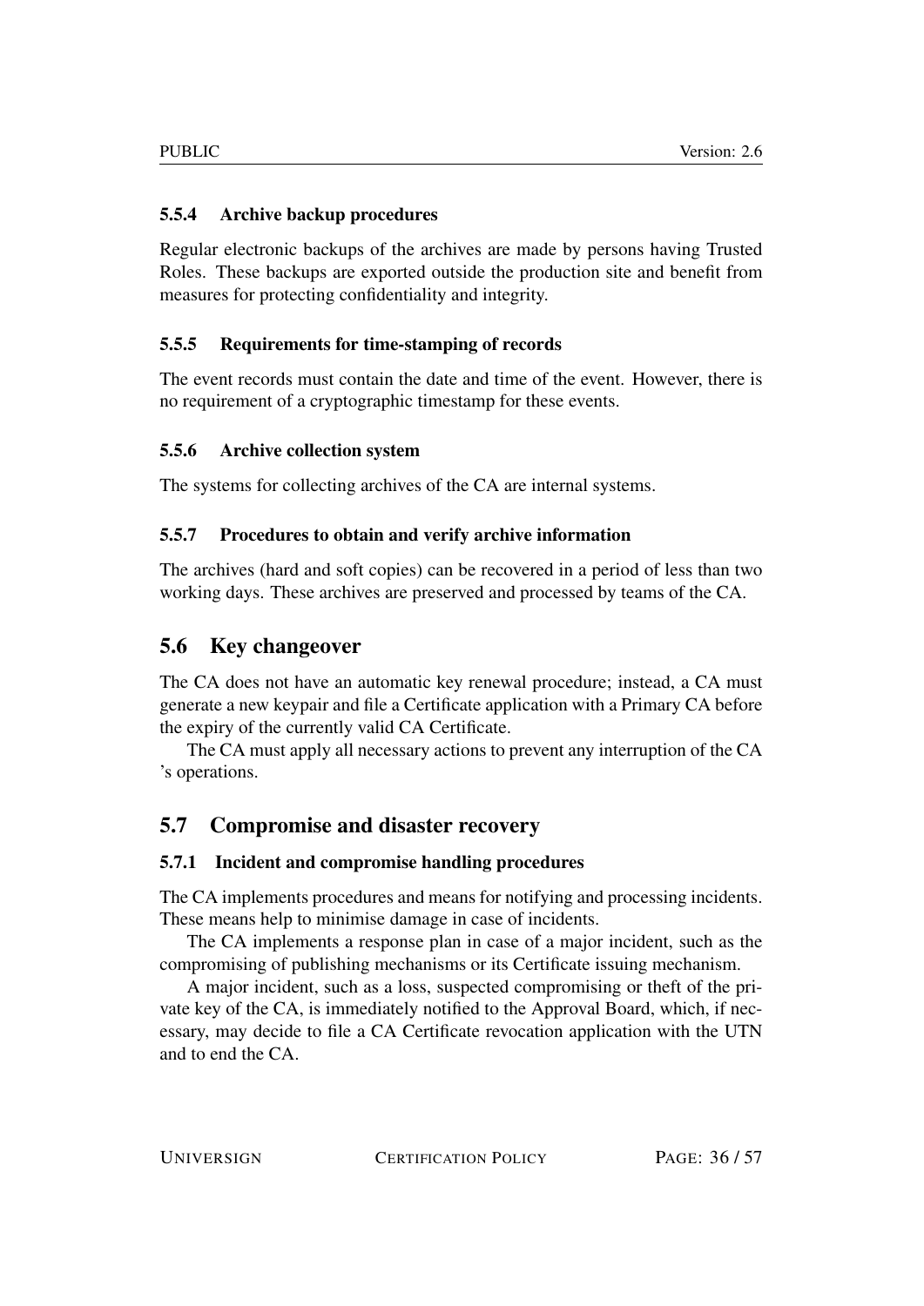#### 5.5.4 Archive backup procedures

Regular electronic backups of the archives are made by persons having Trusted Roles. These backups are exported outside the production site and benefit from measures for protecting confidentiality and integrity.

#### 5.5.5 Requirements for time-stamping of records

The event records must contain the date and time of the event. However, there is no requirement of a cryptographic timestamp for these events.

#### 5.5.6 Archive collection system

The systems for collecting archives of the CA are internal systems.

#### 5.5.7 Procedures to obtain and verify archive information

The archives (hard and soft copies) can be recovered in a period of less than two working days. These archives are preserved and processed by teams of the CA.

### 5.6 Key changeover

The CA does not have an automatic key renewal procedure; instead, a CA must generate a new keypair and file a Certificate application with a Primary CA before the expiry of the currently valid CA Certificate.

The CA must apply all necessary actions to prevent any interruption of the CA 's operations.

### 5.7 Compromise and disaster recovery

#### 5.7.1 Incident and compromise handling procedures

The CA implements procedures and means for notifying and processing incidents. These means help to minimise damage in case of incidents.

The CA implements a response plan in case of a major incident, such as the compromising of publishing mechanisms or its Certificate issuing mechanism.

A major incident, such as a loss, suspected compromising or theft of the private key of the CA, is immediately notified to the Approval Board, which, if necessary, may decide to file a CA Certificate revocation application with the UTN and to end the CA.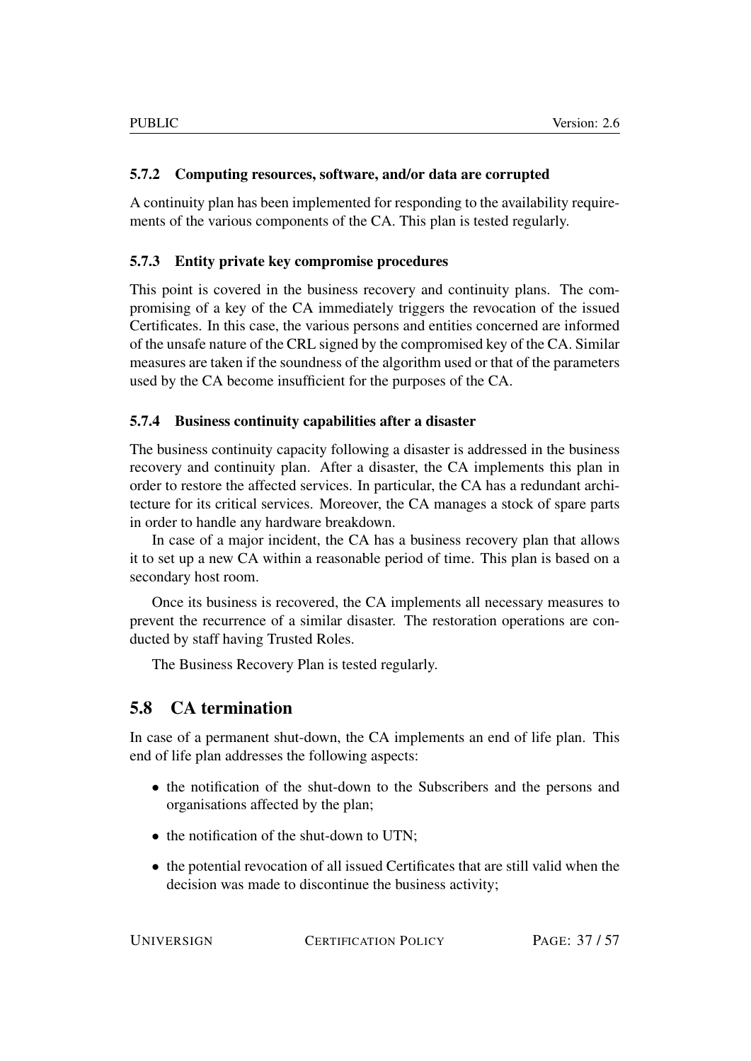#### 5.7.2 Computing resources, software, and/or data are corrupted

A continuity plan has been implemented for responding to the availability requirements of the various components of the CA. This plan is tested regularly.

#### 5.7.3 Entity private key compromise procedures

This point is covered in the business recovery and continuity plans. The compromising of a key of the CA immediately triggers the revocation of the issued Certificates. In this case, the various persons and entities concerned are informed of the unsafe nature of the CRL signed by the compromised key of the CA. Similar measures are taken if the soundness of the algorithm used or that of the parameters used by the CA become insufficient for the purposes of the CA.

#### 5.7.4 Business continuity capabilities after a disaster

The business continuity capacity following a disaster is addressed in the business recovery and continuity plan. After a disaster, the CA implements this plan in order to restore the affected services. In particular, the CA has a redundant architecture for its critical services. Moreover, the CA manages a stock of spare parts in order to handle any hardware breakdown.

In case of a major incident, the CA has a business recovery plan that allows it to set up a new CA within a reasonable period of time. This plan is based on a secondary host room.

Once its business is recovered, the CA implements all necessary measures to prevent the recurrence of a similar disaster. The restoration operations are conducted by staff having Trusted Roles.

The Business Recovery Plan is tested regularly.

### 5.8 CA termination

In case of a permanent shut-down, the CA implements an end of life plan. This end of life plan addresses the following aspects:

- the notification of the shut-down to the Subscribers and the persons and organisations affected by the plan;
- the notification of the shut-down to UTN;
- the potential revocation of all issued Certificates that are still valid when the decision was made to discontinue the business activity;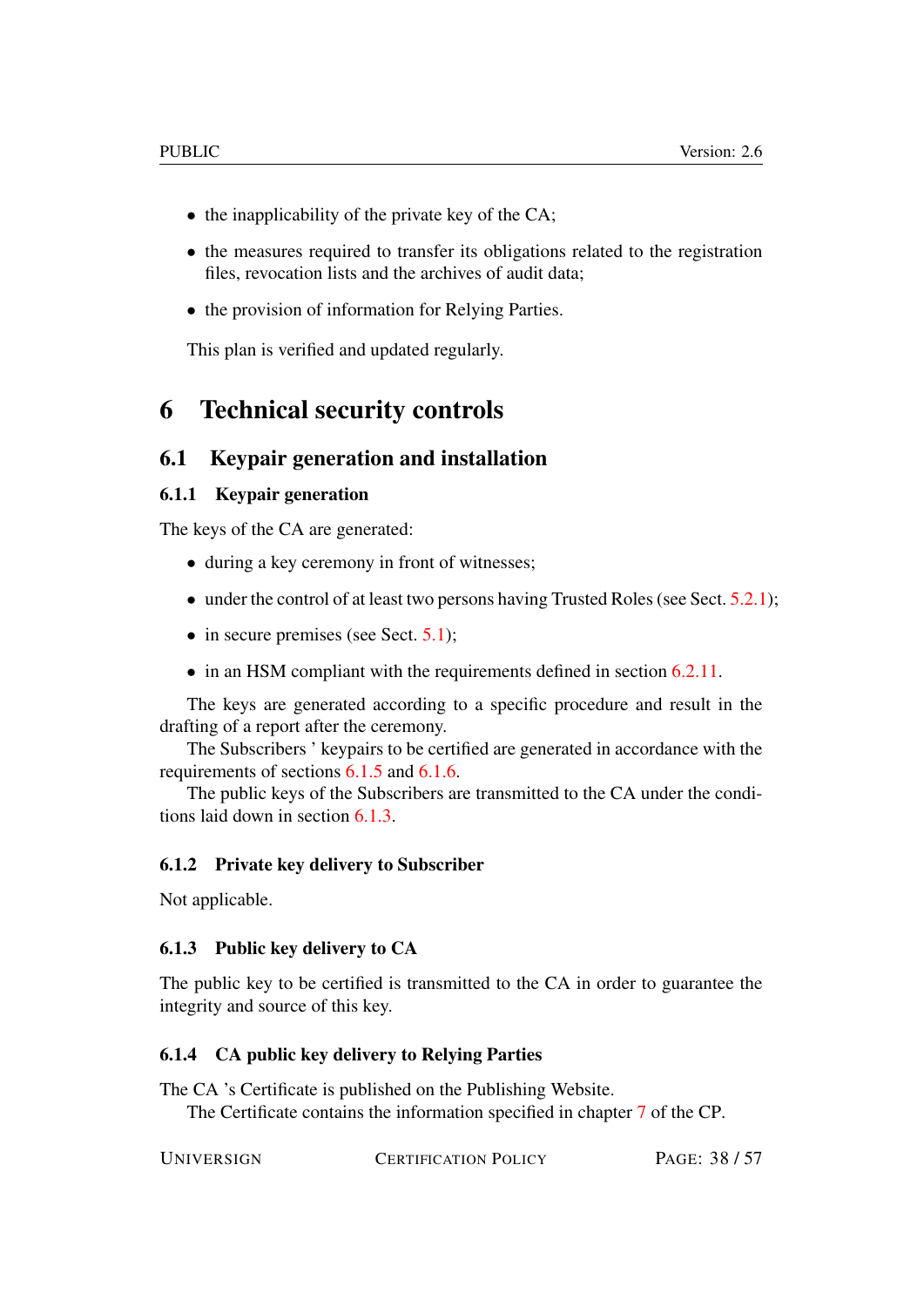- the inapplicability of the private key of the CA;
- the measures required to transfer its obligations related to the registration files, revocation lists and the archives of audit data;
- the provision of information for Relying Parties.

This plan is verified and updated regularly.

# 6 Technical security controls

## 6.1 Keypair generation and installation

### 6.1.1 Keypair generation

The keys of the CA are generated:

- during a key ceremony in front of witnesses;
- under the control of at least two persons having Trusted Roles (see Sect. 5.2.1);
- in secure premises (see Sect. 5.1);
- in an HSM compliant with the requirements defined in section 6.2.11.

The keys are generated according to a specific procedure and result in the drafting of a report after the ceremony.

The Subscribers ' keypairs to be certified are generated in accordance with the requirements of sections 6.1.5 and 6.1.6.

The public keys of the Subscribers are transmitted to the CA under the conditions laid down in section 6.1.3.

### 6.1.2 Private key delivery to Subscriber

Not applicable.

### 6.1.3 Public key delivery to CA

The public key to be certified is transmitted to the CA in order to guarantee the integrity and source of this key.

### 6.1.4 CA public key delivery to Relying Parties

The CA 's Certificate is published on the Publishing Website.

The Certificate contains the information specified in chapter 7 of the CP.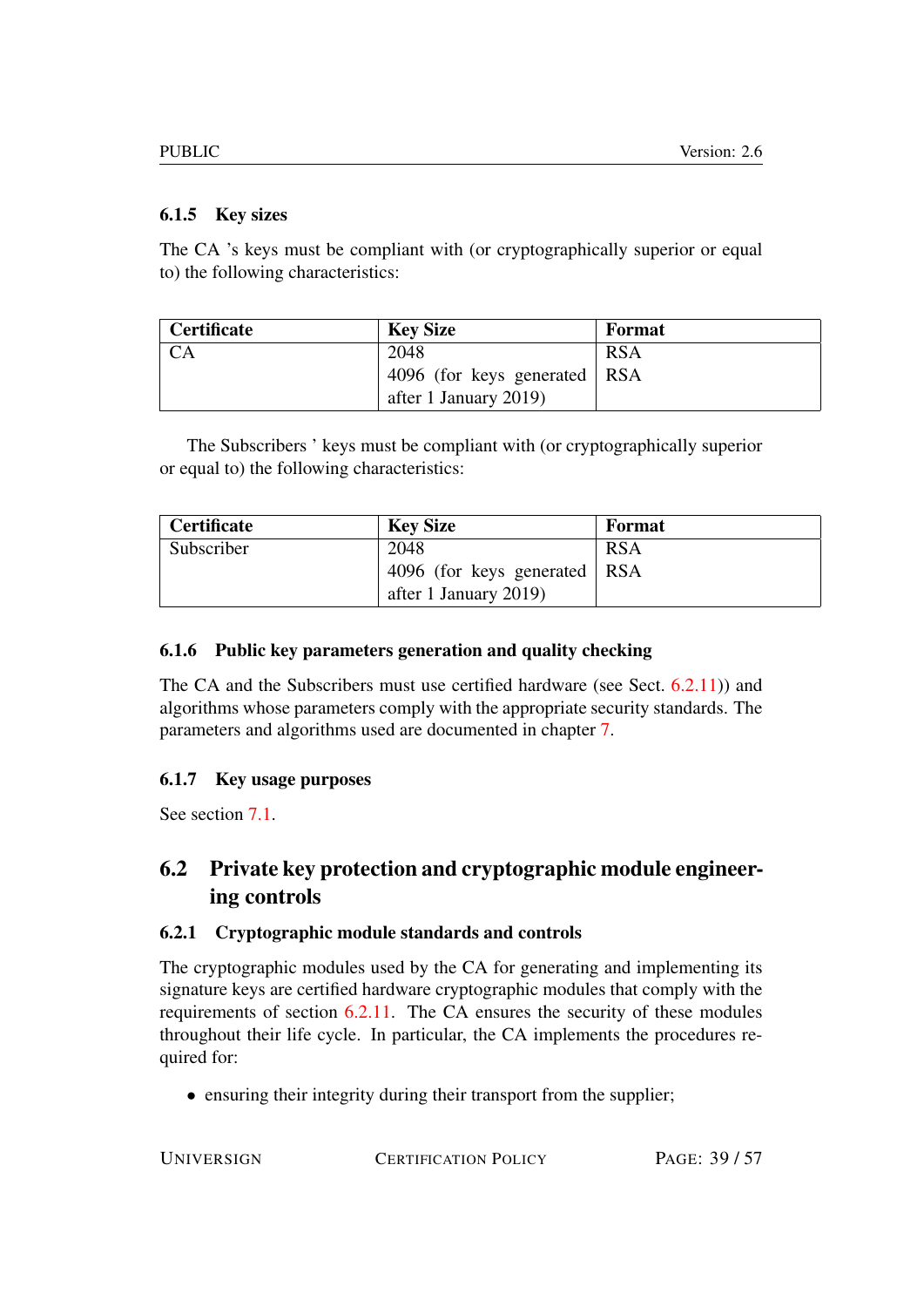### 6.1.5 Key sizes

The CA 's keys must be compliant with (or cryptographically superior or equal to) the following characteristics:

| Certificate | Key Size | Format |
|---|---|---|
| CA | 2048 | RSA |
| | 4096 (for keys generated after 1 January 2019) | RSA |

The Subscribers ' keys must be compliant with (or cryptographically superior or equal to) the following characteristics:

| Certificate | Key Size | Format |
|---|---|---|
| Subscriber | 2048 | RSA |
| | 4096 (for keys generated after 1 January 2019) | RSA |

### 6.1.6 Public key parameters generation and quality checking

The CA and the Subscribers must use certified hardware (see Sect. 6.2.11)) and algorithms whose parameters comply with the appropriate security standards. The parameters and algorithms used are documented in chapter 7.

### 6.1.7 Key usage purposes

See section 7.1.

## 6.2 Private key protection and cryptographic module engineering controls

### 6.2.1 Cryptographic module standards and controls

The cryptographic modules used by the CA for generating and implementing its signature keys are certified hardware cryptographic modules that comply with the requirements of section 6.2.11. The CA ensures the security of these modules throughout their life cycle. In particular, the CA implements the procedures required for:

- ensuring their integrity during their transport from the supplier;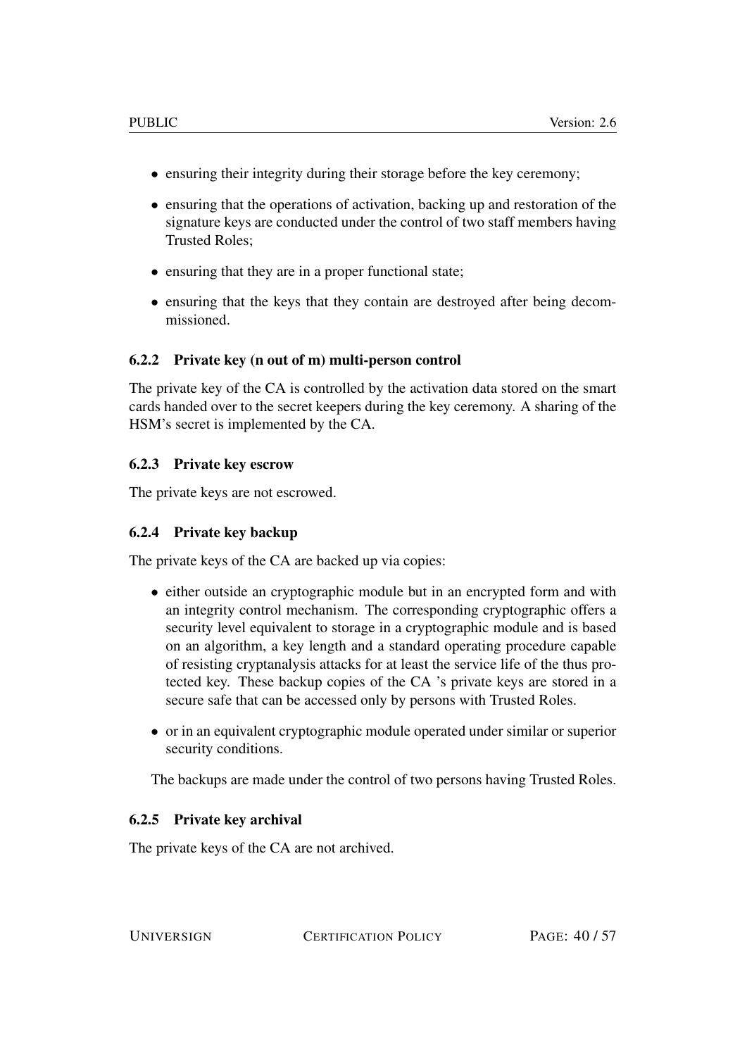- ensuring their integrity during their storage before the key ceremony;
- ensuring that the operations of activation, backing up and restoration of the signature keys are conducted under the control of two staff members having Trusted Roles;
- ensuring that they are in a proper functional state;
- ensuring that the keys that they contain are destroyed after being decommissioned.

### 6.2.2 Private key (n out of m) multi-person control

The private key of the CA is controlled by the activation data stored on the smart cards handed over to the secret keepers during the key ceremony. A sharing of the HSM's secret is implemented by the CA.

### 6.2.3 Private key escrow

The private keys are not escrowed.

### 6.2.4 Private key backup

The private keys of the CA are backed up via copies:

- either outside an cryptographic module but in an encrypted form and with an integrity control mechanism. The corresponding cryptographic offers a security level equivalent to storage in a cryptographic module and is based on an algorithm, a key length and a standard operating procedure capable of resisting cryptanalysis attacks for at least the service life of the thus protected key. These backup copies of the CA 's private keys are stored in a secure safe that can be accessed only by persons with Trusted Roles.
- or in an equivalent cryptographic module operated under similar or superior security conditions.

The backups are made under the control of two persons having Trusted Roles.

### 6.2.5 Private key archival

The private keys of the CA are not archived.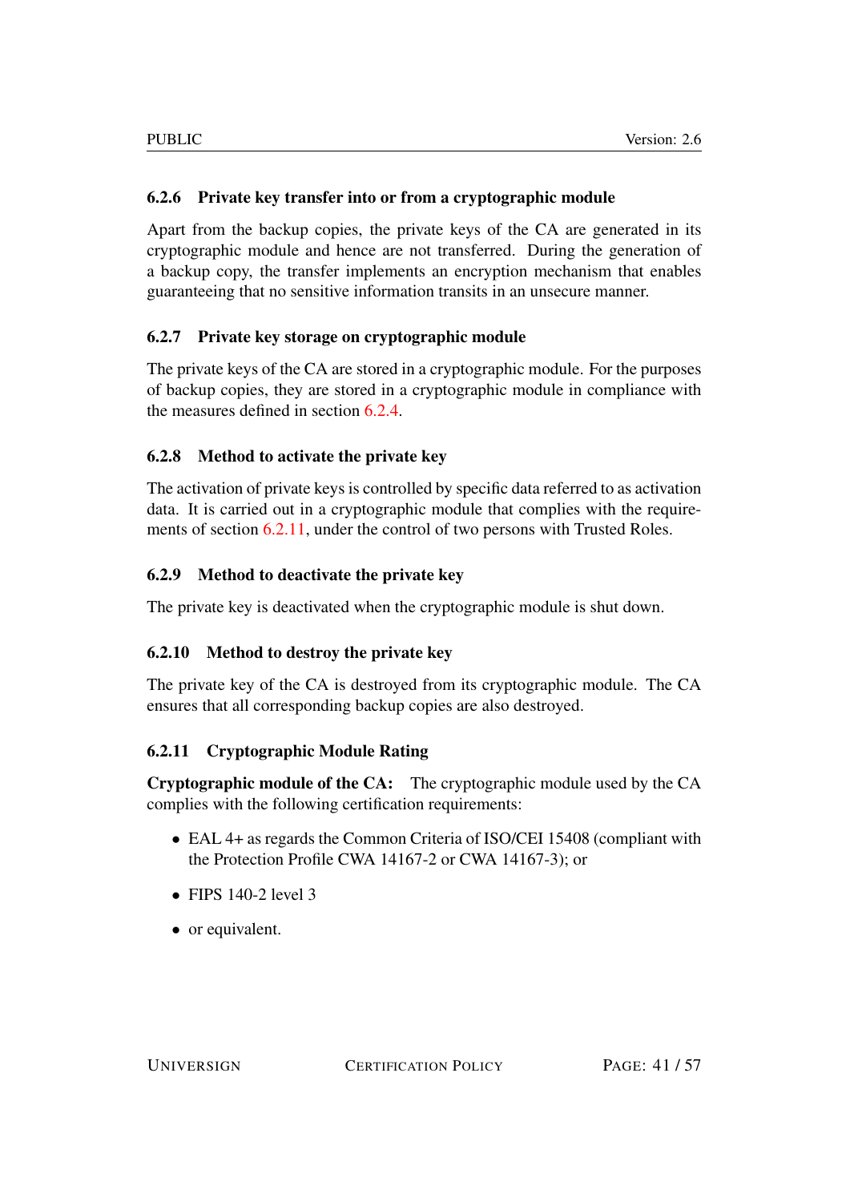#### 6.2.6 Private key transfer into or from a cryptographic module

Apart from the backup copies, the private keys of the CA are generated in its cryptographic module and hence are not transferred. During the generation of a backup copy, the transfer implements an encryption mechanism that enables guaranteeing that no sensitive information transits in an unsecure manner.

#### 6.2.7 Private key storage on cryptographic module

The private keys of the CA are stored in a cryptographic module. For the purposes of backup copies, they are stored in a cryptographic module in compliance with the measures defined in section 6.2.4.

#### 6.2.8 Method to activate the private key

The activation of private keys is controlled by specific data referred to as activation data. It is carried out in a cryptographic module that complies with the requirements of section 6.2.11, under the control of two persons with Trusted Roles.

#### 6.2.9 Method to deactivate the private key

The private key is deactivated when the cryptographic module is shut down.

#### 6.2.10 Method to destroy the private key

The private key of the CA is destroyed from its cryptographic module. The CA ensures that all corresponding backup copies are also destroyed.

#### 6.2.11 Cryptographic Module Rating

**Cryptographic module of the CA:** The cryptographic module used by the CA complies with the following certification requirements:

- EAL 4+ as regards the Common Criteria of ISO/CEI 15408 (compliant with the Protection Profile CWA 14167-2 or CWA 14167-3); or
- FIPS 140-2 level 3
- or equivalent.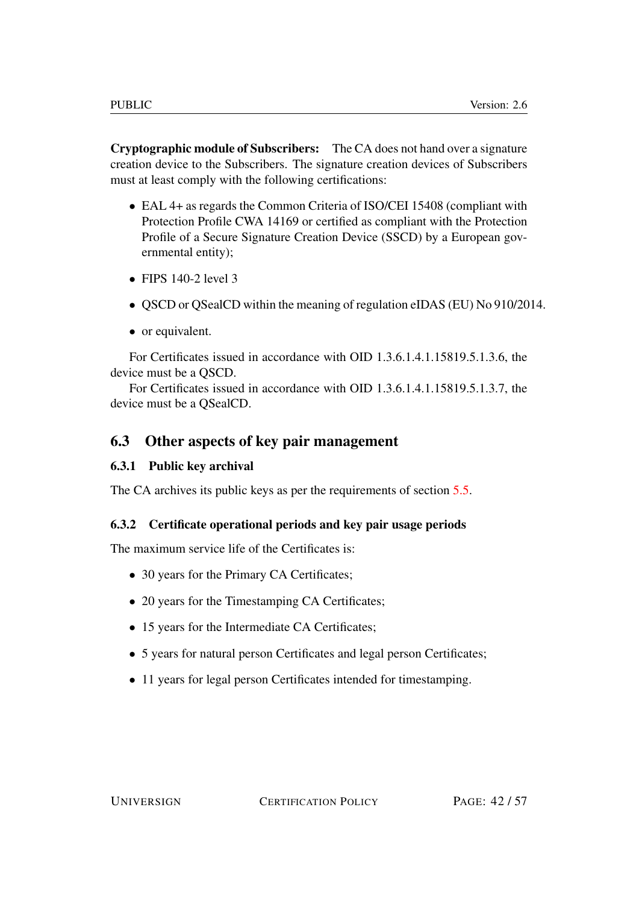**Cryptographic module of Subscribers:** The CA does not hand over a signature creation device to the Subscribers. The signature creation devices of Subscribers must at least comply with the following certifications:

- EAL 4+ as regards the Common Criteria of ISO/CEI 15408 (compliant with Protection Profile CWA 14169 or certified as compliant with the Protection Profile of a Secure Signature Creation Device (SSCD) by a European governmental entity);
- FIPS 140-2 level 3
- QSCD or QSealCD within the meaning of regulation eIDAS (EU) No 910/2014.
- or equivalent.

For Certificates issued in accordance with OID 1.3.6.1.4.1.15819.5.1.3.6, the device must be a QSCD.

For Certificates issued in accordance with OID 1.3.6.1.4.1.15819.5.1.3.7, the device must be a QSealCD.

## 6.3 Other aspects of key pair management

### 6.3.1 Public key archival

The CA archives its public keys as per the requirements of section 5.5.

### 6.3.2 Certificate operational periods and key pair usage periods

The maximum service life of the Certificates is:

- 30 years for the Primary CA Certificates;
- 20 years for the Timestamping CA Certificates;
- 15 years for the Intermediate CA Certificates;
- 5 years for natural person Certificates and legal person Certificates;
- 11 years for legal person Certificates intended for timestamping.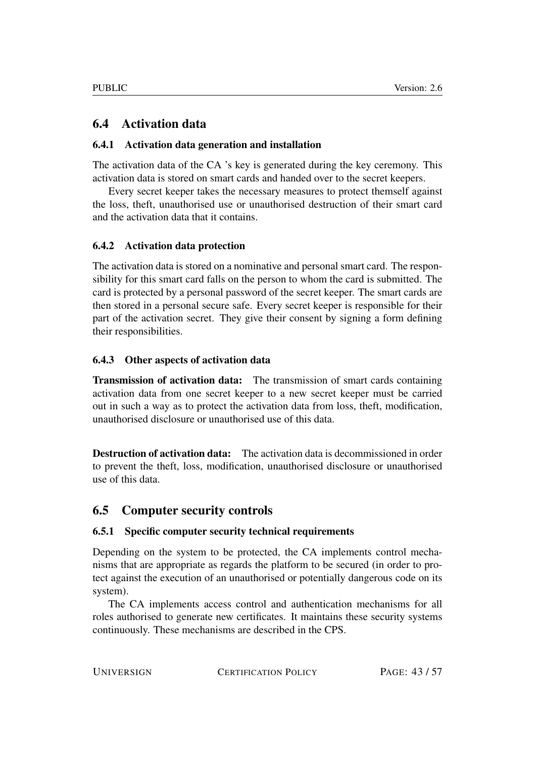## 6.4 Activation data

### 6.4.1 Activation data generation and installation

The activation data of the CA 's key is generated during the key ceremony. This activation data is stored on smart cards and handed over to the secret keepers.

Every secret keeper takes the necessary measures to protect themself against the loss, theft, unauthorised use or unauthorised destruction of their smart card and the activation data that it contains.

### 6.4.2 Activation data protection

The activation data is stored on a nominative and personal smart card. The responsibility for this smart card falls on the person to whom the card is submitted. The card is protected by a personal password of the secret keeper. The smart cards are then stored in a personal secure safe. Every secret keeper is responsible for their part of the activation secret. They give their consent by signing a form defining their responsibilities.

### 6.4.3 Other aspects of activation data

**Transmission of activation data:** The transmission of smart cards containing activation data from one secret keeper to a new secret keeper must be carried out in such a way as to protect the activation data from loss, theft, modification, unauthorised disclosure or unauthorised use of this data.

**Destruction of activation data:** The activation data is decommissioned in order to prevent the theft, loss, modification, unauthorised disclosure or unauthorised use of this data.

## 6.5 Computer security controls

### 6.5.1 Specific computer security technical requirements

Depending on the system to be protected, the CA implements control mechanisms that are appropriate as regards the platform to be secured (in order to protect against the execution of an unauthorised or potentially dangerous code on its system).

The CA implements access control and authentication mechanisms for all roles authorised to generate new certificates. It maintains these security systems continuously. These mechanisms are described in the CPS.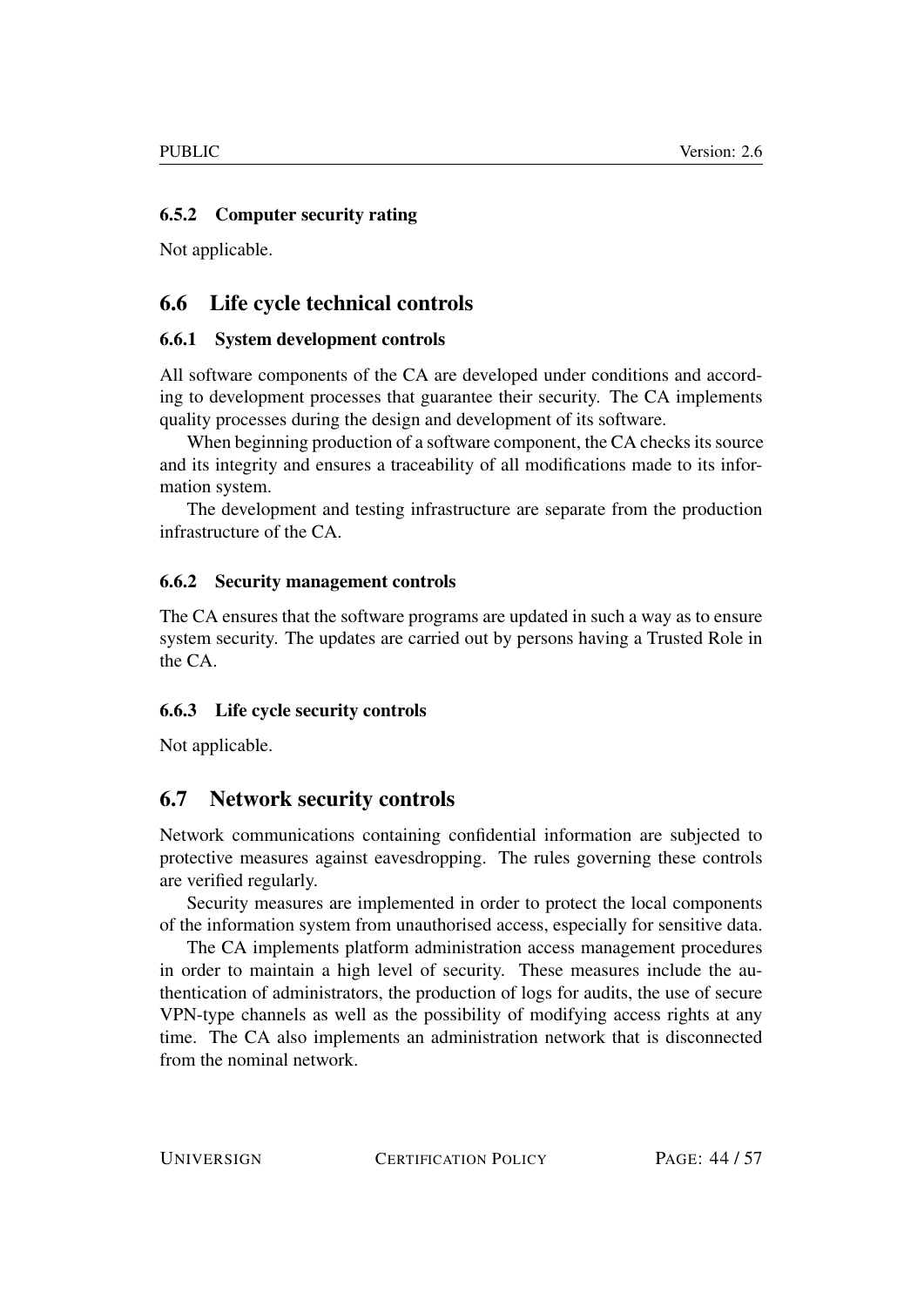#### 6.5.2 Computer security rating

Not applicable.

### 6.6 Life cycle technical controls

#### 6.6.1 System development controls

All software components of the CA are developed under conditions and according to development processes that guarantee their security. The CA implements quality processes during the design and development of its software.

When beginning production of a software component, the CA checks its source and its integrity and ensures a traceability of all modifications made to its information system.

The development and testing infrastructure are separate from the production infrastructure of the CA.

#### 6.6.2 Security management controls

The CA ensures that the software programs are updated in such a way as to ensure system security. The updates are carried out by persons having a Trusted Role in the CA.

#### 6.6.3 Life cycle security controls

Not applicable.

### 6.7 Network security controls

Network communications containing confidential information are subjected to protective measures against eavesdropping. The rules governing these controls are verified regularly.

Security measures are implemented in order to protect the local components of the information system from unauthorised access, especially for sensitive data.

The CA implements platform administration access management procedures in order to maintain a high level of security. These measures include the authentication of administrators, the production of logs for audits, the use of secure VPN-type channels as well as the possibility of modifying access rights at any time. The CA also implements an administration network that is disconnected from the nominal network.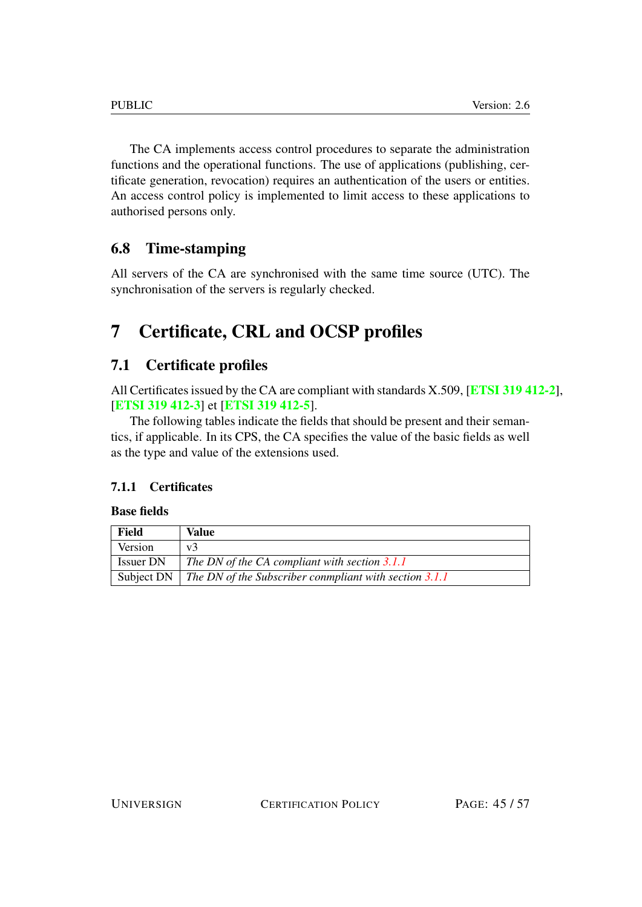The CA implements access control procedures to separate the administration functions and the operational functions. The use of applications (publishing, certificate generation, revocation) requires an authentication of the users or entities. An access control policy is implemented to limit access to these applications to authorised persons only.

## 6.8 Time-stamping

All servers of the CA are synchronised with the same time source (UTC). The synchronisation of the servers is regularly checked.

# 7 Certificate, CRL and OCSP profiles

## 7.1 Certificate profiles

All Certificates issued by the CA are compliant with standards X.509, [ETSI 319 412-2], [ETSI 319 412-3] et [ETSI 319 412-5].

The following tables indicate the fields that should be present and their semantics, if applicable. In its CPS, the CA specifies the value of the basic fields as well as the type and value of the extensions used.

### 7.1.1 Certificates

**Base fields**

| Field | Value |
|---|---|
| Version | v3 |
| Issuer DN | *The DN of the CA compliant with section 3.1.1* |
| Subject DN | *The DN of the Subscriber conmpliant with section 3.1.1* |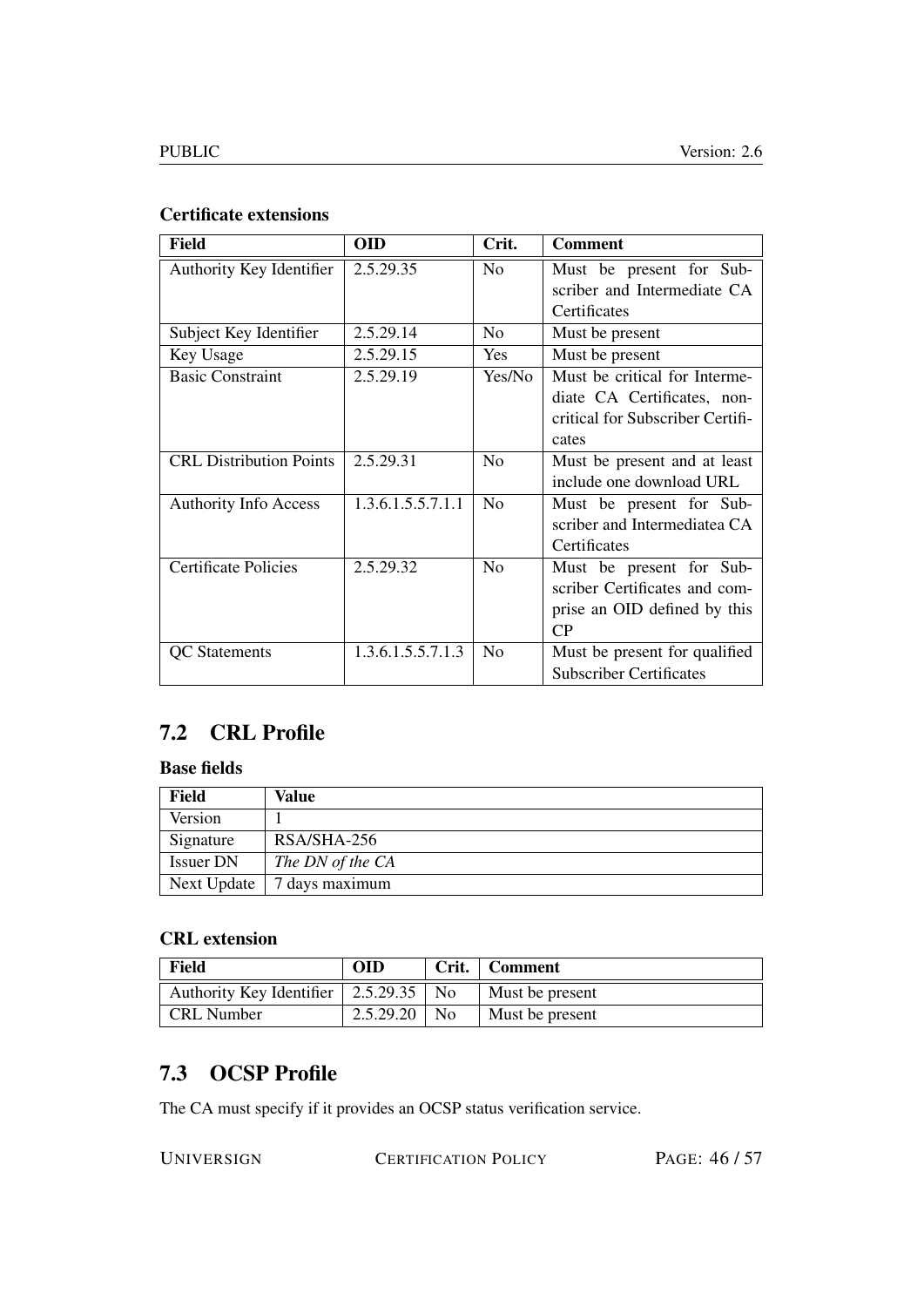**Certificate extensions**

| Field | OID | Crit. | Comment |
|---|---|---|---|
| Authority Key Identifier | 2.5.29.35 | No | Must be present for Subscriber and Intermediate CA Certificates |
| Subject Key Identifier | 2.5.29.14 | No | Must be present |
| Key Usage | 2.5.29.15 | Yes | Must be present |
| Basic Constraint | 2.5.29.19 | Yes/No | Must be critical for Intermediate CA Certificates, non-critical for Subscriber Certificates |
| CRL Distribution Points | 2.5.29.31 | No | Must be present and at least include one download URL |
| Authority Info Access | 1.3.6.1.5.5.7.1.1 | No | Must be present for Subscriber and Intermediatea CA Certificates |
| Certificate Policies | 2.5.29.32 | No | Must be present for Subscriber Certificates and comprise an OID defined by this CP |
| QC Statements | 1.3.6.1.5.5.7.1.3 | No | Must be present for qualified Subscriber Certificates |

## 7.2 CRL Profile

**Base fields**

| Field | Value |
|---|---|
| Version | 1 |
| Signature | RSA/SHA-256 |
| Issuer DN | *The DN of the CA* |
| Next Update | 7 days maximum |

**CRL extension**

| Field | OID | Crit. | Comment |
|---|---|---|---|
| Authority Key Identifier | 2.5.29.35 | No | Must be present |
| CRL Number | 2.5.29.20 | No | Must be present |

## 7.3 OCSP Profile

The CA must specify if it provides an OCSP status verification service.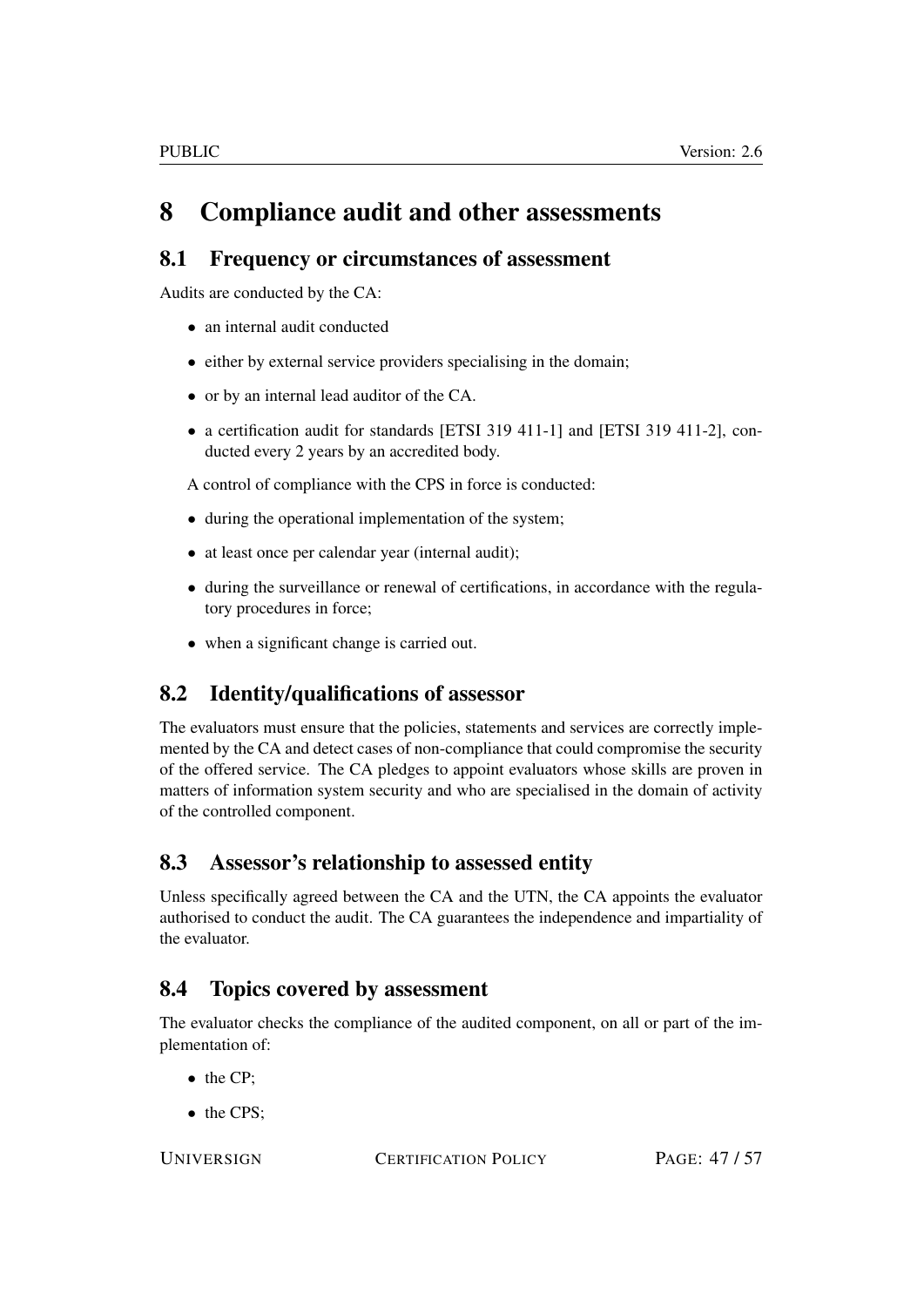# 8 Compliance audit and other assessments

## 8.1 Frequency or circumstances of assessment

Audits are conducted by the CA:

- an internal audit conducted
- either by external service providers specialising in the domain;
- or by an internal lead auditor of the CA.
- a certification audit for standards [ETSI 319 411-1] and [ETSI 319 411-2], conducted every 2 years by an accredited body.

A control of compliance with the CPS in force is conducted:

- during the operational implementation of the system;
- at least once per calendar year (internal audit);
- during the surveillance or renewal of certifications, in accordance with the regulatory procedures in force;
- when a significant change is carried out.

## 8.2 Identity/qualifications of assessor

The evaluators must ensure that the policies, statements and services are correctly implemented by the CA and detect cases of non-compliance that could compromise the security of the offered service. The CA pledges to appoint evaluators whose skills are proven in matters of information system security and who are specialised in the domain of activity of the controlled component.

## 8.3 Assessor's relationship to assessed entity

Unless specifically agreed between the CA and the UTN, the CA appoints the evaluator authorised to conduct the audit. The CA guarantees the independence and impartiality of the evaluator.

## 8.4 Topics covered by assessment

The evaluator checks the compliance of the audited component, on all or part of the implementation of:

- the CP;
- the CPS;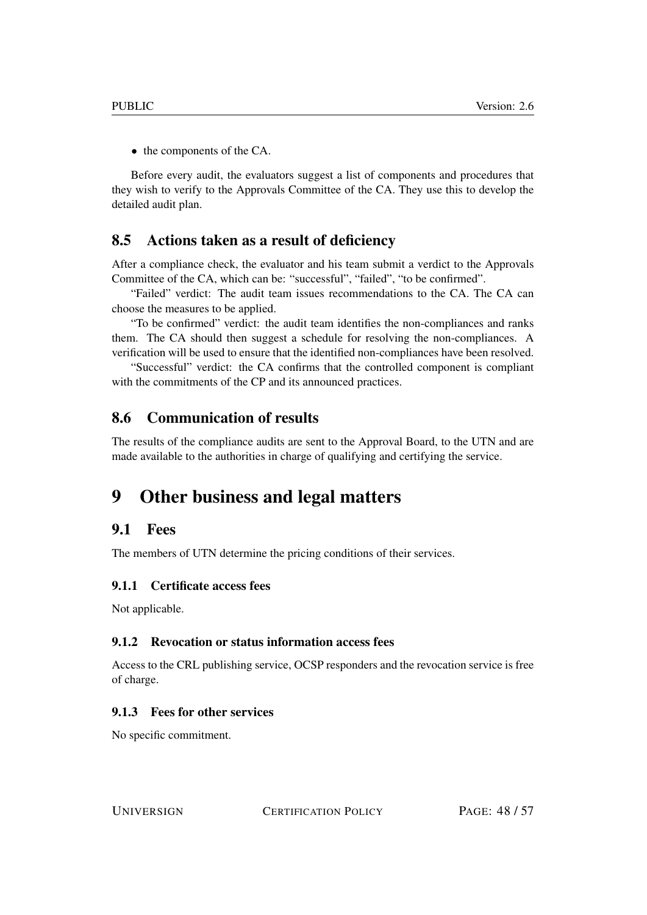- the components of the CA.

Before every audit, the evaluators suggest a list of components and procedures that they wish to verify to the Approvals Committee of the CA. They use this to develop the detailed audit plan.

## 8.5 Actions taken as a result of deficiency

After a compliance check, the evaluator and his team submit a verdict to the Approvals Committee of the CA, which can be: "successful", "failed", "to be confirmed".

"Failed" verdict: The audit team issues recommendations to the CA. The CA can choose the measures to be applied.

"To be confirmed" verdict: the audit team identifies the non-compliances and ranks them. The CA should then suggest a schedule for resolving the non-compliances. A verification will be used to ensure that the identified non-compliances have been resolved.

"Successful" verdict: the CA confirms that the controlled component is compliant with the commitments of the CP and its announced practices.

## 8.6 Communication of results

The results of the compliance audits are sent to the Approval Board, to the UTN and are made available to the authorities in charge of qualifying and certifying the service.

# 9 Other business and legal matters

## 9.1 Fees

The members of UTN determine the pricing conditions of their services.

### 9.1.1 Certificate access fees

Not applicable.

### 9.1.2 Revocation or status information access fees

Access to the CRL publishing service, OCSP responders and the revocation service is free of charge.

### 9.1.3 Fees for other services

No specific commitment.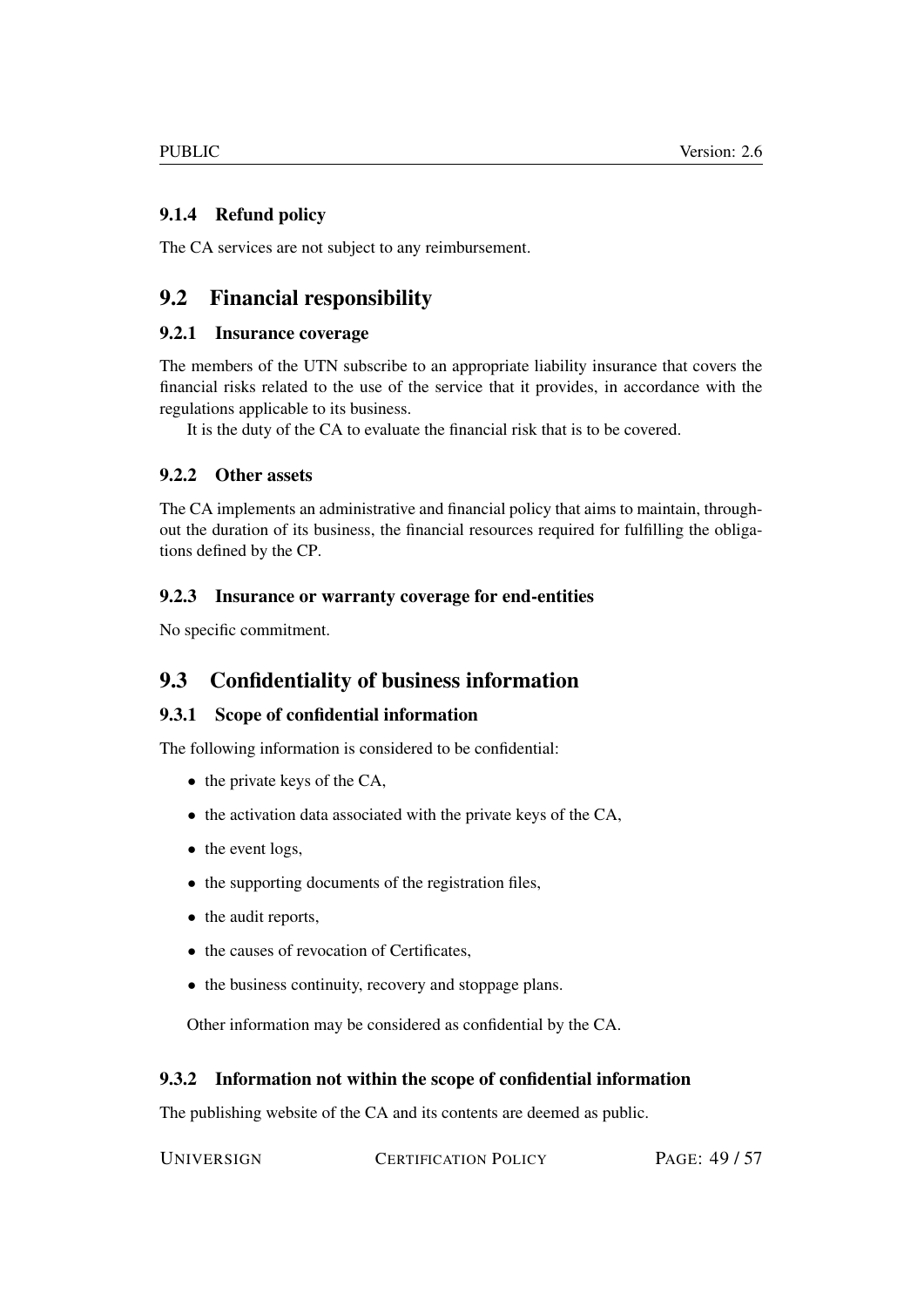### 9.1.4 Refund policy

The CA services are not subject to any reimbursement.

## 9.2 Financial responsibility

### 9.2.1 Insurance coverage

The members of the UTN subscribe to an appropriate liability insurance that covers the financial risks related to the use of the service that it provides, in accordance with the regulations applicable to its business.

It is the duty of the CA to evaluate the financial risk that is to be covered.

### 9.2.2 Other assets

The CA implements an administrative and financial policy that aims to maintain, throughout the duration of its business, the financial resources required for fulfilling the obligations defined by the CP.

### 9.2.3 Insurance or warranty coverage for end-entities

No specific commitment.

## 9.3 Confidentiality of business information

### 9.3.1 Scope of confidential information

The following information is considered to be confidential:

- the private keys of the CA,
- the activation data associated with the private keys of the CA,
- the event logs,
- the supporting documents of the registration files,
- the audit reports,
- the causes of revocation of Certificates,
- the business continuity, recovery and stoppage plans.

Other information may be considered as confidential by the CA.

### 9.3.2 Information not within the scope of confidential information

The publishing website of the CA and its contents are deemed as public.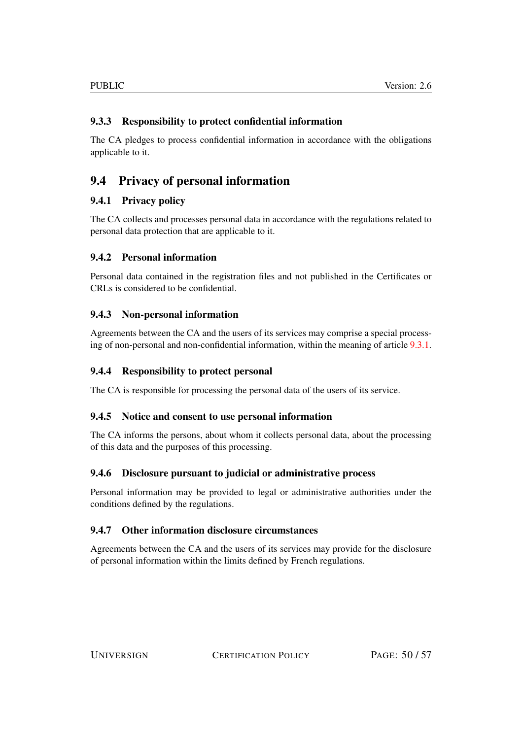### 9.3.3 Responsibility to protect confidential information

The CA pledges to process confidential information in accordance with the obligations applicable to it.

## 9.4 Privacy of personal information

### 9.4.1 Privacy policy

The CA collects and processes personal data in accordance with the regulations related to personal data protection that are applicable to it.

### 9.4.2 Personal information

Personal data contained in the registration files and not published in the Certificates or CRLs is considered to be confidential.

### 9.4.3 Non-personal information

Agreements between the CA and the users of its services may comprise a special processing of non-personal and non-confidential information, within the meaning of article 9.3.1.

### 9.4.4 Responsibility to protect personal

The CA is responsible for processing the personal data of the users of its service.

### 9.4.5 Notice and consent to use personal information

The CA informs the persons, about whom it collects personal data, about the processing of this data and the purposes of this processing.

### 9.4.6 Disclosure pursuant to judicial or administrative process

Personal information may be provided to legal or administrative authorities under the conditions defined by the regulations.

### 9.4.7 Other information disclosure circumstances

Agreements between the CA and the users of its services may provide for the disclosure of personal information within the limits defined by French regulations.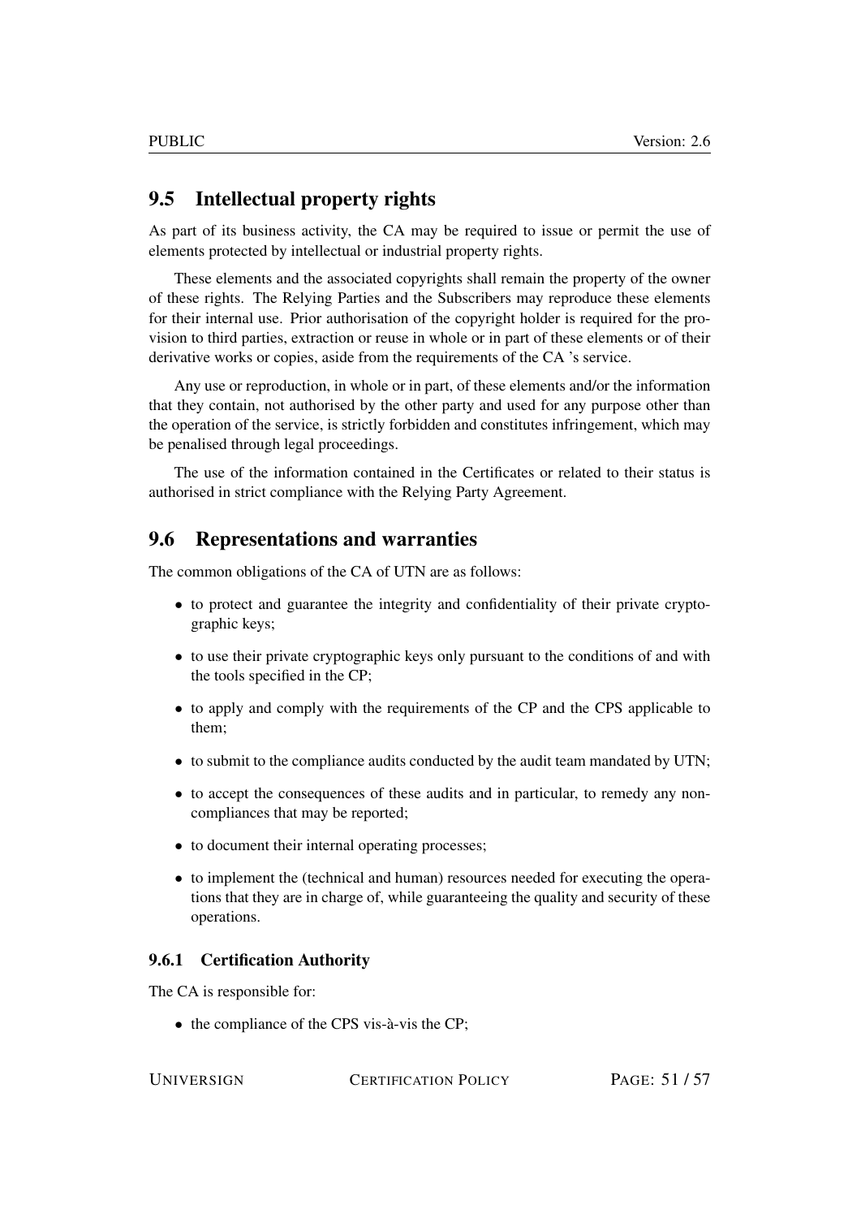## 9.5 Intellectual property rights

As part of its business activity, the CA may be required to issue or permit the use of elements protected by intellectual or industrial property rights.

These elements and the associated copyrights shall remain the property of the owner of these rights. The Relying Parties and the Subscribers may reproduce these elements for their internal use. Prior authorisation of the copyright holder is required for the provision to third parties, extraction or reuse in whole or in part of these elements or of their derivative works or copies, aside from the requirements of the CA 's service.

Any use or reproduction, in whole or in part, of these elements and/or the information that they contain, not authorised by the other party and used for any purpose other than the operation of the service, is strictly forbidden and constitutes infringement, which may be penalised through legal proceedings.

The use of the information contained in the Certificates or related to their status is authorised in strict compliance with the Relying Party Agreement.

## 9.6 Representations and warranties

The common obligations of the CA of UTN are as follows:

- to protect and guarantee the integrity and confidentiality of their private cryptographic keys;
- to use their private cryptographic keys only pursuant to the conditions of and with the tools specified in the CP;
- to apply and comply with the requirements of the CP and the CPS applicable to them;
- to submit to the compliance audits conducted by the audit team mandated by UTN;
- to accept the consequences of these audits and in particular, to remedy any non-compliances that may be reported;
- to document their internal operating processes;
- to implement the (technical and human) resources needed for executing the operations that they are in charge of, while guaranteeing the quality and security of these operations.

### 9.6.1 Certification Authority

The CA is responsible for:

- the compliance of the CPS vis-à-vis the CP;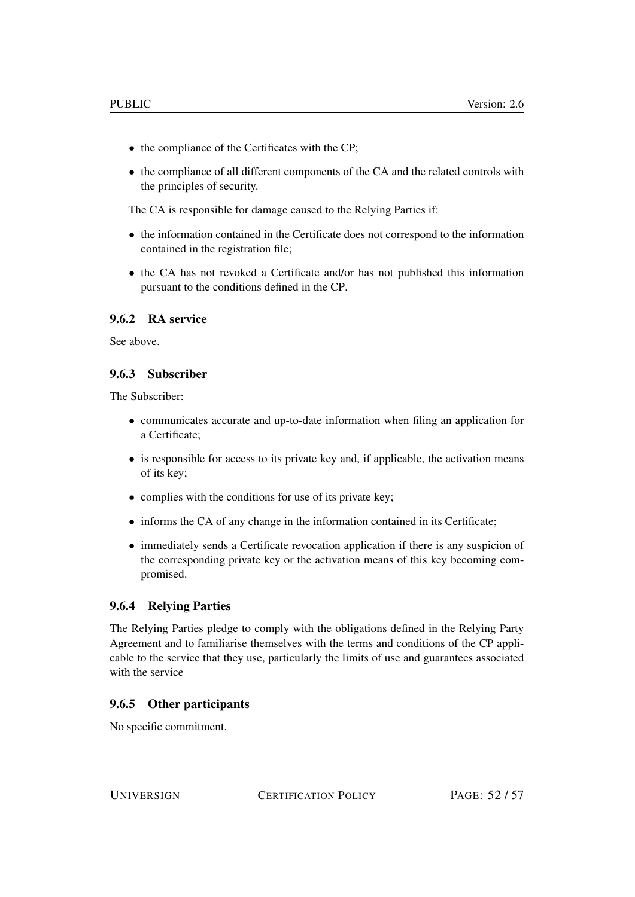- the compliance of the Certificates with the CP;
- the compliance of all different components of the CA and the related controls with the principles of security.

The CA is responsible for damage caused to the Relying Parties if:

- the information contained in the Certificate does not correspond to the information contained in the registration file;
- the CA has not revoked a Certificate and/or has not published this information pursuant to the conditions defined in the CP.

### 9.6.2 RA service

See above.

### 9.6.3 Subscriber

The Subscriber:

- communicates accurate and up-to-date information when filing an application for a Certificate;
- is responsible for access to its private key and, if applicable, the activation means of its key;
- complies with the conditions for use of its private key;
- informs the CA of any change in the information contained in its Certificate;
- immediately sends a Certificate revocation application if there is any suspicion of the corresponding private key or the activation means of this key becoming compromised.

### 9.6.4 Relying Parties

The Relying Parties pledge to comply with the obligations defined in the Relying Party Agreement and to familiarise themselves with the terms and conditions of the CP applicable to the service that they use, particularly the limits of use and guarantees associated with the service

### 9.6.5 Other participants

No specific commitment.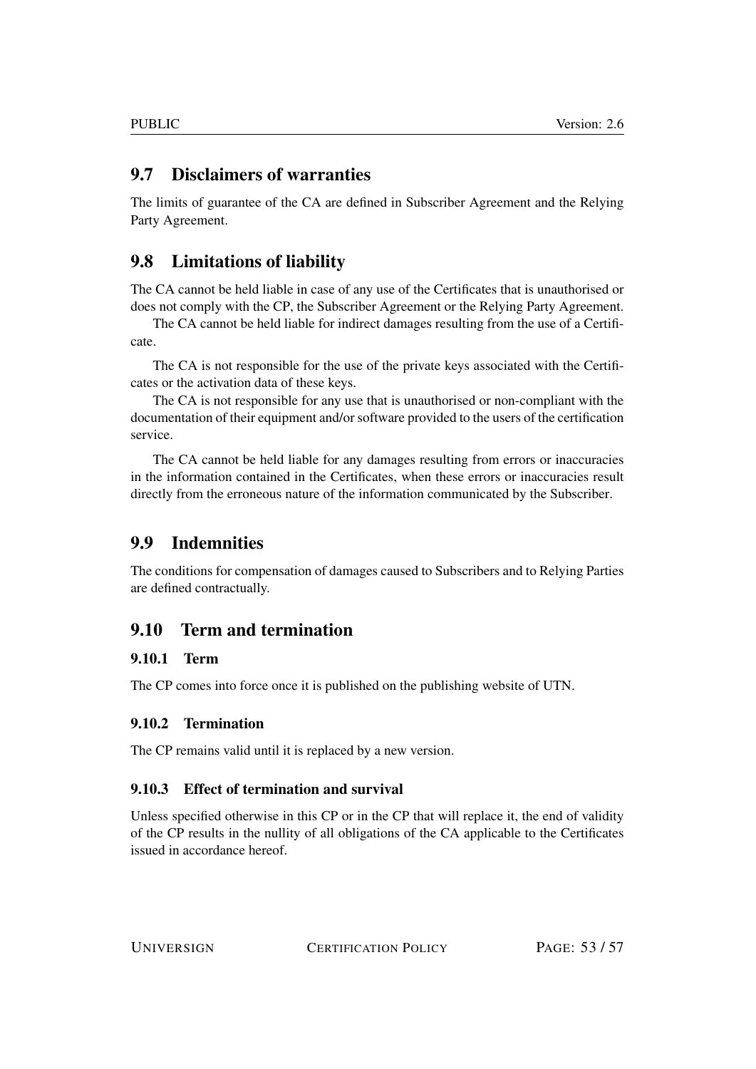## 9.7 Disclaimers of warranties

The limits of guarantee of the CA are defined in Subscriber Agreement and the Relying Party Agreement.

## 9.8 Limitations of liability

The CA cannot be held liable in case of any use of the Certificates that is unauthorised or does not comply with the CP, the Subscriber Agreement or the Relying Party Agreement.

The CA cannot be held liable for indirect damages resulting from the use of a Certificate.

The CA is not responsible for the use of the private keys associated with the Certificates or the activation data of these keys.

The CA is not responsible for any use that is unauthorised or non-compliant with the documentation of their equipment and/or software provided to the users of the certification service.

The CA cannot be held liable for any damages resulting from errors or inaccuracies in the information contained in the Certificates, when these errors or inaccuracies result directly from the erroneous nature of the information communicated by the Subscriber.

## 9.9 Indemnities

The conditions for compensation of damages caused to Subscribers and to Relying Parties are defined contractually.

## 9.10 Term and termination

### 9.10.1 Term

The CP comes into force once it is published on the publishing website of UTN.

### 9.10.2 Termination

The CP remains valid until it is replaced by a new version.

### 9.10.3 Effect of termination and survival

Unless specified otherwise in this CP or in the CP that will replace it, the end of validity of the CP results in the nullity of all obligations of the CA applicable to the Certificates issued in accordance hereof.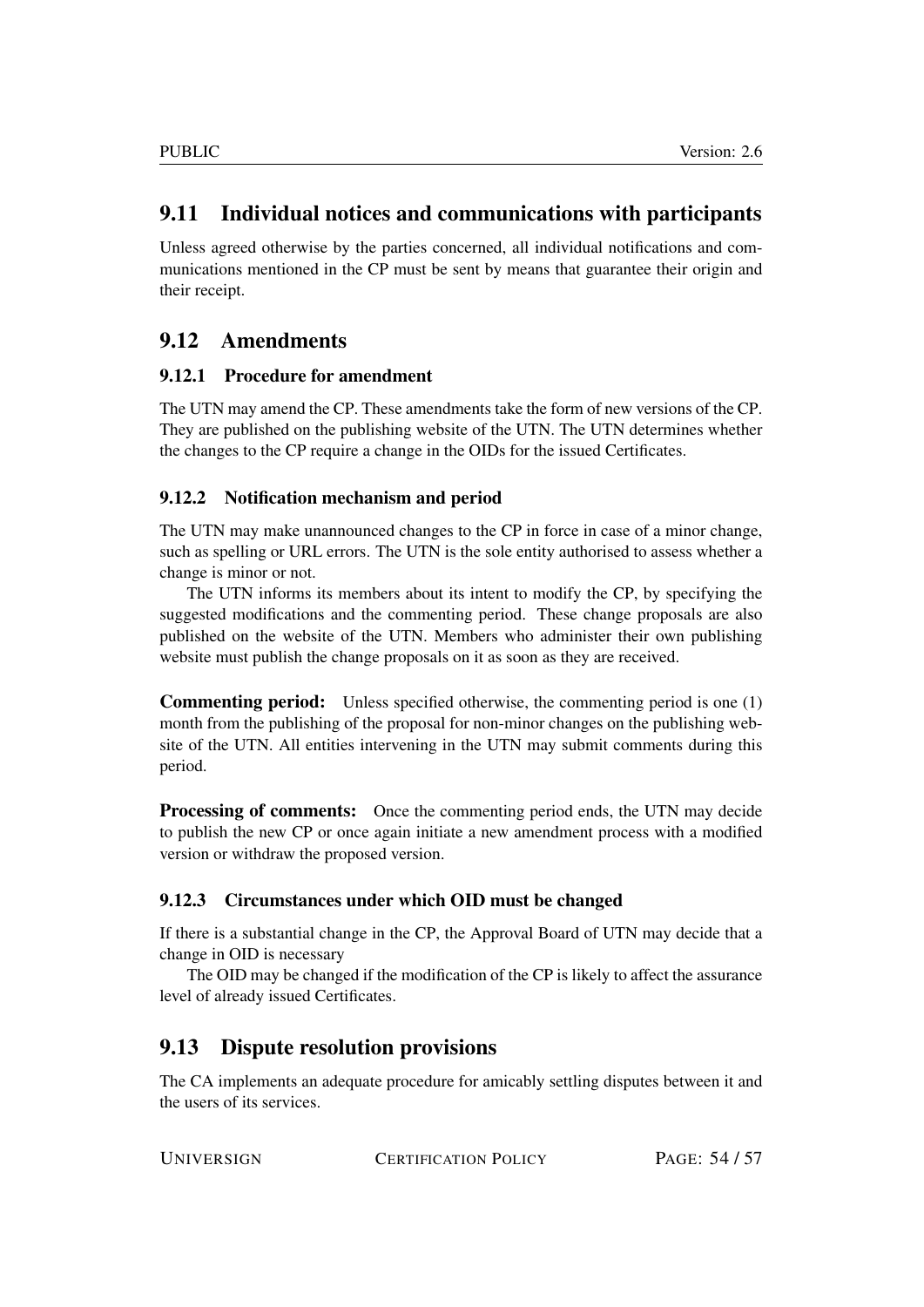## 9.11 Individual notices and communications with participants

Unless agreed otherwise by the parties concerned, all individual notifications and communications mentioned in the CP must be sent by means that guarantee their origin and their receipt.

## 9.12 Amendments

### 9.12.1 Procedure for amendment

The UTN may amend the CP. These amendments take the form of new versions of the CP. They are published on the publishing website of the UTN. The UTN determines whether the changes to the CP require a change in the OIDs for the issued Certificates.

### 9.12.2 Notification mechanism and period

The UTN may make unannounced changes to the CP in force in case of a minor change, such as spelling or URL errors. The UTN is the sole entity authorised to assess whether a change is minor or not.

The UTN informs its members about its intent to modify the CP, by specifying the suggested modifications and the commenting period. These change proposals are also published on the website of the UTN. Members who administer their own publishing website must publish the change proposals on it as soon as they are received.

**Commenting period:** Unless specified otherwise, the commenting period is one (1) month from the publishing of the proposal for non-minor changes on the publishing website of the UTN. All entities intervening in the UTN may submit comments during this period.

**Processing of comments:** Once the commenting period ends, the UTN may decide to publish the new CP or once again initiate a new amendment process with a modified version or withdraw the proposed version.

### 9.12.3 Circumstances under which OID must be changed

If there is a substantial change in the CP, the Approval Board of UTN may decide that a change in OID is necessary

The OID may be changed if the modification of the CP is likely to affect the assurance level of already issued Certificates.

## 9.13 Dispute resolution provisions

The CA implements an adequate procedure for amicably settling disputes between it and the users of its services.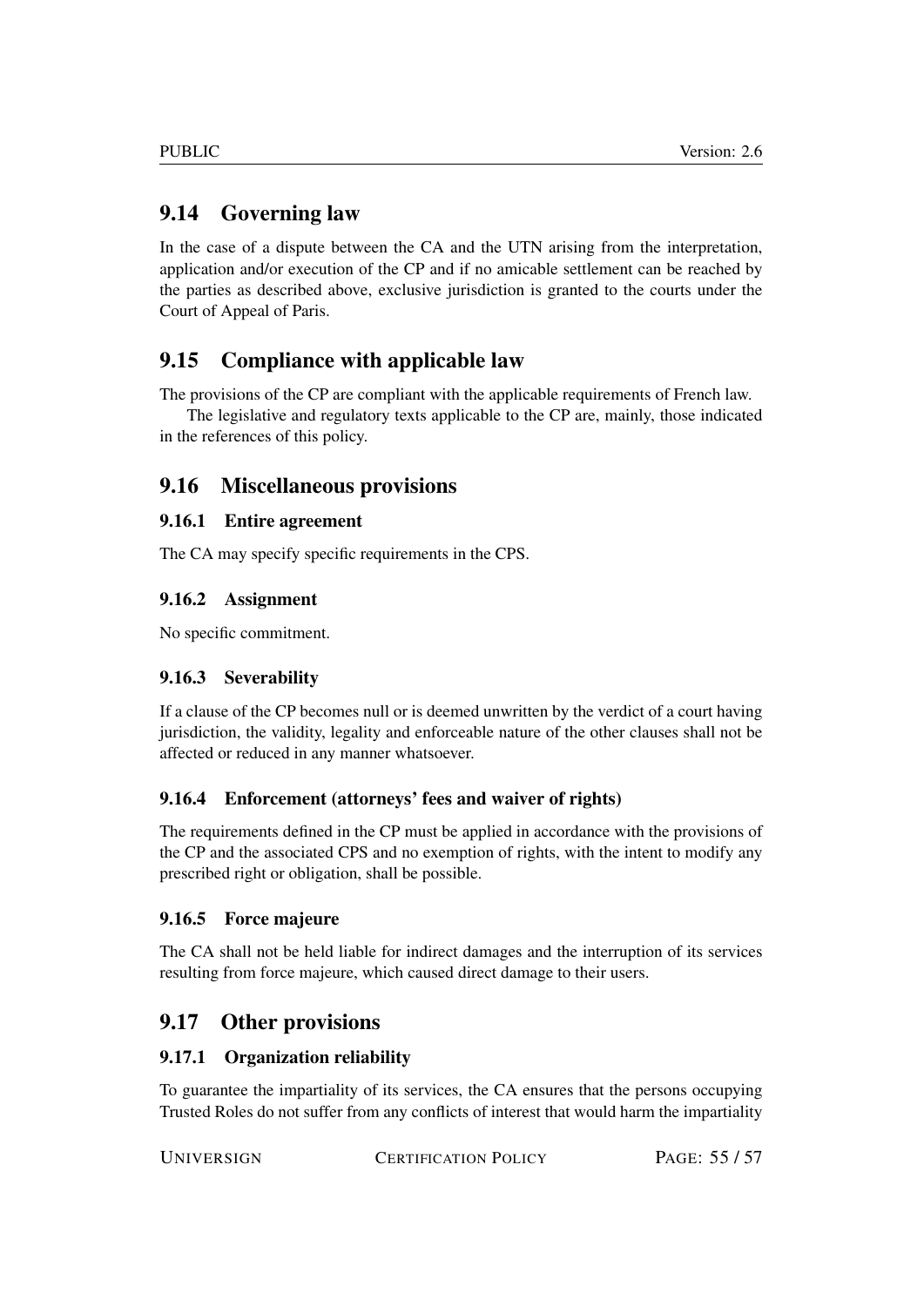## 9.14 Governing law

In the case of a dispute between the CA and the UTN arising from the interpretation, application and/or execution of the CP and if no amicable settlement can be reached by the parties as described above, exclusive jurisdiction is granted to the courts under the Court of Appeal of Paris.

## 9.15 Compliance with applicable law

The provisions of the CP are compliant with the applicable requirements of French law.

The legislative and regulatory texts applicable to the CP are, mainly, those indicated in the references of this policy.

## 9.16 Miscellaneous provisions

### 9.16.1 Entire agreement

The CA may specify specific requirements in the CPS.

### 9.16.2 Assignment

No specific commitment.

### 9.16.3 Severability

If a clause of the CP becomes null or is deemed unwritten by the verdict of a court having jurisdiction, the validity, legality and enforceable nature of the other clauses shall not be affected or reduced in any manner whatsoever.

### 9.16.4 Enforcement (attorneys' fees and waiver of rights)

The requirements defined in the CP must be applied in accordance with the provisions of the CP and the associated CPS and no exemption of rights, with the intent to modify any prescribed right or obligation, shall be possible.

### 9.16.5 Force majeure

The CA shall not be held liable for indirect damages and the interruption of its services resulting from force majeure, which caused direct damage to their users.

## 9.17 Other provisions

### 9.17.1 Organization reliability

To guarantee the impartiality of its services, the CA ensures that the persons occupying Trusted Roles do not suffer from any conflicts of interest that would harm the impartiality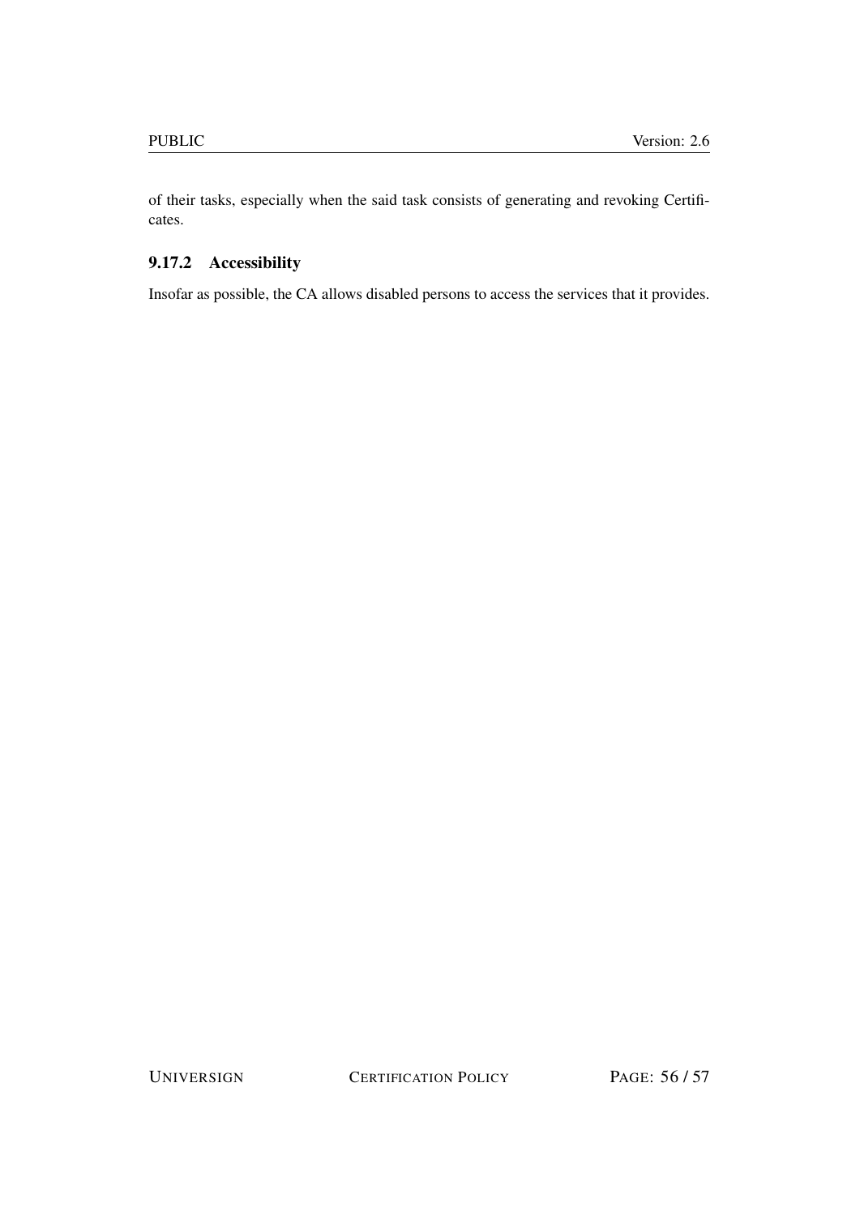of their tasks, especially when the said task consists of generating and revoking Certificates.

#### 9.17.2 Accessibility

Insofar as possible, the CA allows disabled persons to access the services that it provides.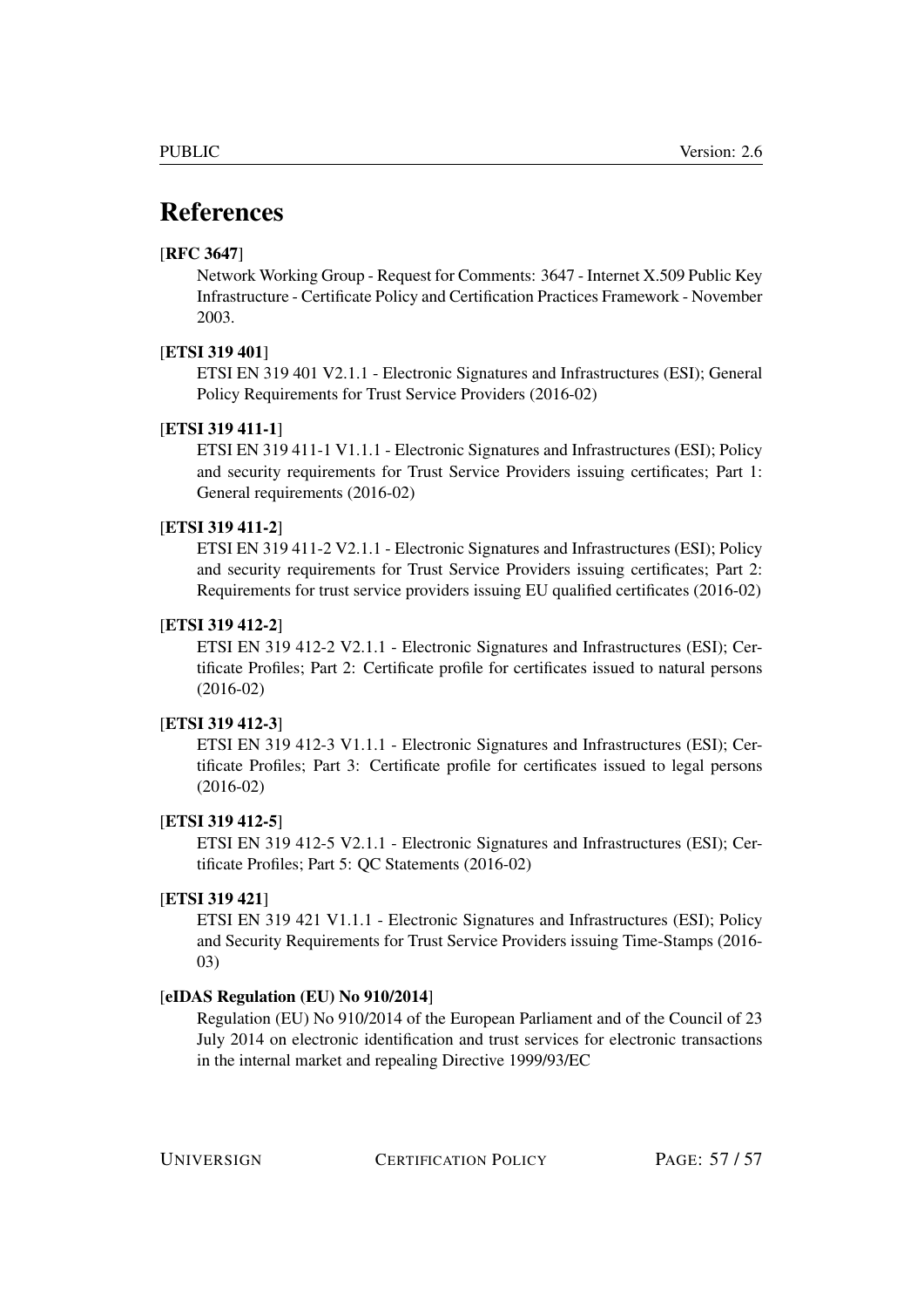# References

**[RFC 3647]**

Network Working Group - Request for Comments: 3647 - Internet X.509 Public Key Infrastructure - Certificate Policy and Certification Practices Framework - November 2003.

**[ETSI 319 401]**

ETSI EN 319 401 V2.1.1 - Electronic Signatures and Infrastructures (ESI); General Policy Requirements for Trust Service Providers (2016-02)

**[ETSI 319 411-1]**

ETSI EN 319 411-1 V1.1.1 - Electronic Signatures and Infrastructures (ESI); Policy and security requirements for Trust Service Providers issuing certificates; Part 1: General requirements (2016-02)

**[ETSI 319 411-2]**

ETSI EN 319 411-2 V2.1.1 - Electronic Signatures and Infrastructures (ESI); Policy and security requirements for Trust Service Providers issuing certificates; Part 2: Requirements for trust service providers issuing EU qualified certificates (2016-02)

**[ETSI 319 412-2]**

ETSI EN 319 412-2 V2.1.1 - Electronic Signatures and Infrastructures (ESI); Certificate Profiles; Part 2: Certificate profile for certificates issued to natural persons (2016-02)

**[ETSI 319 412-3]**

ETSI EN 319 412-3 V1.1.1 - Electronic Signatures and Infrastructures (ESI); Certificate Profiles; Part 3: Certificate profile for certificates issued to legal persons (2016-02)

**[ETSI 319 412-5]**

ETSI EN 319 412-5 V2.1.1 - Electronic Signatures and Infrastructures (ESI); Certificate Profiles; Part 5: QC Statements (2016-02)

**[ETSI 319 421]**

ETSI EN 319 421 V1.1.1 - Electronic Signatures and Infrastructures (ESI); Policy and Security Requirements for Trust Service Providers issuing Time-Stamps (2016-03)

**[eIDAS Regulation (EU) No 910/2014]**

Regulation (EU) No 910/2014 of the European Parliament and of the Council of 23 July 2014 on electronic identification and trust services for electronic transactions in the internal market and repealing Directive 1999/93/EC